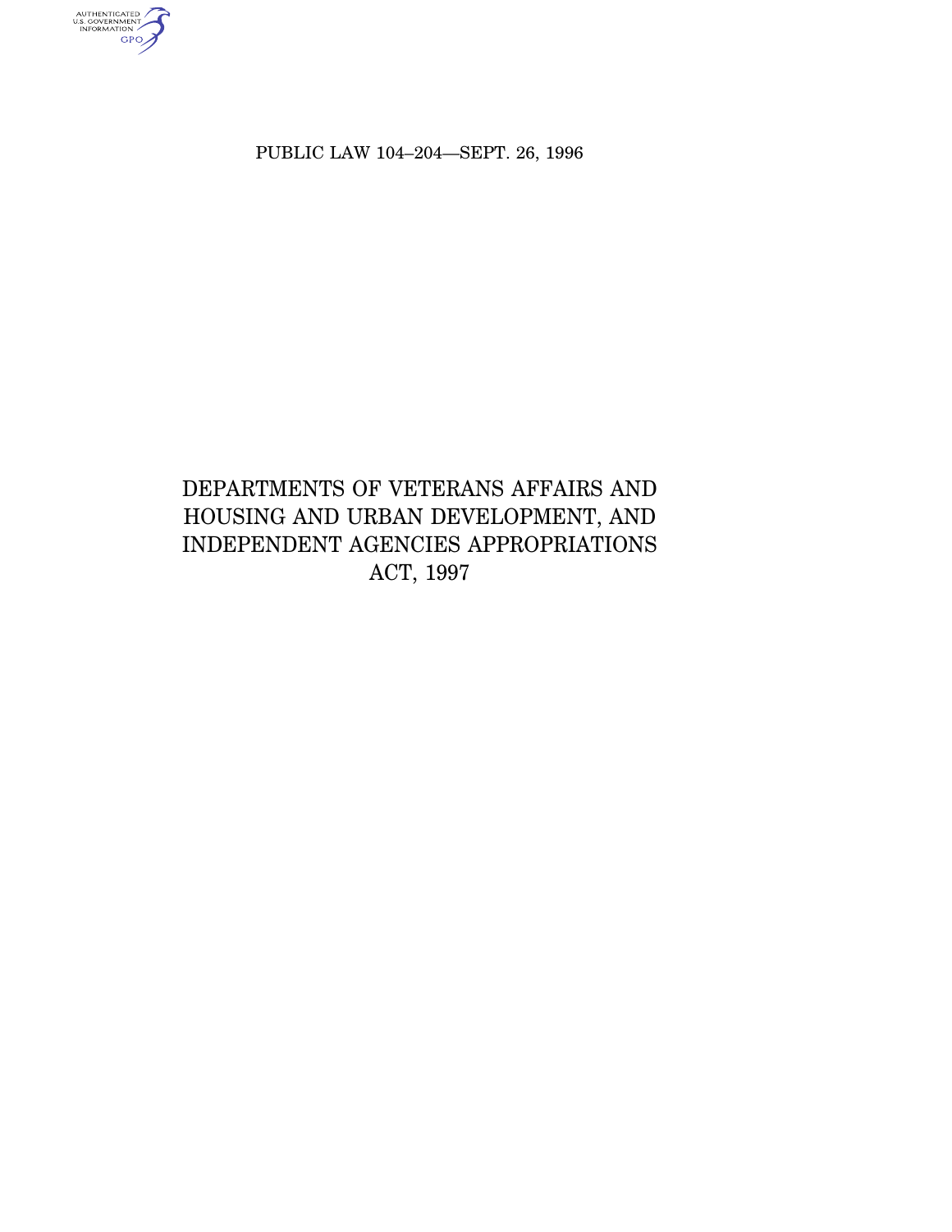PUBLIC LAW 104–204—SEPT. 26, 1996

# DEPARTMENTS OF VETERANS AFFAIRS AND HOUSING AND URBAN DEVELOPMENT, AND INDEPENDENT AGENCIES APPROPRIATIONS ACT, 1997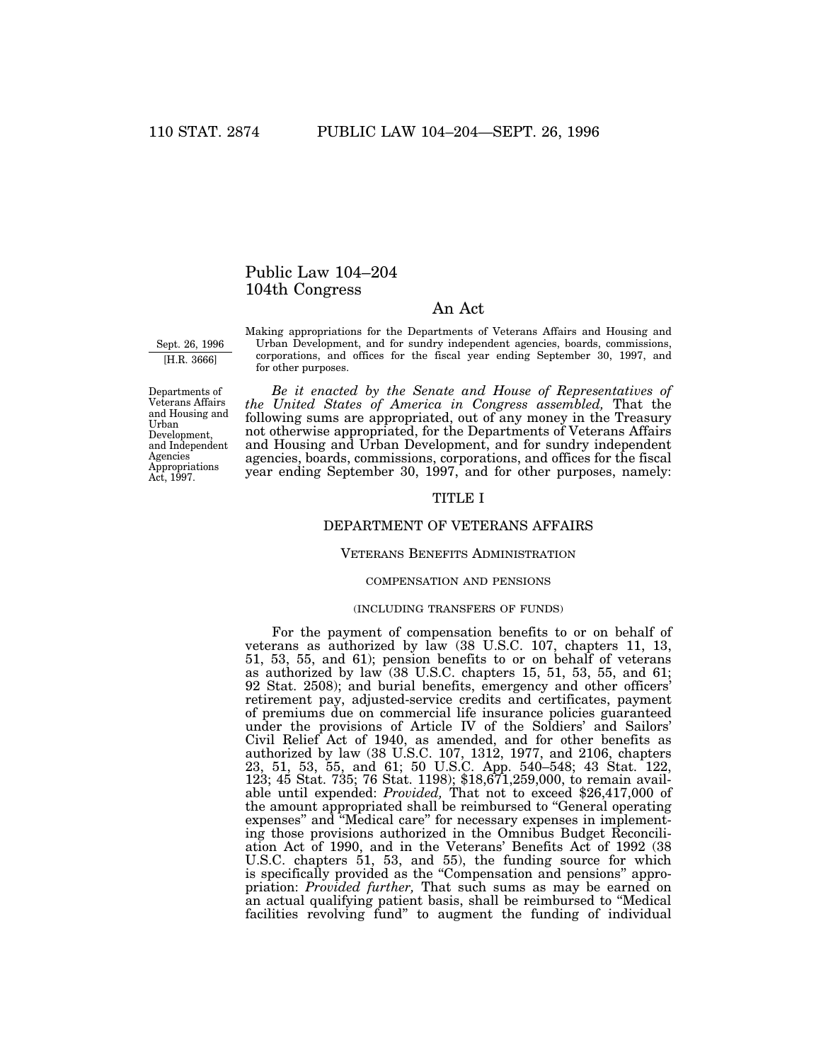# Public Law 104–204
# 104th Congress

## An Act

Sept. 26, 1996
[H.R. 3666]

Making appropriations for the Departments of Veterans Affairs and Housing and Urban Development, and for sundry independent agencies, boards, commissions, corporations, and offices for the fiscal year ending September 30, 1997, and for other purposes.

Departments of Veterans Affairs and Housing and Urban Development, and Independent Agencies Appropriations Act, 1997.

*Be it enacted by the Senate and House of Representatives of the United States of America in Congress assembled,* That the following sums are appropriated, out of any money in the Treasury not otherwise appropriated, for the Departments of Veterans Affairs and Housing and Urban Development, and for sundry independent agencies, boards, commissions, corporations, and offices for the fiscal year ending September 30, 1997, and for other purposes, namely:

## TITLE I

## DEPARTMENT OF VETERANS AFFAIRS

### Veterans Benefits Administration

#### compensation and pensions

#### (including transfers of funds)

For the payment of compensation benefits to or on behalf of veterans as authorized by law (38 U.S.C. 107, chapters 11, 13, 51, 53, 55, and 61); pension benefits to or on behalf of veterans as authorized by law (38 U.S.C. chapters 15, 51, 53, 55, and 61; 92 Stat. 2508); and burial benefits, emergency and other officers' retirement pay, adjusted-service credits and certificates, payment of premiums due on commercial life insurance policies guaranteed under the provisions of Article IV of the Soldiers' and Sailors' Civil Relief Act of 1940, as amended, and for other benefits as authorized by law (38 U.S.C. 107, 1312, 1977, and 2106, chapters 23, 51, 53, 55, and 61; 50 U.S.C. App. 540–548; 43 Stat. 122, 123; 45 Stat. 735; 76 Stat. 1198); $18,671,259,000, to remain available until expended: *Provided,* That not to exceed $26,417,000 of the amount appropriated shall be reimbursed to "General operating expenses" and "Medical care" for necessary expenses in implementing those provisions authorized in the Omnibus Budget Reconciliation Act of 1990, and in the Veterans' Benefits Act of 1992 (38 U.S.C. chapters 51, 53, and 55), the funding source for which is specifically provided as the "Compensation and pensions" appropriation: *Provided further,* That such sums as may be earned on an actual qualifying patient basis, shall be reimbursed to "Medical facilities revolving fund" to augment the funding of individual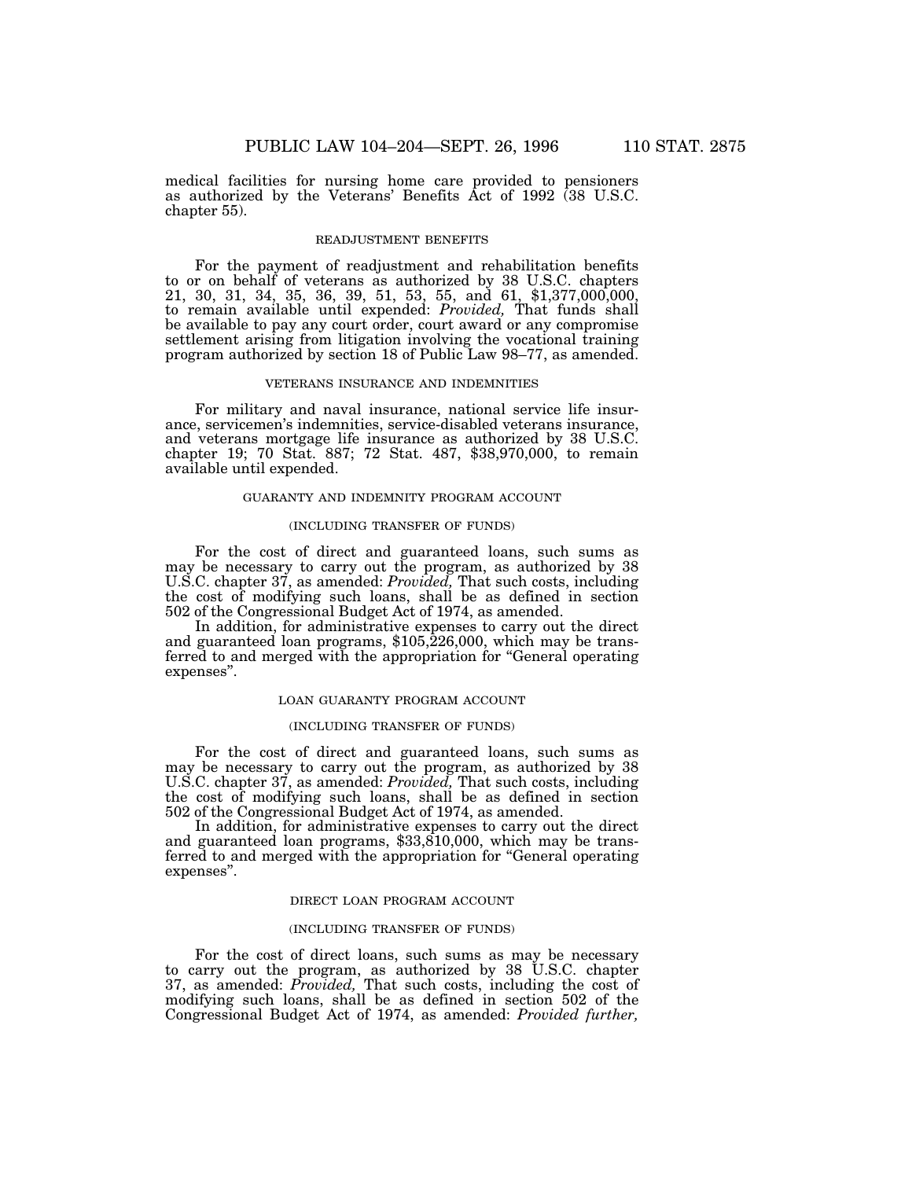medical facilities for nursing home care provided to pensioners as authorized by the Veterans' Benefits Act of 1992 (38 U.S.C. chapter 55).

### READJUSTMENT BENEFITS

For the payment of readjustment and rehabilitation benefits to or on behalf of veterans as authorized by 38 U.S.C. chapters 21, 30, 31, 34, 35, 36, 39, 51, 53, 55, and 61, $1,377,000,000, to remain available until expended: *Provided,* That funds shall be available to pay any court order, court award or any compromise settlement arising from litigation involving the vocational training program authorized by section 18 of Public Law 98–77, as amended.

### VETERANS INSURANCE AND INDEMNITIES

For military and naval insurance, national service life insurance, servicemen's indemnities, service-disabled veterans insurance, and veterans mortgage life insurance as authorized by 38 U.S.C. chapter 19; 70 Stat. 887; 72 Stat. 487, $38,970,000, to remain available until expended.

### GUARANTY AND INDEMNITY PROGRAM ACCOUNT

#### (INCLUDING TRANSFER OF FUNDS)

For the cost of direct and guaranteed loans, such sums as may be necessary to carry out the program, as authorized by 38 U.S.C. chapter 37, as amended: *Provided,* That such costs, including the cost of modifying such loans, shall be as defined in section 502 of the Congressional Budget Act of 1974, as amended.

In addition, for administrative expenses to carry out the direct and guaranteed loan programs, $105,226,000, which may be transferred to and merged with the appropriation for "General operating expenses".

### LOAN GUARANTY PROGRAM ACCOUNT

#### (INCLUDING TRANSFER OF FUNDS)

For the cost of direct and guaranteed loans, such sums as may be necessary to carry out the program, as authorized by 38 U.S.C. chapter 37, as amended: *Provided,* That such costs, including the cost of modifying such loans, shall be as defined in section 502 of the Congressional Budget Act of 1974, as amended.

In addition, for administrative expenses to carry out the direct and guaranteed loan programs, $33,810,000, which may be transferred to and merged with the appropriation for "General operating expenses".

### DIRECT LOAN PROGRAM ACCOUNT

#### (INCLUDING TRANSFER OF FUNDS)

For the cost of direct loans, such sums as may be necessary to carry out the program, as authorized by 38 U.S.C. chapter 37, as amended: *Provided,* That such costs, including the cost of modifying such loans, shall be as defined in section 502 of the Congressional Budget Act of 1974, as amended: *Provided further,*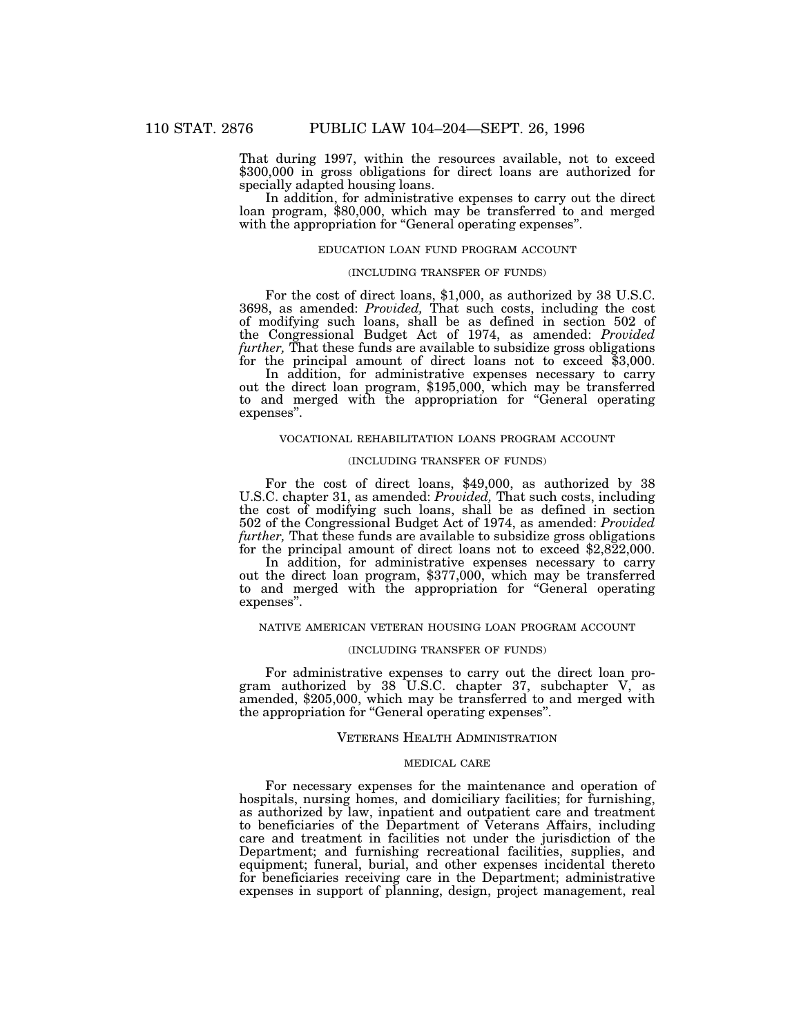That during 1997, within the resources available, not to exceed $300,000 in gross obligations for direct loans are authorized for specially adapted housing loans.

In addition, for administrative expenses to carry out the direct loan program, $80,000, which may be transferred to and merged with the appropriation for "General operating expenses".

EDUCATION LOAN FUND PROGRAM ACCOUNT

(INCLUDING TRANSFER OF FUNDS)

For the cost of direct loans, $1,000, as authorized by 38 U.S.C. 3698, as amended: *Provided,* That such costs, including the cost of modifying such loans, shall be as defined in section 502 of the Congressional Budget Act of 1974, as amended: *Provided further,* That these funds are available to subsidize gross obligations for the principal amount of direct loans not to exceed $3,000.

In addition, for administrative expenses necessary to carry out the direct loan program, $195,000, which may be transferred to and merged with the appropriation for "General operating expenses".

VOCATIONAL REHABILITATION LOANS PROGRAM ACCOUNT

(INCLUDING TRANSFER OF FUNDS)

For the cost of direct loans, $49,000, as authorized by 38 U.S.C. chapter 31, as amended: *Provided,* That such costs, including the cost of modifying such loans, shall be as defined in section 502 of the Congressional Budget Act of 1974, as amended: *Provided further,* That these funds are available to subsidize gross obligations for the principal amount of direct loans not to exceed $2,822,000.

In addition, for administrative expenses necessary to carry out the direct loan program, $377,000, which may be transferred to and merged with the appropriation for "General operating expenses".

NATIVE AMERICAN VETERAN HOUSING LOAN PROGRAM ACCOUNT

(INCLUDING TRANSFER OF FUNDS)

For administrative expenses to carry out the direct loan program authorized by 38 U.S.C. chapter 37, subchapter V, as amended, $205,000, which may be transferred to and merged with the appropriation for "General operating expenses".

VETERANS HEALTH ADMINISTRATION

MEDICAL CARE

For necessary expenses for the maintenance and operation of hospitals, nursing homes, and domiciliary facilities; for furnishing, as authorized by law, inpatient and outpatient care and treatment to beneficiaries of the Department of Veterans Affairs, including care and treatment in facilities not under the jurisdiction of the Department; and furnishing recreational facilities, supplies, and equipment; funeral, burial, and other expenses incidental thereto for beneficiaries receiving care in the Department; administrative expenses in support of planning, design, project management, real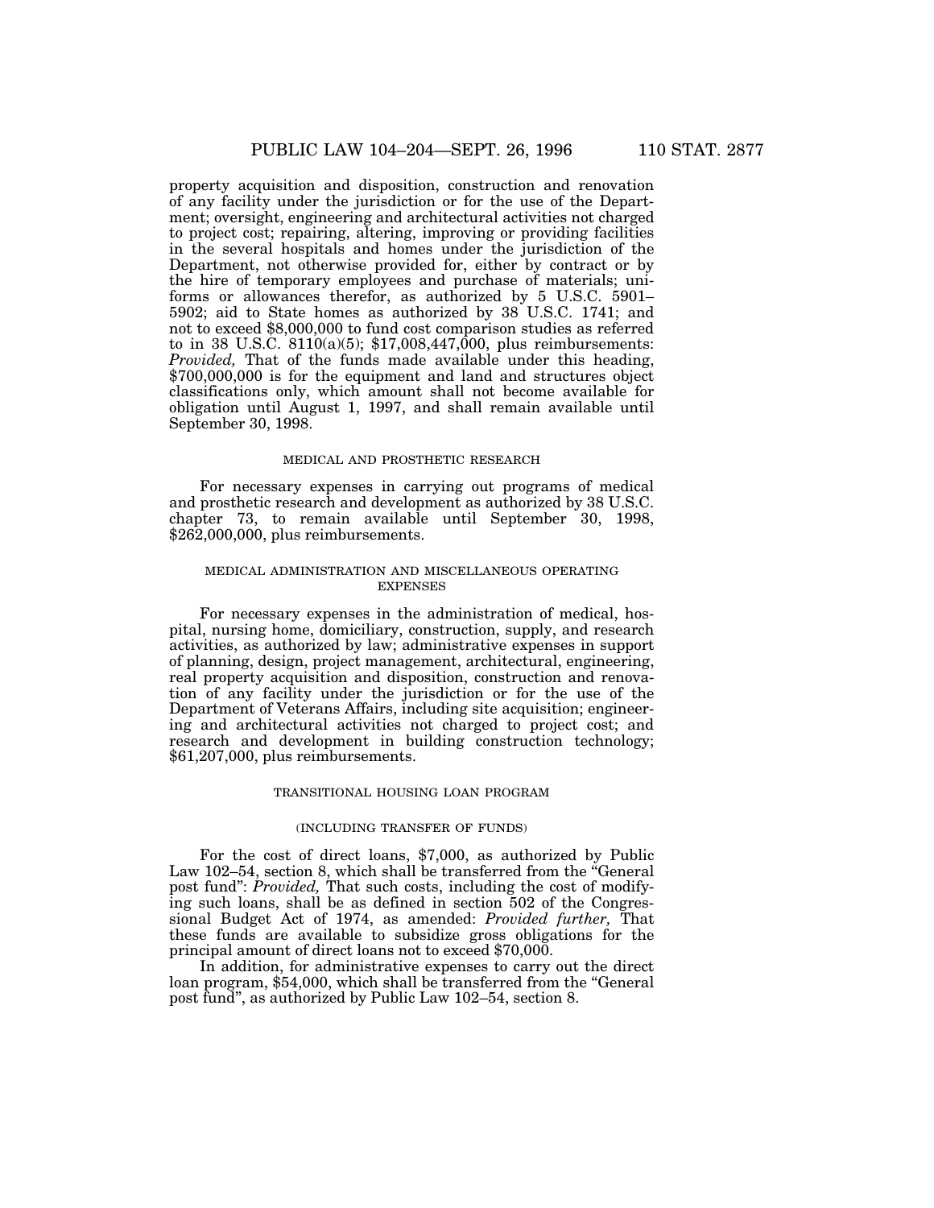property acquisition and disposition, construction and renovation of any facility under the jurisdiction or for the use of the Department; oversight, engineering and architectural activities not charged to project cost; repairing, altering, improving or providing facilities in the several hospitals and homes under the jurisdiction of the Department, not otherwise provided for, either by contract or by the hire of temporary employees and purchase of materials; uniforms or allowances therefor, as authorized by 5 U.S.C. 5901–5902; aid to State homes as authorized by 38 U.S.C. 1741; and not to exceed $8,000,000 to fund cost comparison studies as referred to in 38 U.S.C. 8110(a)(5); $17,008,447,000, plus reimbursements: *Provided,* That of the funds made available under this heading, $700,000,000 is for the equipment and land and structures object classifications only, which amount shall not become available for obligation until August 1, 1997, and shall remain available until September 30, 1998.

### MEDICAL AND PROSTHETIC RESEARCH

For necessary expenses in carrying out programs of medical and prosthetic research and development as authorized by 38 U.S.C. chapter 73, to remain available until September 30, 1998, $262,000,000, plus reimbursements.

### MEDICAL ADMINISTRATION AND MISCELLANEOUS OPERATING EXPENSES

For necessary expenses in the administration of medical, hospital, nursing home, domiciliary, construction, supply, and research activities, as authorized by law; administrative expenses in support of planning, design, project management, architectural, engineering, real property acquisition and disposition, construction and renovation of any facility under the jurisdiction or for the use of the Department of Veterans Affairs, including site acquisition; engineering and architectural activities not charged to project cost; and research and development in building construction technology; $61,207,000, plus reimbursements.

### TRANSITIONAL HOUSING LOAN PROGRAM

#### (INCLUDING TRANSFER OF FUNDS)

For the cost of direct loans, $7,000, as authorized by Public Law 102–54, section 8, which shall be transferred from the "General post fund": *Provided,* That such costs, including the cost of modifying such loans, shall be as defined in section 502 of the Congressional Budget Act of 1974, as amended: *Provided further,* That these funds are available to subsidize gross obligations for the principal amount of direct loans not to exceed $70,000.

In addition, for administrative expenses to carry out the direct loan program, $54,000, which shall be transferred from the "General post fund", as authorized by Public Law 102–54, section 8.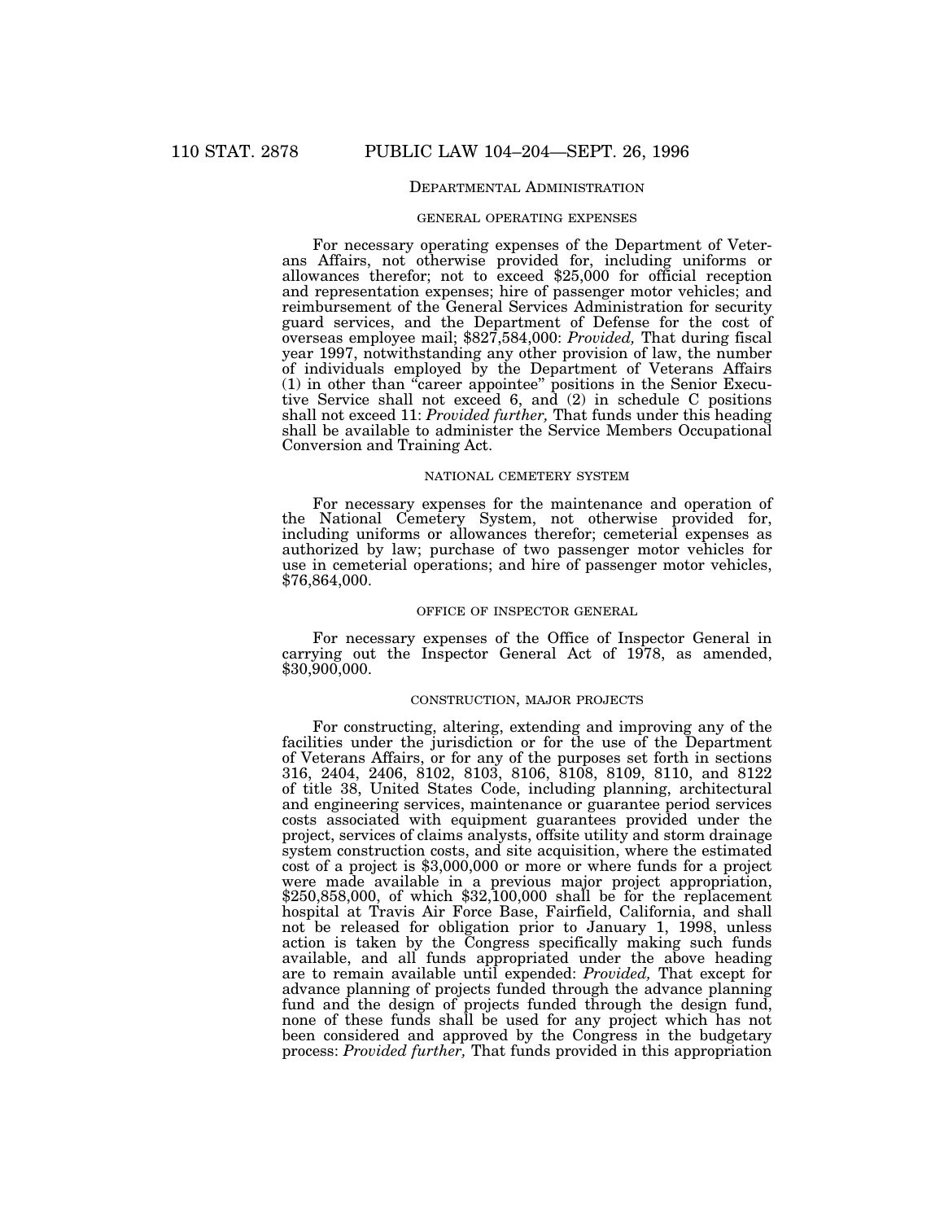## Departmental Administration

### general operating expenses

For necessary operating expenses of the Department of Veterans Affairs, not otherwise provided for, including uniforms or allowances therefor; not to exceed $25,000 for official reception and representation expenses; hire of passenger motor vehicles; and reimbursement of the General Services Administration for security guard services, and the Department of Defense for the cost of overseas employee mail; $827,584,000: *Provided,* That during fiscal year 1997, notwithstanding any other provision of law, the number of individuals employed by the Department of Veterans Affairs (1) in other than "career appointee" positions in the Senior Executive Service shall not exceed 6, and (2) in schedule C positions shall not exceed 11: *Provided further,* That funds under this heading shall be available to administer the Service Members Occupational Conversion and Training Act.

### national cemetery system

For necessary expenses for the maintenance and operation of the National Cemetery System, not otherwise provided for, including uniforms or allowances therefor; cemeterial expenses as authorized by law; purchase of two passenger motor vehicles for use in cemeterial operations; and hire of passenger motor vehicles, $76,864,000.

### office of inspector general

For necessary expenses of the Office of Inspector General in carrying out the Inspector General Act of 1978, as amended, $30,900,000.

### construction, major projects

For constructing, altering, extending and improving any of the facilities under the jurisdiction or for the use of the Department of Veterans Affairs, or for any of the purposes set forth in sections 316, 2404, 2406, 8102, 8103, 8106, 8108, 8109, 8110, and 8122 of title 38, United States Code, including planning, architectural and engineering services, maintenance or guarantee period services costs associated with equipment guarantees provided under the project, services of claims analysts, offsite utility and storm drainage system construction costs, and site acquisition, where the estimated cost of a project is $3,000,000 or more or where funds for a project were made available in a previous major project appropriation, $250,858,000, of which $32,100,000 shall be for the replacement hospital at Travis Air Force Base, Fairfield, California, and shall not be released for obligation prior to January 1, 1998, unless action is taken by the Congress specifically making such funds available, and all funds appropriated under the above heading are to remain available until expended: *Provided,* That except for advance planning of projects funded through the advance planning fund and the design of projects funded through the design fund, none of these funds shall be used for any project which has not been considered and approved by the Congress in the budgetary process: *Provided further,* That funds provided in this appropriation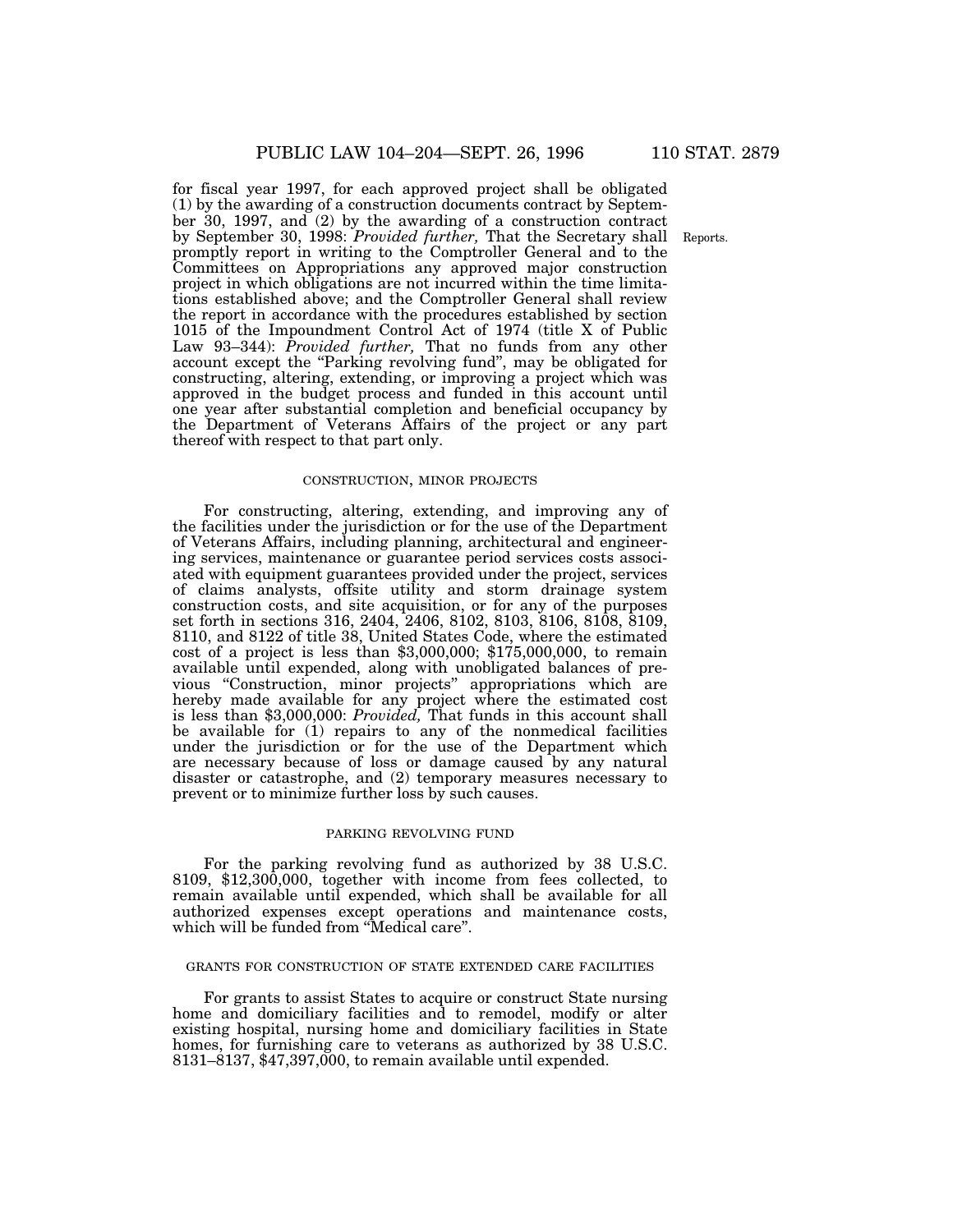for fiscal year 1997, for each approved project shall be obligated (1) by the awarding of a construction documents contract by September 30, 1997, and (2) by the awarding of a construction contract by September 30, 1998: *Provided further,* That the Secretary shall promptly report in writing to the Comptroller General and to the Committees on Appropriations any approved major construction project in which obligations are not incurred within the time limitations established above; and the Comptroller General shall review the report in accordance with the procedures established by section 1015 of the Impoundment Control Act of 1974 (title X of Public Law 93–344): *Provided further,* That no funds from any other account except the "Parking revolving fund", may be obligated for constructing, altering, extending, or improving a project which was approved in the budget process and funded in this account until one year after substantial completion and beneficial occupancy by the Department of Veterans Affairs of the project or any part thereof with respect to that part only.

Reports.

CONSTRUCTION, MINOR PROJECTS

For constructing, altering, extending, and improving any of the facilities under the jurisdiction or for the use of the Department of Veterans Affairs, including planning, architectural and engineering services, maintenance or guarantee period services costs associated with equipment guarantees provided under the project, services of claims analysts, offsite utility and storm drainage system construction costs, and site acquisition, or for any of the purposes set forth in sections 316, 2404, 2406, 8102, 8103, 8106, 8108, 8109, 8110, and 8122 of title 38, United States Code, where the estimated cost of a project is less than $3,000,000; $175,000,000, to remain available until expended, along with unobligated balances of previous "Construction, minor projects" appropriations which are hereby made available for any project where the estimated cost is less than $3,000,000: *Provided,* That funds in this account shall be available for (1) repairs to any of the nonmedical facilities under the jurisdiction or for the use of the Department which are necessary because of loss or damage caused by any natural disaster or catastrophe, and (2) temporary measures necessary to prevent or to minimize further loss by such causes.

PARKING REVOLVING FUND

For the parking revolving fund as authorized by 38 U.S.C. 8109, $12,300,000, together with income from fees collected, to remain available until expended, which shall be available for all authorized expenses except operations and maintenance costs, which will be funded from "Medical care".

GRANTS FOR CONSTRUCTION OF STATE EXTENDED CARE FACILITIES

For grants to assist States to acquire or construct State nursing home and domiciliary facilities and to remodel, modify or alter existing hospital, nursing home and domiciliary facilities in State homes, for furnishing care to veterans as authorized by 38 U.S.C. 8131–8137, $47,397,000, to remain available until expended.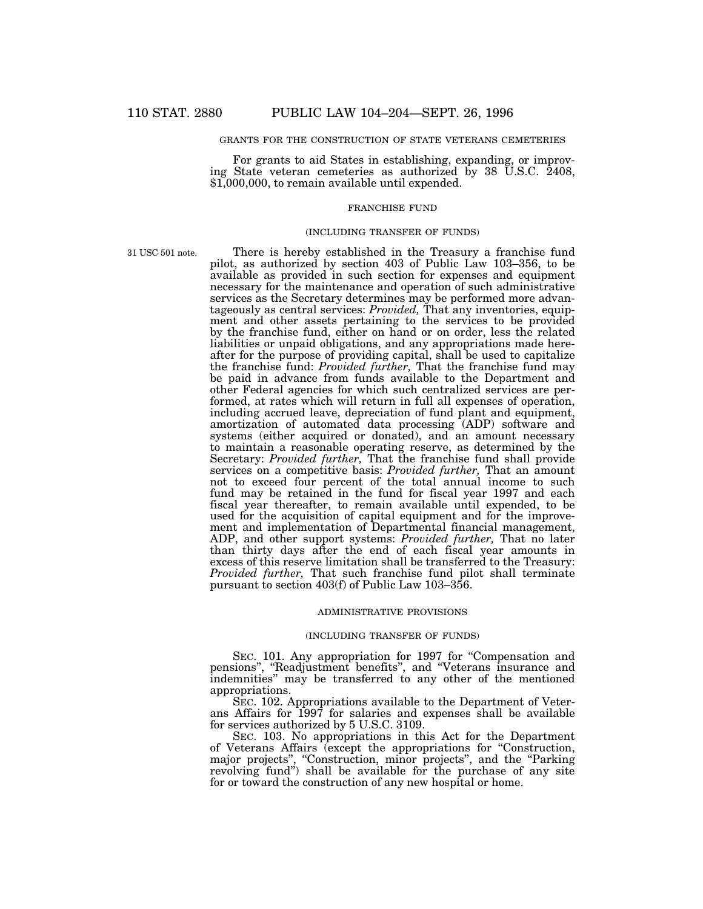GRANTS FOR THE CONSTRUCTION OF STATE VETERANS CEMETERIES

For grants to aid States in establishing, expanding, or improving State veteran cemeteries as authorized by 38 U.S.C. 2408, $1,000,000, to remain available until expended.

FRANCHISE FUND

(INCLUDING TRANSFER OF FUNDS)

31 USC 501 note.

There is hereby established in the Treasury a franchise fund pilot, as authorized by section 403 of Public Law 103–356, to be available as provided in such section for expenses and equipment necessary for the maintenance and operation of such administrative services as the Secretary determines may be performed more advantageously as central services: *Provided,* That any inventories, equipment and other assets pertaining to the services to be provided by the franchise fund, either on hand or on order, less the related liabilities or unpaid obligations, and any appropriations made hereafter for the purpose of providing capital, shall be used to capitalize the franchise fund: *Provided further,* That the franchise fund may be paid in advance from funds available to the Department and other Federal agencies for which such centralized services are performed, at rates which will return in full all expenses of operation, including accrued leave, depreciation of fund plant and equipment, amortization of automated data processing (ADP) software and systems (either acquired or donated), and an amount necessary to maintain a reasonable operating reserve, as determined by the Secretary: *Provided further,* That the franchise fund shall provide services on a competitive basis: *Provided further,* That an amount not to exceed four percent of the total annual income to such fund may be retained in the fund for fiscal year 1997 and each fiscal year thereafter, to remain available until expended, to be used for the acquisition of capital equipment and for the improvement and implementation of Departmental financial management, ADP, and other support systems: *Provided further,* That no later than thirty days after the end of each fiscal year amounts in excess of this reserve limitation shall be transferred to the Treasury: *Provided further,* That such franchise fund pilot shall terminate pursuant to section 403(f) of Public Law 103–356.

ADMINISTRATIVE PROVISIONS

(INCLUDING TRANSFER OF FUNDS)

SEC. 101. Any appropriation for 1997 for "Compensation and pensions", "Readjustment benefits", and "Veterans insurance and indemnities" may be transferred to any other of the mentioned appropriations.

SEC. 102. Appropriations available to the Department of Veterans Affairs for 1997 for salaries and expenses shall be available for services authorized by 5 U.S.C. 3109.

SEC. 103. No appropriations in this Act for the Department of Veterans Affairs (except the appropriations for "Construction, major projects", "Construction, minor projects", and the "Parking revolving fund") shall be available for the purchase of any site for or toward the construction of any new hospital or home.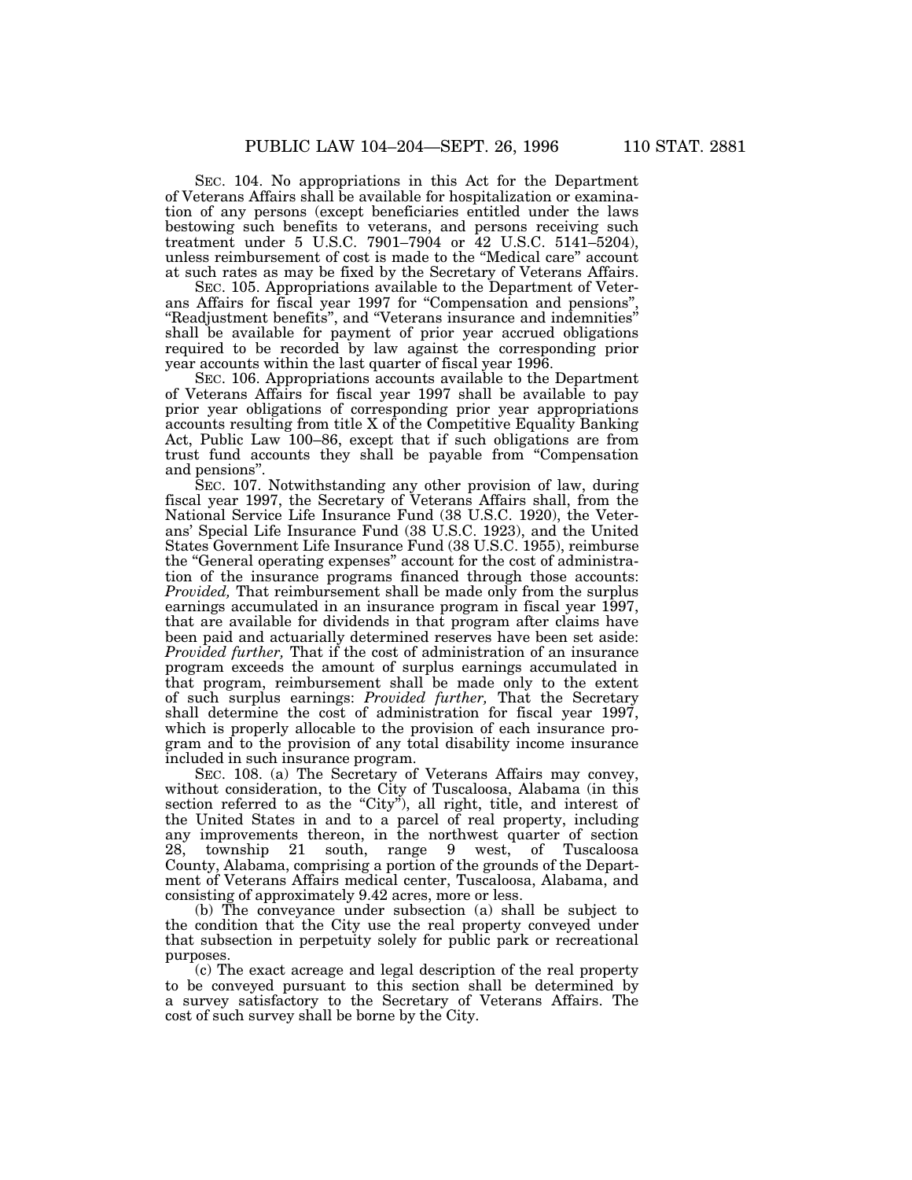SEC. 104. No appropriations in this Act for the Department of Veterans Affairs shall be available for hospitalization or examination of any persons (except beneficiaries entitled under the laws bestowing such benefits to veterans, and persons receiving such treatment under 5 U.S.C. 7901–7904 or 42 U.S.C. 5141–5204), unless reimbursement of cost is made to the "Medical care" account at such rates as may be fixed by the Secretary of Veterans Affairs.

SEC. 105. Appropriations available to the Department of Veterans Affairs for fiscal year 1997 for "Compensation and pensions", "Readjustment benefits", and "Veterans insurance and indemnities" shall be available for payment of prior year accrued obligations required to be recorded by law against the corresponding prior year accounts within the last quarter of fiscal year 1996.

SEC. 106. Appropriations accounts available to the Department of Veterans Affairs for fiscal year 1997 shall be available to pay prior year obligations of corresponding prior year appropriations accounts resulting from title X of the Competitive Equality Banking Act, Public Law 100–86, except that if such obligations are from trust fund accounts they shall be payable from "Compensation and pensions".

SEC. 107. Notwithstanding any other provision of law, during fiscal year 1997, the Secretary of Veterans Affairs shall, from the National Service Life Insurance Fund (38 U.S.C. 1920), the Veterans' Special Life Insurance Fund (38 U.S.C. 1923), and the United States Government Life Insurance Fund (38 U.S.C. 1955), reimburse the "General operating expenses" account for the cost of administration of the insurance programs financed through those accounts: *Provided,* That reimbursement shall be made only from the surplus earnings accumulated in an insurance program in fiscal year 1997, that are available for dividends in that program after claims have been paid and actuarially determined reserves have been set aside: *Provided further,* That if the cost of administration of an insurance program exceeds the amount of surplus earnings accumulated in that program, reimbursement shall be made only to the extent of such surplus earnings: *Provided further,* That the Secretary shall determine the cost of administration for fiscal year 1997, which is properly allocable to the provision of each insurance program and to the provision of any total disability income insurance included in such insurance program.

SEC. 108. (a) The Secretary of Veterans Affairs may convey, without consideration, to the City of Tuscaloosa, Alabama (in this section referred to as the "City"), all right, title, and interest of the United States in and to a parcel of real property, including any improvements thereon, in the northwest quarter of section 28, township 21 south, range 9 west, of Tuscaloosa County, Alabama, comprising a portion of the grounds of the Department of Veterans Affairs medical center, Tuscaloosa, Alabama, and consisting of approximately 9.42 acres, more or less.

(b) The conveyance under subsection (a) shall be subject to the condition that the City use the real property conveyed under that subsection in perpetuity solely for public park or recreational purposes.

(c) The exact acreage and legal description of the real property to be conveyed pursuant to this section shall be determined by a survey satisfactory to the Secretary of Veterans Affairs. The cost of such survey shall be borne by the City.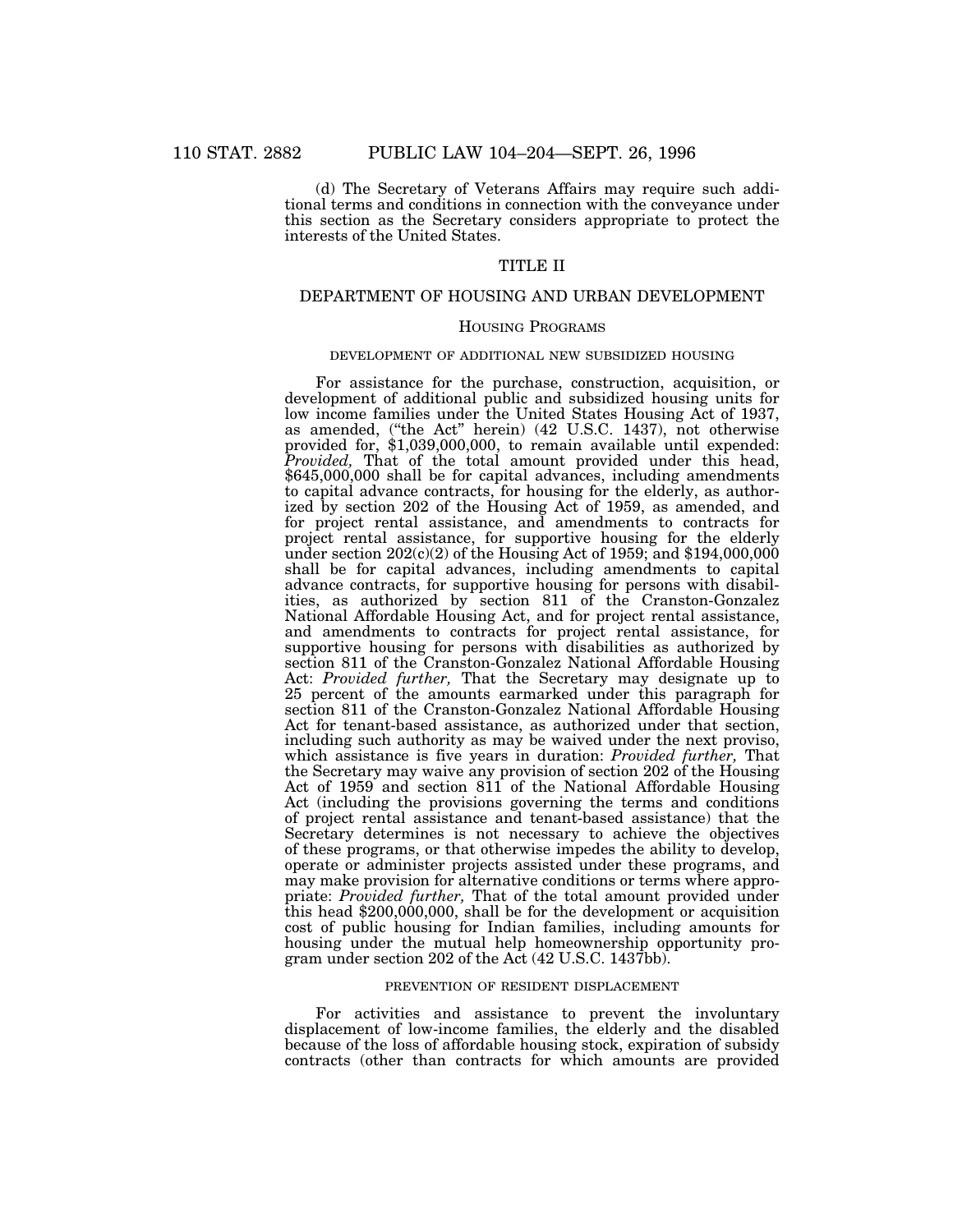(d) The Secretary of Veterans Affairs may require such additional terms and conditions in connection with the conveyance under this section as the Secretary considers appropriate to protect the interests of the United States.

## TITLE II

## DEPARTMENT OF HOUSING AND URBAN DEVELOPMENT

### HOUSING PROGRAMS

#### DEVELOPMENT OF ADDITIONAL NEW SUBSIDIZED HOUSING

For assistance for the purchase, construction, acquisition, or development of additional public and subsidized housing units for low income families under the United States Housing Act of 1937, as amended, ("the Act" herein) (42 U.S.C. 1437), not otherwise provided for, $1,039,000,000, to remain available until expended: *Provided,* That of the total amount provided under this head, $645,000,000 shall be for capital advances, including amendments to capital advance contracts, for housing for the elderly, as authorized by section 202 of the Housing Act of 1959, as amended, and for project rental assistance, and amendments to contracts for project rental assistance, for supportive housing for the elderly under section 202(c)(2) of the Housing Act of 1959; and $194,000,000 shall be for capital advances, including amendments to capital advance contracts, for supportive housing for persons with disabilities, as authorized by section 811 of the Cranston-Gonzalez National Affordable Housing Act, and for project rental assistance, and amendments to contracts for project rental assistance, for supportive housing for persons with disabilities as authorized by section 811 of the Cranston-Gonzalez National Affordable Housing Act: *Provided further,* That the Secretary may designate up to 25 percent of the amounts earmarked under this paragraph for section 811 of the Cranston-Gonzalez National Affordable Housing Act for tenant-based assistance, as authorized under that section, including such authority as may be waived under the next proviso, which assistance is five years in duration: *Provided further,* That the Secretary may waive any provision of section 202 of the Housing Act of 1959 and section 811 of the National Affordable Housing Act (including the provisions governing the terms and conditions of project rental assistance and tenant-based assistance) that the Secretary determines is not necessary to achieve the objectives of these programs, or that otherwise impedes the ability to develop, operate or administer projects assisted under these programs, and may make provision for alternative conditions or terms where appropriate: *Provided further,* That of the total amount provided under this head $200,000,000, shall be for the development or acquisition cost of public housing for Indian families, including amounts for housing under the mutual help homeownership opportunity program under section 202 of the Act (42 U.S.C. 1437bb).

#### PREVENTION OF RESIDENT DISPLACEMENT

For activities and assistance to prevent the involuntary displacement of low-income families, the elderly and the disabled because of the loss of affordable housing stock, expiration of subsidy contracts (other than contracts for which amounts are provided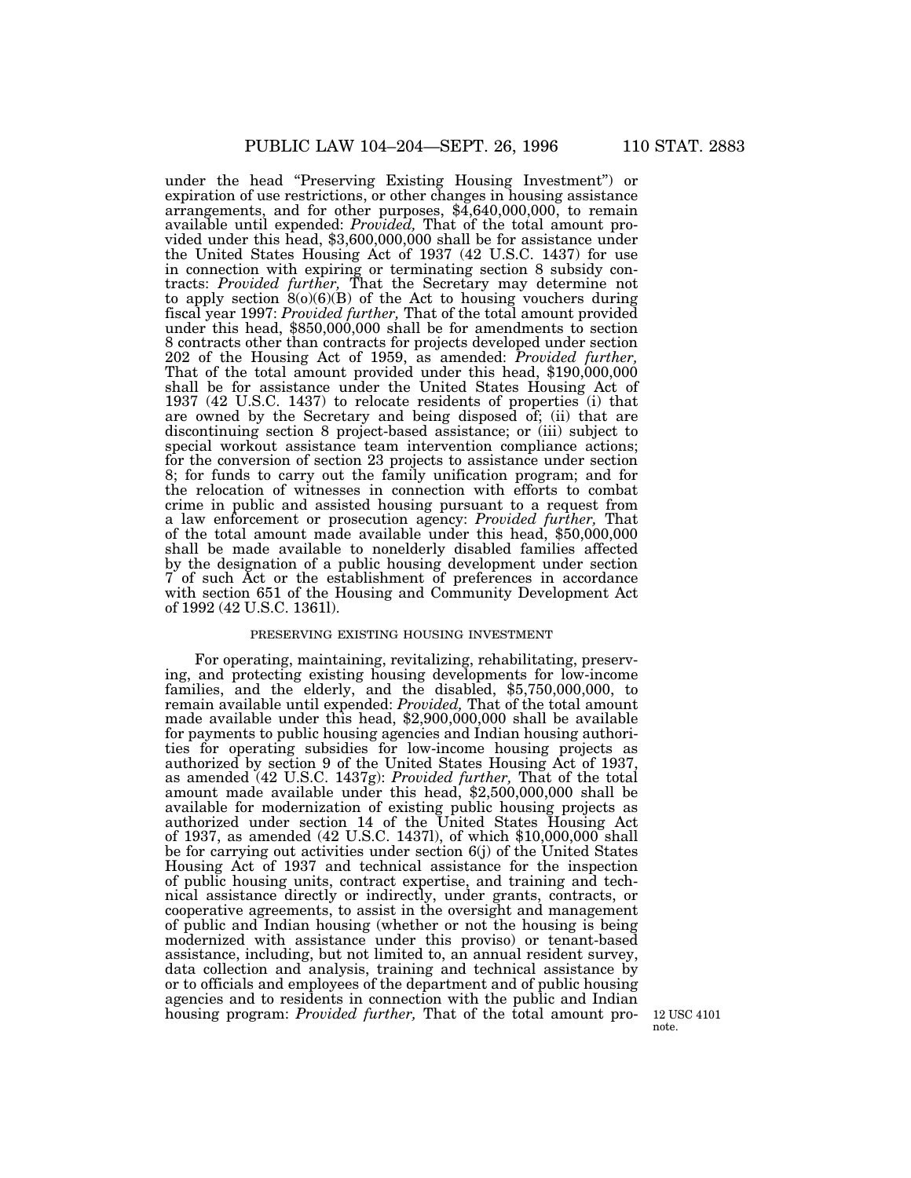under the head "Preserving Existing Housing Investment") or expiration of use restrictions, or other changes in housing assistance arrangements, and for other purposes, $4,640,000,000, to remain available until expended: *Provided,* That of the total amount provided under this head, $3,600,000,000 shall be for assistance under the United States Housing Act of 1937 (42 U.S.C. 1437) for use in connection with expiring or terminating section 8 subsidy contracts: *Provided further,* That the Secretary may determine not to apply section 8(o)(6)(B) of the Act to housing vouchers during fiscal year 1997: *Provided further,* That of the total amount provided under this head, $850,000,000 shall be for amendments to section 8 contracts other than contracts for projects developed under section 202 of the Housing Act of 1959, as amended: *Provided further,* That of the total amount provided under this head, $190,000,000 shall be for assistance under the United States Housing Act of 1937 (42 U.S.C. 1437) to relocate residents of properties (i) that are owned by the Secretary and being disposed of; (ii) that are discontinuing section 8 project-based assistance; or (iii) subject to special workout assistance team intervention compliance actions; for the conversion of section 23 projects to assistance under section 8; for funds to carry out the family unification program; and for the relocation of witnesses in connection with efforts to combat crime in public and assisted housing pursuant to a request from a law enforcement or prosecution agency: *Provided further,* That of the total amount made available under this head, $50,000,000 shall be made available to nonelderly disabled families affected by the designation of a public housing development under section 7 of such Act or the establishment of preferences in accordance with section 651 of the Housing and Community Development Act of 1992 (42 U.S.C. 1361l).

PRESERVING EXISTING HOUSING INVESTMENT

For operating, maintaining, revitalizing, rehabilitating, preserving, and protecting existing housing developments for low-income families, and the elderly, and the disabled, $5,750,000,000, to remain available until expended: *Provided,* That of the total amount made available under this head, $2,900,000,000 shall be available for payments to public housing agencies and Indian housing authorities for operating subsidies for low-income housing projects as authorized by section 9 of the United States Housing Act of 1937, as amended (42 U.S.C. 1437g): *Provided further,* That of the total amount made available under this head, $2,500,000,000 shall be available for modernization of existing public housing projects as authorized under section 14 of the United States Housing Act of 1937, as amended (42 U.S.C. 1437l), of which $10,000,000 shall be for carrying out activities under section 6(j) of the United States Housing Act of 1937 and technical assistance for the inspection of public housing units, contract expertise, and training and technical assistance directly or indirectly, under grants, contracts, or cooperative agreements, to assist in the oversight and management of public and Indian housing (whether or not the housing is being modernized with assistance under this proviso) or tenant-based assistance, including, but not limited to, an annual resident survey, data collection and analysis, training and technical assistance by or to officials and employees of the department and of public housing agencies and to residents in connection with the public and Indian housing program: *Provided further,* That of the total amount pro-

12 USC 4101 note.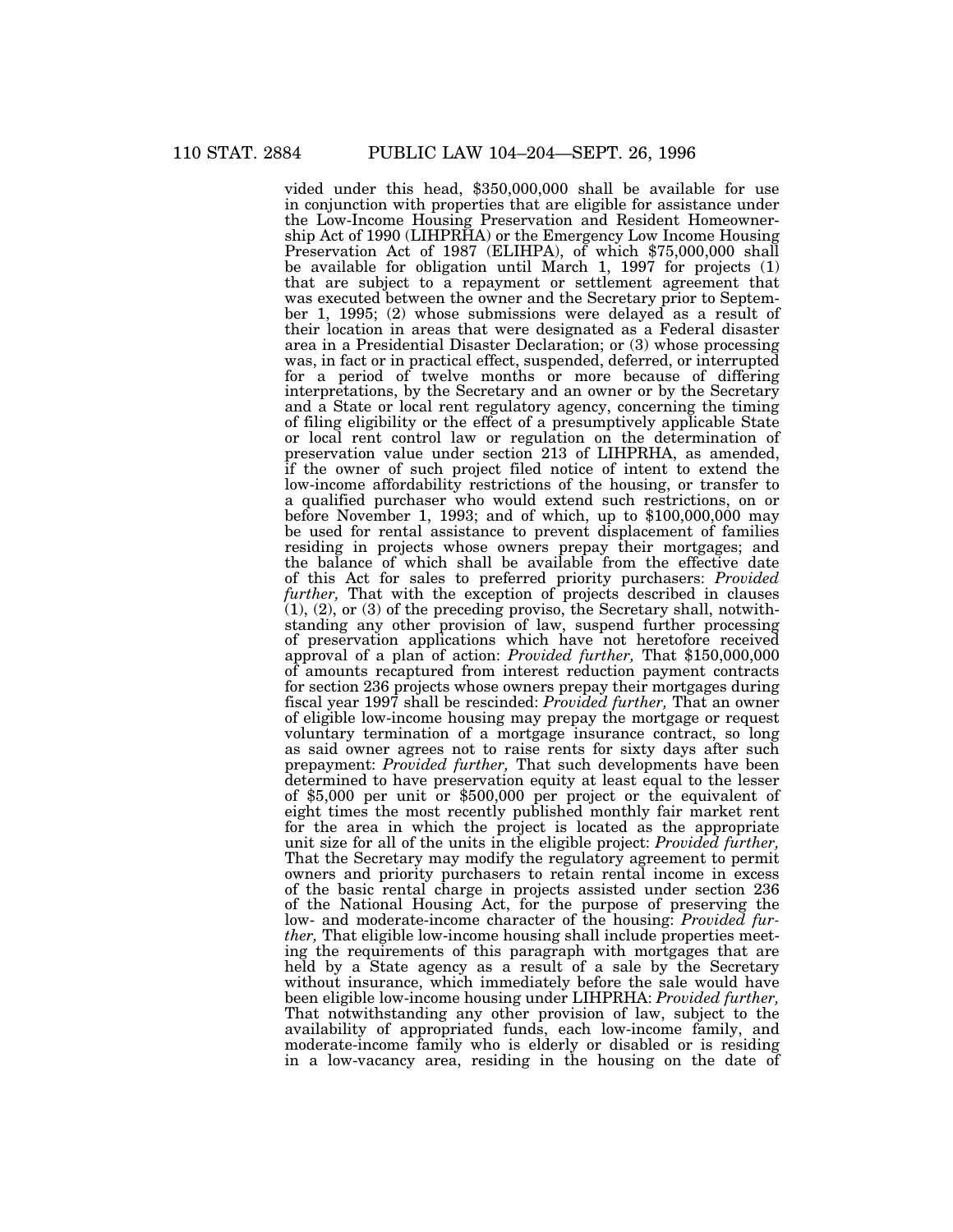vided under this head, $350,000,000 shall be available for use in conjunction with properties that are eligible for assistance under the Low-Income Housing Preservation and Resident Homeownership Act of 1990 (LIHPRHA) or the Emergency Low Income Housing Preservation Act of 1987 (ELIHPA), of which $75,000,000 shall be available for obligation until March 1, 1997 for projects (1) that are subject to a repayment or settlement agreement that was executed between the owner and the Secretary prior to September 1, 1995; (2) whose submissions were delayed as a result of their location in areas that were designated as a Federal disaster area in a Presidential Disaster Declaration; or (3) whose processing was, in fact or in practical effect, suspended, deferred, or interrupted for a period of twelve months or more because of differing interpretations, by the Secretary and an owner or by the Secretary and a State or local rent regulatory agency, concerning the timing of filing eligibility or the effect of a presumptively applicable State or local rent control law or regulation on the determination of preservation value under section 213 of LIHPRHA, as amended, if the owner of such project filed notice of intent to extend the low-income affordability restrictions of the housing, or transfer to a qualified purchaser who would extend such restrictions, on or before November 1, 1993; and of which, up to $100,000,000 may be used for rental assistance to prevent displacement of families residing in projects whose owners prepay their mortgages; and the balance of which shall be available from the effective date of this Act for sales to preferred priority purchasers: *Provided further,* That with the exception of projects described in clauses (1), (2), or (3) of the preceding proviso, the Secretary shall, notwithstanding any other provision of law, suspend further processing of preservation applications which have not heretofore received approval of a plan of action: *Provided further,* That $150,000,000 of amounts recaptured from interest reduction payment contracts for section 236 projects whose owners prepay their mortgages during fiscal year 1997 shall be rescinded: *Provided further,* That an owner of eligible low-income housing may prepay the mortgage or request voluntary termination of a mortgage insurance contract, so long as said owner agrees not to raise rents for sixty days after such prepayment: *Provided further,* That such developments have been determined to have preservation equity at least equal to the lesser of $5,000 per unit or $500,000 per project or the equivalent of eight times the most recently published monthly fair market rent for the area in which the project is located as the appropriate unit size for all of the units in the eligible project: *Provided further,* That the Secretary may modify the regulatory agreement to permit owners and priority purchasers to retain rental income in excess of the basic rental charge in projects assisted under section 236 of the National Housing Act, for the purpose of preserving the low- and moderate-income character of the housing: *Provided further,* That eligible low-income housing shall include properties meeting the requirements of this paragraph with mortgages that are held by a State agency as a result of a sale by the Secretary without insurance, which immediately before the sale would have been eligible low-income housing under LIHPRHA: *Provided further,* That notwithstanding any other provision of law, subject to the availability of appropriated funds, each low-income family, and moderate-income family who is elderly or disabled or is residing in a low-vacancy area, residing in the housing on the date of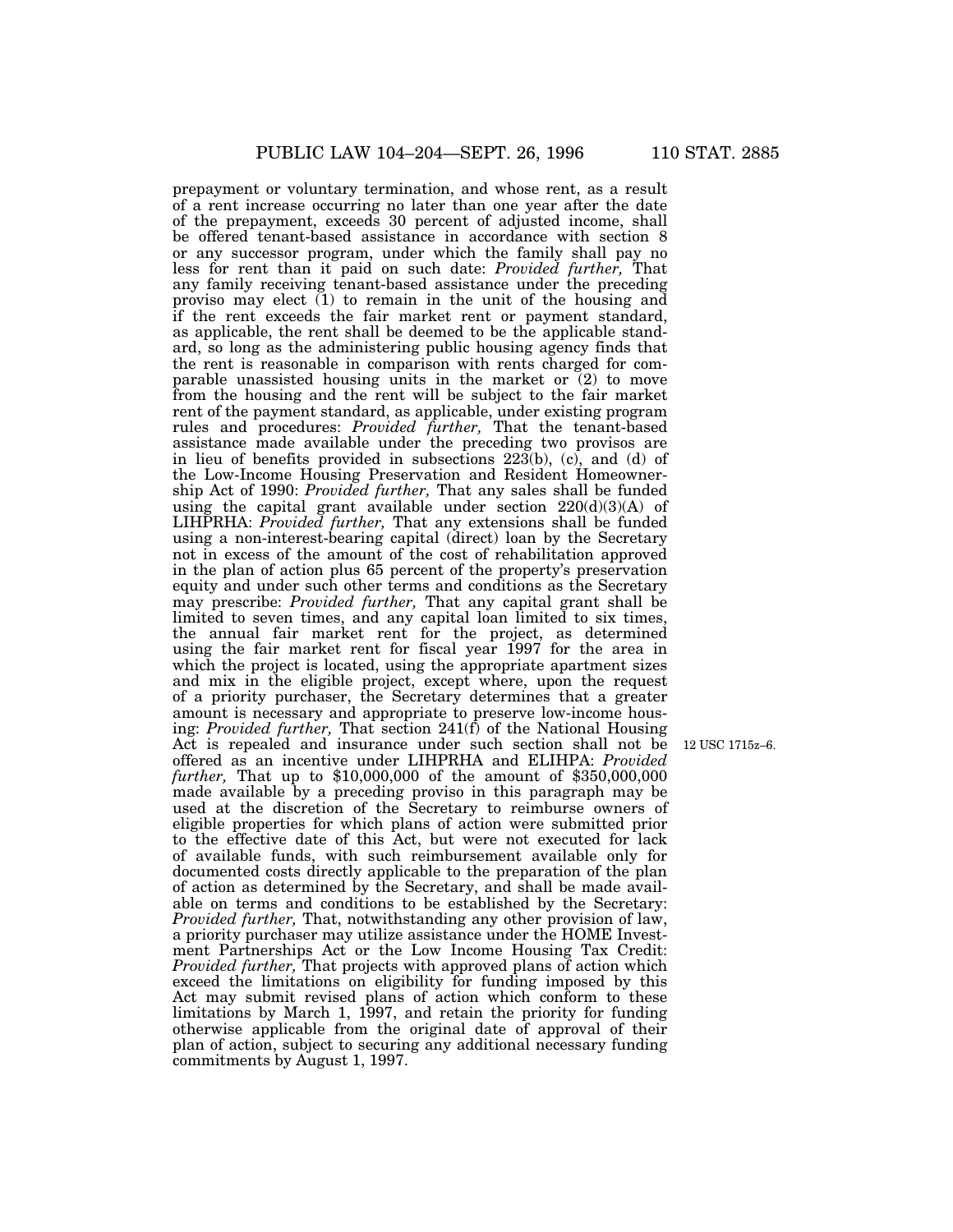prepayment or voluntary termination, and whose rent, as a result of a rent increase occurring no later than one year after the date of the prepayment, exceeds 30 percent of adjusted income, shall be offered tenant-based assistance in accordance with section 8 or any successor program, under which the family shall pay no less for rent than it paid on such date: *Provided further,* That any family receiving tenant-based assistance under the preceding proviso may elect (1) to remain in the unit of the housing and if the rent exceeds the fair market rent or payment standard, as applicable, the rent shall be deemed to be the applicable standard, so long as the administering public housing agency finds that the rent is reasonable in comparison with rents charged for comparable unassisted housing units in the market or (2) to move from the housing and the rent will be subject to the fair market rent of the payment standard, as applicable, under existing program rules and procedures: *Provided further,* That the tenant-based assistance made available under the preceding two provisos are in lieu of benefits provided in subsections 223(b), (c), and (d) of the Low-Income Housing Preservation and Resident Homeownership Act of 1990: *Provided further,* That any sales shall be funded using the capital grant available under section 220(d)(3)(A) of LIHPRHA: *Provided further,* That any extensions shall be funded using a non-interest-bearing capital (direct) loan by the Secretary not in excess of the amount of the cost of rehabilitation approved in the plan of action plus 65 percent of the property's preservation equity and under such other terms and conditions as the Secretary may prescribe: *Provided further,* That any capital grant shall be limited to seven times, and any capital loan limited to six times, the annual fair market rent for the project, as determined using the fair market rent for fiscal year 1997 for the area in which the project is located, using the appropriate apartment sizes and mix in the eligible project, except where, upon the request of a priority purchaser, the Secretary determines that a greater amount is necessary and appropriate to preserve low-income housing: *Provided further,* That section 241(f) of the National Housing Act is repealed and insurance under such section shall not be offered as an incentive under LIHPRHA and ELIHPA: *Provided further,* That up to $10,000,000 of the amount of $350,000,000 made available by a preceding proviso in this paragraph may be used at the discretion of the Secretary to reimburse owners of eligible properties for which plans of action were submitted prior to the effective date of this Act, but were not executed for lack of available funds, with such reimbursement available only for documented costs directly applicable to the preparation of the plan of action as determined by the Secretary, and shall be made available on terms and conditions to be established by the Secretary: *Provided further,* That, notwithstanding any other provision of law, a priority purchaser may utilize assistance under the HOME Investment Partnerships Act or the Low Income Housing Tax Credit: *Provided further,* That projects with approved plans of action which exceed the limitations on eligibility for funding imposed by this Act may submit revised plans of action which conform to these limitations by March 1, 1997, and retain the priority for funding otherwise applicable from the original date of approval of their plan of action, subject to securing any additional necessary funding commitments by August 1, 1997.

12 USC 1715z–6.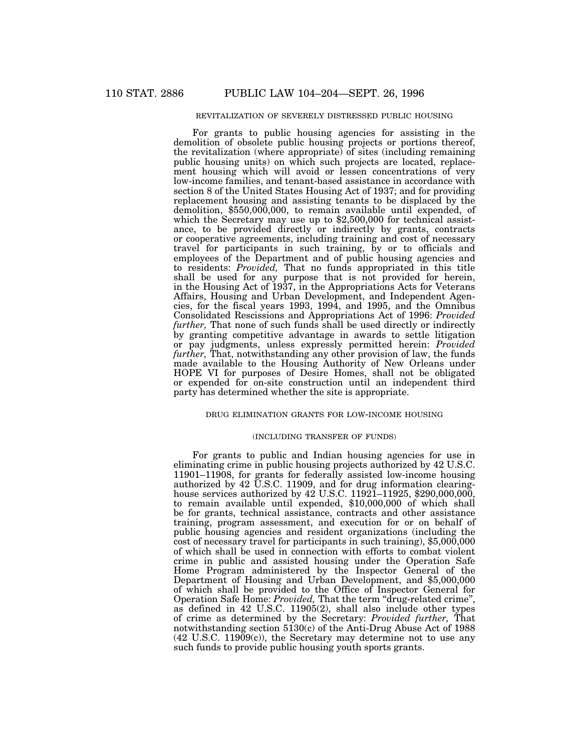## REVITALIZATION OF SEVERELY DISTRESSED PUBLIC HOUSING

For grants to public housing agencies for assisting in the demolition of obsolete public housing projects or portions thereof, the revitalization (where appropriate) of sites (including remaining public housing units) on which such projects are located, replacement housing which will avoid or lessen concentrations of very low-income families, and tenant-based assistance in accordance with section 8 of the United States Housing Act of 1937; and for providing replacement housing and assisting tenants to be displaced by the demolition, $550,000,000, to remain available until expended, of which the Secretary may use up to $2,500,000 for technical assistance, to be provided directly or indirectly by grants, contracts or cooperative agreements, including training and cost of necessary travel for participants in such training, by or to officials and employees of the Department and of public housing agencies and to residents: *Provided,* That no funds appropriated in this title shall be used for any purpose that is not provided for herein, in the Housing Act of 1937, in the Appropriations Acts for Veterans Affairs, Housing and Urban Development, and Independent Agencies, for the fiscal years 1993, 1994, and 1995, and the Omnibus Consolidated Rescissions and Appropriations Act of 1996: *Provided further,* That none of such funds shall be used directly or indirectly by granting competitive advantage in awards to settle litigation or pay judgments, unless expressly permitted herein: *Provided further,* That, notwithstanding any other provision of law, the funds made available to the Housing Authority of New Orleans under HOPE VI for purposes of Desire Homes, shall not be obligated or expended for on-site construction until an independent third party has determined whether the site is appropriate.

## DRUG ELIMINATION GRANTS FOR LOW-INCOME HOUSING

### (INCLUDING TRANSFER OF FUNDS)

For grants to public and Indian housing agencies for use in eliminating crime in public housing projects authorized by 42 U.S.C. 11901–11908, for grants for federally assisted low-income housing authorized by 42 U.S.C. 11909, and for drug information clearinghouse services authorized by 42 U.S.C. 11921–11925, $290,000,000, to remain available until expended, $10,000,000 of which shall be for grants, technical assistance, contracts and other assistance training, program assessment, and execution for or on behalf of public housing agencies and resident organizations (including the cost of necessary travel for participants in such training), $5,000,000 of which shall be used in connection with efforts to combat violent crime in public and assisted housing under the Operation Safe Home Program administered by the Inspector General of the Department of Housing and Urban Development, and $5,000,000 of which shall be provided to the Office of Inspector General for Operation Safe Home: *Provided,* That the term "drug-related crime", as defined in 42 U.S.C. 11905(2), shall also include other types of crime as determined by the Secretary: *Provided further,* That notwithstanding section 5130(c) of the Anti-Drug Abuse Act of 1988 (42 U.S.C. 11909(c)), the Secretary may determine not to use any such funds to provide public housing youth sports grants.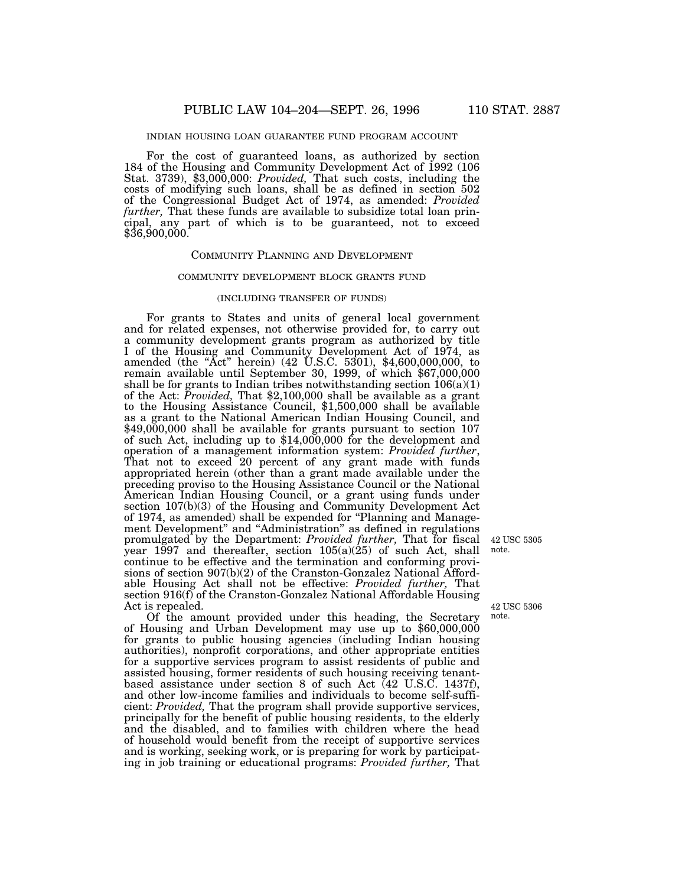INDIAN HOUSING LOAN GUARANTEE FUND PROGRAM ACCOUNT

For the cost of guaranteed loans, as authorized by section 184 of the Housing and Community Development Act of 1992 (106 Stat. 3739), $3,000,000: *Provided,* That such costs, including the costs of modifying such loans, shall be as defined in section 502 of the Congressional Budget Act of 1974, as amended: *Provided further,* That these funds are available to subsidize total loan principal, any part of which is to be guaranteed, not to exceed $36,900,000.

## COMMUNITY PLANNING AND DEVELOPMENT

### COMMUNITY DEVELOPMENT BLOCK GRANTS FUND

(INCLUDING TRANSFER OF FUNDS)

For grants to States and units of general local government and for related expenses, not otherwise provided for, to carry out a community development grants program as authorized by title I of the Housing and Community Development Act of 1974, as amended (the "Act" herein) (42 U.S.C. 5301), $4,600,000,000, to remain available until September 30, 1999, of which $67,000,000 shall be for grants to Indian tribes notwithstanding section 106(a)(1) of the Act: *Provided,* That $2,100,000 shall be available as a grant to the Housing Assistance Council, $1,500,000 shall be available as a grant to the National American Indian Housing Council, and $49,000,000 shall be available for grants pursuant to section 107 of such Act, including up to $14,000,000 for the development and operation of a management information system: *Provided further*, That not to exceed 20 percent of any grant made with funds appropriated herein (other than a grant made available under the preceding proviso to the Housing Assistance Council or the National American Indian Housing Council, or a grant using funds under section 107(b)(3) of the Housing and Community Development Act of 1974, as amended) shall be expended for "Planning and Management Development" and "Administration" as defined in regulations promulgated by the Department: *Provided further,* That for fiscal year 1997 and thereafter, section 105(a)(25) of such Act, shall continue to be effective and the termination and conforming provisions of section 907(b)(2) of the Cranston-Gonzalez National Affordable Housing Act shall not be effective: *Provided further,* That section 916(f) of the Cranston-Gonzalez National Affordable Housing Act is repealed.

42 USC 5305 note.

42 USC 5306 note.

Of the amount provided under this heading, the Secretary of Housing and Urban Development may use up to $60,000,000 for grants to public housing agencies (including Indian housing authorities), nonprofit corporations, and other appropriate entities for a supportive services program to assist residents of public and assisted housing, former residents of such housing receiving tenant-based assistance under section 8 of such Act (42 U.S.C. 1437f), and other low-income families and individuals to become self-sufficient: *Provided,* That the program shall provide supportive services, principally for the benefit of public housing residents, to the elderly and the disabled, and to families with children where the head of household would benefit from the receipt of supportive services and is working, seeking work, or is preparing for work by participating in job training or educational programs: *Provided further,* That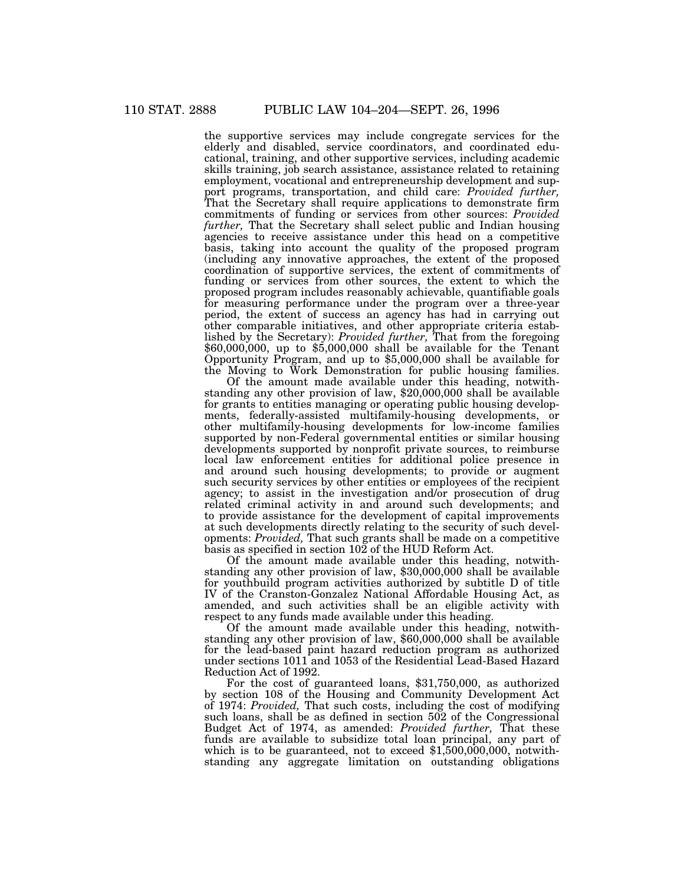the supportive services may include congregate services for the elderly and disabled, service coordinators, and coordinated educational, training, and other supportive services, including academic skills training, job search assistance, assistance related to retaining employment, vocational and entrepreneurship development and support programs, transportation, and child care: *Provided further,* That the Secretary shall require applications to demonstrate firm commitments of funding or services from other sources: *Provided further,* That the Secretary shall select public and Indian housing agencies to receive assistance under this head on a competitive basis, taking into account the quality of the proposed program (including any innovative approaches, the extent of the proposed coordination of supportive services, the extent of commitments of funding or services from other sources, the extent to which the proposed program includes reasonably achievable, quantifiable goals for measuring performance under the program over a three-year period, the extent of success an agency has had in carrying out other comparable initiatives, and other appropriate criteria established by the Secretary): *Provided further,* That from the foregoing $60,000,000, up to $5,000,000 shall be available for the Tenant Opportunity Program, and up to $5,000,000 shall be available for the Moving to Work Demonstration for public housing families.

Of the amount made available under this heading, notwithstanding any other provision of law, $20,000,000 shall be available for grants to entities managing or operating public housing developments, federally-assisted multifamily-housing developments, or other multifamily-housing developments for low-income families supported by non-Federal governmental entities or similar housing developments supported by nonprofit private sources, to reimburse local law enforcement entities for additional police presence in and around such housing developments; to provide or augment such security services by other entities or employees of the recipient agency; to assist in the investigation and/or prosecution of drug related criminal activity in and around such developments; and to provide assistance for the development of capital improvements at such developments directly relating to the security of such developments: *Provided,* That such grants shall be made on a competitive basis as specified in section 102 of the HUD Reform Act.

Of the amount made available under this heading, notwithstanding any other provision of law, $30,000,000 shall be available for youthbuild program activities authorized by subtitle D of title IV of the Cranston-Gonzalez National Affordable Housing Act, as amended, and such activities shall be an eligible activity with respect to any funds made available under this heading.

Of the amount made available under this heading, notwithstanding any other provision of law, $60,000,000 shall be available for the lead-based paint hazard reduction program as authorized under sections 1011 and 1053 of the Residential Lead-Based Hazard Reduction Act of 1992.

For the cost of guaranteed loans, $31,750,000, as authorized by section 108 of the Housing and Community Development Act of 1974: *Provided,* That such costs, including the cost of modifying such loans, shall be as defined in section 502 of the Congressional Budget Act of 1974, as amended: *Provided further,* That these funds are available to subsidize total loan principal, any part of which is to be guaranteed, not to exceed $1,500,000,000, notwithstanding any aggregate limitation on outstanding obligations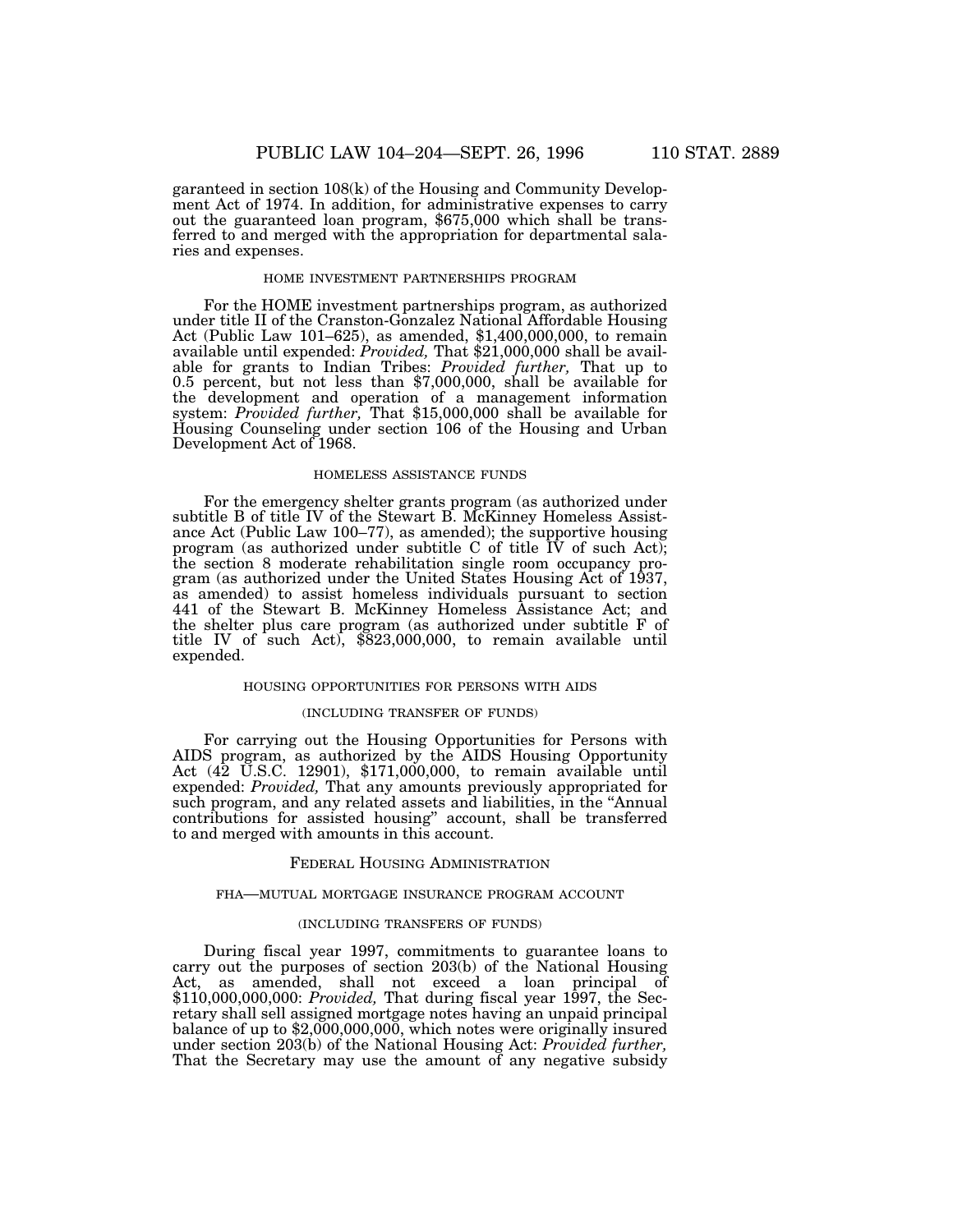garanteed in section 108(k) of the Housing and Community Development Act of 1974. In addition, for administrative expenses to carry out the guaranteed loan program, $675,000 which shall be transferred to and merged with the appropriation for departmental salaries and expenses.

HOME INVESTMENT PARTNERSHIPS PROGRAM

For the HOME investment partnerships program, as authorized under title II of the Cranston-Gonzalez National Affordable Housing Act (Public Law 101–625), as amended, $1,400,000,000, to remain available until expended: *Provided,* That $21,000,000 shall be available for grants to Indian Tribes: *Provided further,* That up to 0.5 percent, but not less than $7,000,000, shall be available for the development and operation of a management information system: *Provided further,* That $15,000,000 shall be available for Housing Counseling under section 106 of the Housing and Urban Development Act of 1968.

HOMELESS ASSISTANCE FUNDS

For the emergency shelter grants program (as authorized under subtitle B of title IV of the Stewart B. McKinney Homeless Assistance Act (Public Law 100–77), as amended); the supportive housing program (as authorized under subtitle C of title IV of such Act); the section 8 moderate rehabilitation single room occupancy program (as authorized under the United States Housing Act of 1937, as amended) to assist homeless individuals pursuant to section 441 of the Stewart B. McKinney Homeless Assistance Act; and the shelter plus care program (as authorized under subtitle F of title IV of such Act), $823,000,000, to remain available until expended.

HOUSING OPPORTUNITIES FOR PERSONS WITH AIDS

(INCLUDING TRANSFER OF FUNDS)

For carrying out the Housing Opportunities for Persons with AIDS program, as authorized by the AIDS Housing Opportunity Act (42 U.S.C. 12901), $171,000,000, to remain available until expended: *Provided,* That any amounts previously appropriated for such program, and any related assets and liabilities, in the "Annual contributions for assisted housing" account, shall be transferred to and merged with amounts in this account.

FEDERAL HOUSING ADMINISTRATION

FHA—MUTUAL MORTGAGE INSURANCE PROGRAM ACCOUNT

(INCLUDING TRANSFERS OF FUNDS)

During fiscal year 1997, commitments to guarantee loans to carry out the purposes of section 203(b) of the National Housing Act, as amended, shall not exceed a loan principal of $110,000,000,000: *Provided,* That during fiscal year 1997, the Secretary shall sell assigned mortgage notes having an unpaid principal balance of up to $2,000,000,000, which notes were originally insured under section 203(b) of the National Housing Act: *Provided further,* That the Secretary may use the amount of any negative subsidy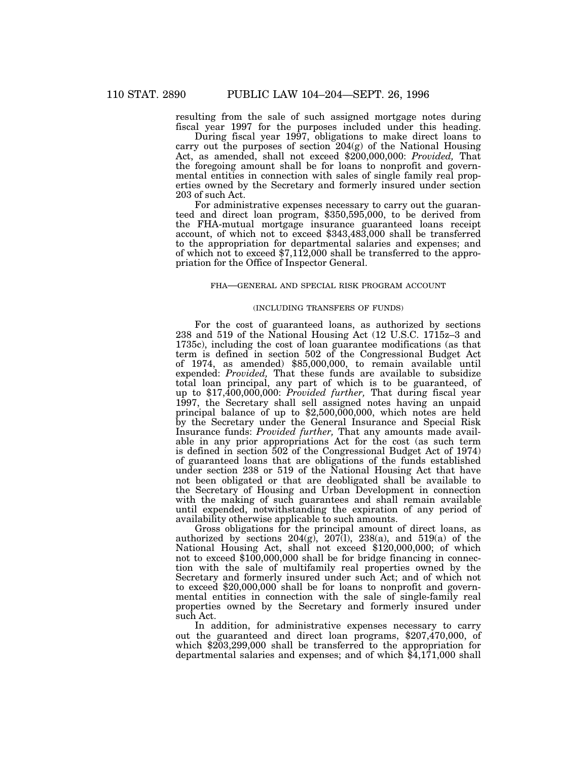resulting from the sale of such assigned mortgage notes during fiscal year 1997 for the purposes included under this heading.

During fiscal year 1997, obligations to make direct loans to carry out the purposes of section 204(g) of the National Housing Act, as amended, shall not exceed $200,000,000: *Provided,* That the foregoing amount shall be for loans to nonprofit and governmental entities in connection with sales of single family real properties owned by the Secretary and formerly insured under section 203 of such Act.

For administrative expenses necessary to carry out the guaranteed and direct loan program, $350,595,000, to be derived from the FHA-mutual mortgage insurance guaranteed loans receipt account, of which not to exceed $343,483,000 shall be transferred to the appropriation for departmental salaries and expenses; and of which not to exceed $7,112,000 shall be transferred to the appropriation for the Office of Inspector General.

FHA—GENERAL AND SPECIAL RISK PROGRAM ACCOUNT

(INCLUDING TRANSFERS OF FUNDS)

For the cost of guaranteed loans, as authorized by sections 238 and 519 of the National Housing Act (12 U.S.C. 1715z–3 and 1735c), including the cost of loan guarantee modifications (as that term is defined in section 502 of the Congressional Budget Act of 1974, as amended) $85,000,000, to remain available until expended: *Provided,* That these funds are available to subsidize total loan principal, any part of which is to be guaranteed, of up to $17,400,000,000: *Provided further,* That during fiscal year 1997, the Secretary shall sell assigned notes having an unpaid principal balance of up to $2,500,000,000, which notes are held by the Secretary under the General Insurance and Special Risk Insurance funds: *Provided further,* That any amounts made available in any prior appropriations Act for the cost (as such term is defined in section 502 of the Congressional Budget Act of 1974) of guaranteed loans that are obligations of the funds established under section 238 or 519 of the National Housing Act that have not been obligated or that are deobligated shall be available to the Secretary of Housing and Urban Development in connection with the making of such guarantees and shall remain available until expended, notwithstanding the expiration of any period of availability otherwise applicable to such amounts.

Gross obligations for the principal amount of direct loans, as authorized by sections 204(g), 207(l), 238(a), and 519(a) of the National Housing Act, shall not exceed $120,000,000; of which not to exceed $100,000,000 shall be for bridge financing in connection with the sale of multifamily real properties owned by the Secretary and formerly insured under such Act; and of which not to exceed $20,000,000 shall be for loans to nonprofit and governmental entities in connection with the sale of single-family real properties owned by the Secretary and formerly insured under such Act.

In addition, for administrative expenses necessary to carry out the guaranteed and direct loan programs, $207,470,000, of which $203,299,000 shall be transferred to the appropriation for departmental salaries and expenses; and of which $4,171,000 shall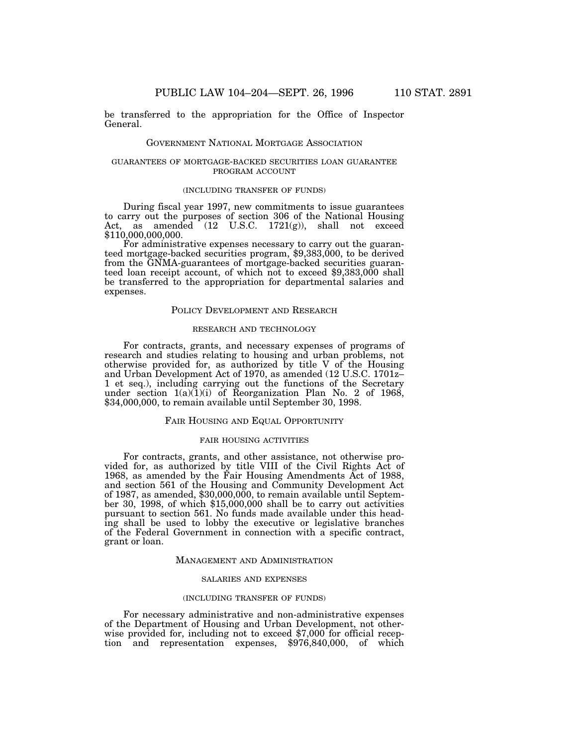be transferred to the appropriation for the Office of Inspector General.

## GOVERNMENT NATIONAL MORTGAGE ASSOCIATION

### GUARANTEES OF MORTGAGE-BACKED SECURITIES LOAN GUARANTEE PROGRAM ACCOUNT

(INCLUDING TRANSFER OF FUNDS)

During fiscal year 1997, new commitments to issue guarantees to carry out the purposes of section 306 of the National Housing Act, as amended (12 U.S.C. 1721(g)), shall not exceed $110,000,000,000.

For administrative expenses necessary to carry out the guaranteed mortgage-backed securities program, $9,383,000, to be derived from the GNMA-guarantees of mortgage-backed securities guaranteed loan receipt account, of which not to exceed $9,383,000 shall be transferred to the appropriation for departmental salaries and expenses.

## POLICY DEVELOPMENT AND RESEARCH

### RESEARCH AND TECHNOLOGY

For contracts, grants, and necessary expenses of programs of research and studies relating to housing and urban problems, not otherwise provided for, as authorized by title V of the Housing and Urban Development Act of 1970, as amended (12 U.S.C. 1701z–1 et seq.), including carrying out the functions of the Secretary under section 1(a)(1)(i) of Reorganization Plan No. 2 of 1968, $34,000,000, to remain available until September 30, 1998.

## FAIR HOUSING AND EQUAL OPPORTUNITY

### FAIR HOUSING ACTIVITIES

For contracts, grants, and other assistance, not otherwise provided for, as authorized by title VIII of the Civil Rights Act of 1968, as amended by the Fair Housing Amendments Act of 1988, and section 561 of the Housing and Community Development Act of 1987, as amended, $30,000,000, to remain available until September 30, 1998, of which $15,000,000 shall be to carry out activities pursuant to section 561. No funds made available under this heading shall be used to lobby the executive or legislative branches of the Federal Government in connection with a specific contract, grant or loan.

## MANAGEMENT AND ADMINISTRATION

### SALARIES AND EXPENSES

(INCLUDING TRANSFER OF FUNDS)

For necessary administrative and non-administrative expenses of the Department of Housing and Urban Development, not otherwise provided for, including not to exceed $7,000 for official reception and representation expenses, $976,840,000, of which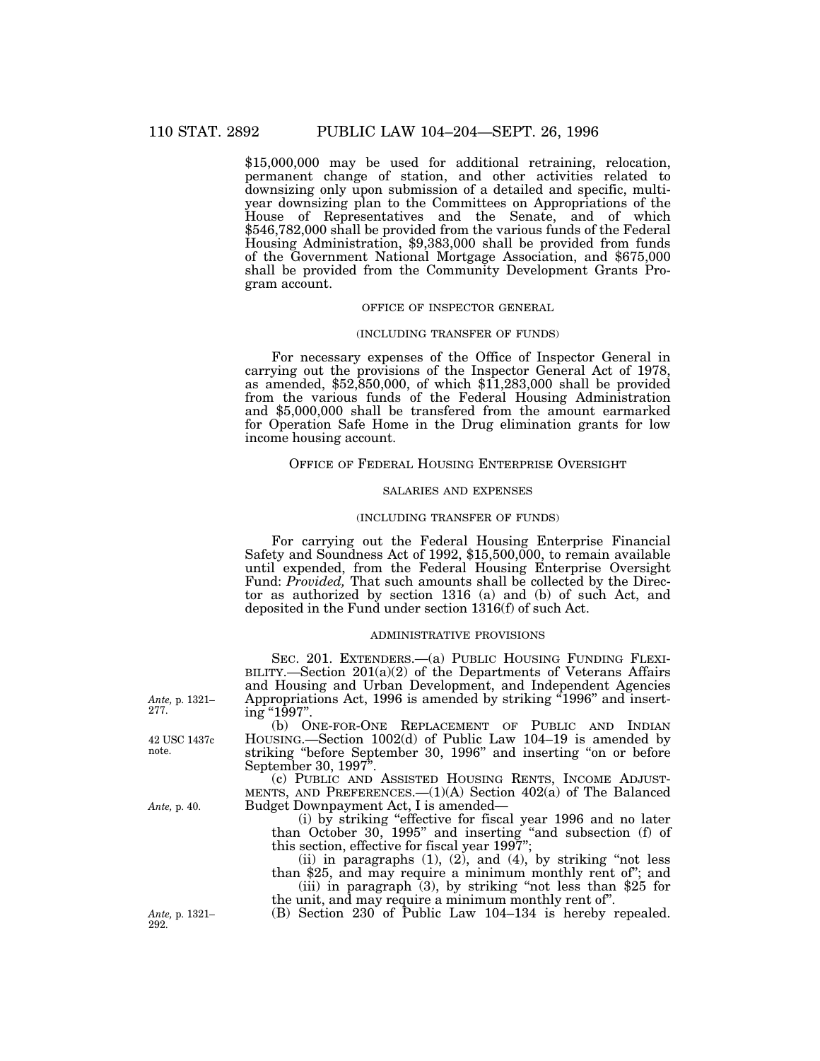$15,000,000 may be used for additional retraining, relocation, permanent change of station, and other activities related to downsizing only upon submission of a detailed and specific, multi-year downsizing plan to the Committees on Appropriations of the House of Representatives and the Senate, and of which $546,782,000 shall be provided from the various funds of the Federal Housing Administration, $9,383,000 shall be provided from funds of the Government National Mortgage Association, and $675,000 shall be provided from the Community Development Grants Program account.

OFFICE OF INSPECTOR GENERAL

(INCLUDING TRANSFER OF FUNDS)

For necessary expenses of the Office of Inspector General in carrying out the provisions of the Inspector General Act of 1978, as amended, $52,850,000, of which $11,283,000 shall be provided from the various funds of the Federal Housing Administration and $5,000,000 shall be transfered from the amount earmarked for Operation Safe Home in the Drug elimination grants for low income housing account.

OFFICE OF FEDERAL HOUSING ENTERPRISE OVERSIGHT

SALARIES AND EXPENSES

(INCLUDING TRANSFER OF FUNDS)

For carrying out the Federal Housing Enterprise Financial Safety and Soundness Act of 1992, $15,500,000, to remain available until expended, from the Federal Housing Enterprise Oversight Fund: *Provided,* That such amounts shall be collected by the Director as authorized by section 1316 (a) and (b) of such Act, and deposited in the Fund under section 1316(f) of such Act.

ADMINISTRATIVE PROVISIONS

SEC. 201. EXTENDERS.—(a) PUBLIC HOUSING FUNDING FLEXIBILITY.—Section 201(a)(2) of the Departments of Veterans Affairs and Housing and Urban Development, and Independent Agencies Appropriations Act, 1996 is amended by striking "1996" and inserting "1997".

*Ante,* p. 1321–277.

(b) ONE-FOR-ONE REPLACEMENT OF PUBLIC AND INDIAN HOUSING.—Section 1002(d) of Public Law 104–19 is amended by striking "before September 30, 1996" and inserting "on or before September 30, 1997".

42 USC 1437c note.

(c) PUBLIC AND ASSISTED HOUSING RENTS, INCOME ADJUSTMENTS, AND PREFERENCES.—(1)(A) Section 402(a) of The Balanced Budget Downpayment Act, I is amended—

*Ante,* p. 40.

(i) by striking "effective for fiscal year 1996 and no later than October 30, 1995" and inserting "and subsection (f) of this section, effective for fiscal year 1997";

(ii) in paragraphs (1), (2), and (4), by striking "not less than $25, and may require a minimum monthly rent of"; and

(iii) in paragraph (3), by striking "not less than $25 for the unit, and may require a minimum monthly rent of".

(B) Section 230 of Public Law 104–134 is hereby repealed.

*Ante,* p. 1321–292.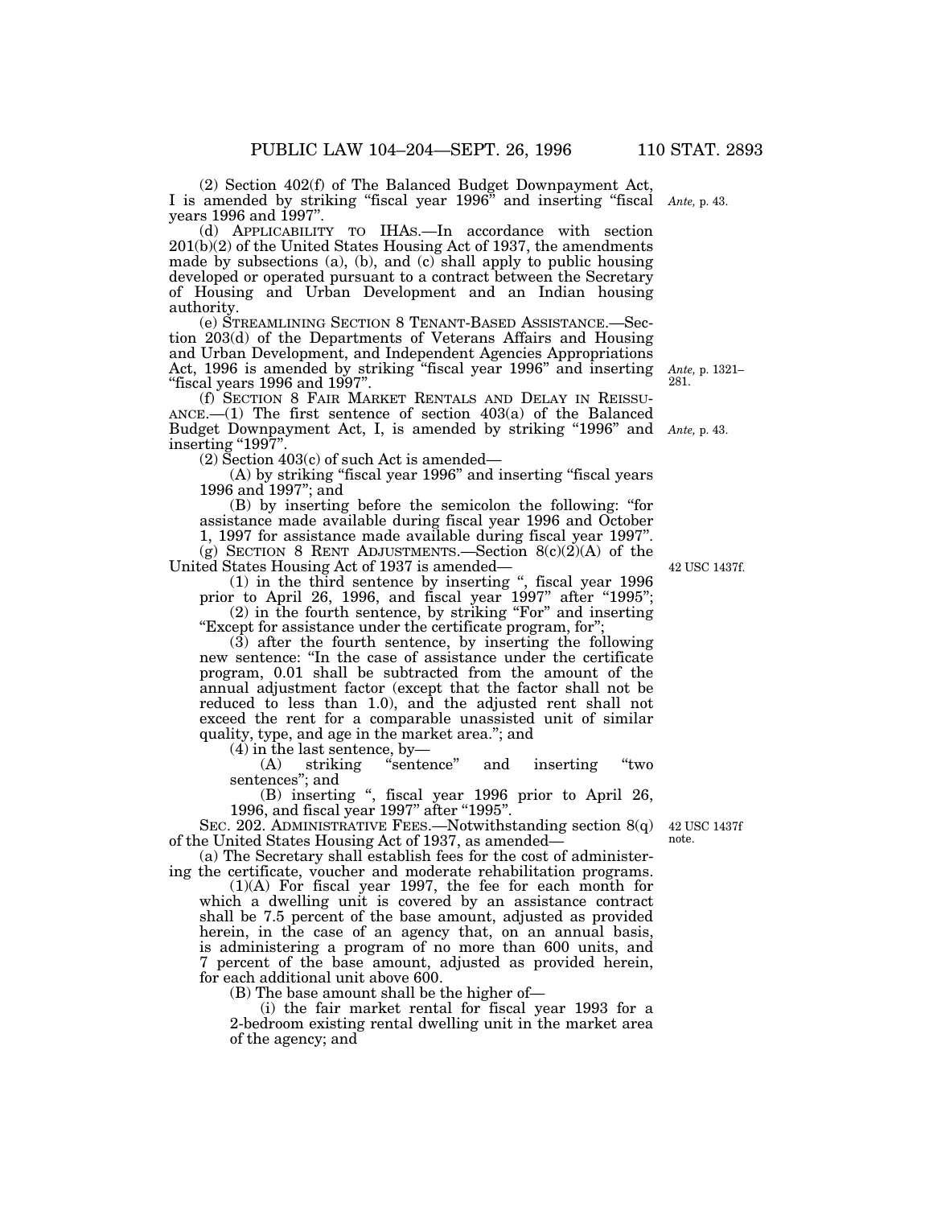(2) Section 402(f) of The Balanced Budget Downpayment Act, I is amended by striking "fiscal year 1996" and inserting "fiscal years 1996 and 1997". *Ante,* p. 43.

(d) APPLICABILITY TO IHAS.—In accordance with section 201(b)(2) of the United States Housing Act of 1937, the amendments made by subsections (a), (b), and (c) shall apply to public housing developed or operated pursuant to a contract between the Secretary of Housing and Urban Development and an Indian housing authority.

(e) STREAMLINING SECTION 8 TENANT-BASED ASSISTANCE.—Section 203(d) of the Departments of Veterans Affairs and Housing and Urban Development, and Independent Agencies Appropriations Act, 1996 is amended by striking "fiscal year 1996" and inserting "fiscal years 1996 and 1997". *Ante,* p. 1321–281.

(f) SECTION 8 FAIR MARKET RENTALS AND DELAY IN REISSUANCE.—(1) The first sentence of section 403(a) of the Balanced Budget Downpayment Act, I, is amended by striking "1996" and inserting "1997". *Ante,* p. 43.

(2) Section 403(c) of such Act is amended—

(A) by striking "fiscal year 1996" and inserting "fiscal years 1996 and 1997"; and

(B) by inserting before the semicolon the following: "for assistance made available during fiscal year 1996 and October 1, 1997 for assistance made available during fiscal year 1997".

(g) SECTION 8 RENT ADJUSTMENTS.—Section 8(c)(2)(A) of the United States Housing Act of 1937 is amended— 42 USC 1437f.

(1) in the third sentence by inserting ", fiscal year 1996 prior to April 26, 1996, and fiscal year 1997" after "1995";

(2) in the fourth sentence, by striking "For" and inserting "Except for assistance under the certificate program, for";

(3) after the fourth sentence, by inserting the following new sentence: "In the case of assistance under the certificate program, 0.01 shall be subtracted from the amount of the annual adjustment factor (except that the factor shall not be reduced to less than 1.0), and the adjusted rent shall not exceed the rent for a comparable unassisted unit of similar quality, type, and age in the market area."; and

(4) in the last sentence, by—

(A) striking "sentence" and inserting "two sentences"; and

(B) inserting ", fiscal year 1996 prior to April 26, 1996, and fiscal year 1997" after "1995".

SEC. 202. ADMINISTRATIVE FEES.—Notwithstanding section 8(q) of the United States Housing Act of 1937, as amended— 42 USC 1437f note.

(a) The Secretary shall establish fees for the cost of administering the certificate, voucher and moderate rehabilitation programs.

(1)(A) For fiscal year 1997, the fee for each month for which a dwelling unit is covered by an assistance contract shall be 7.5 percent of the base amount, adjusted as provided herein, in the case of an agency that, on an annual basis, is administering a program of no more than 600 units, and 7 percent of the base amount, adjusted as provided herein, for each additional unit above 600.

(B) The base amount shall be the higher of—

(i) the fair market rental for fiscal year 1993 for a 2-bedroom existing rental dwelling unit in the market area of the agency; and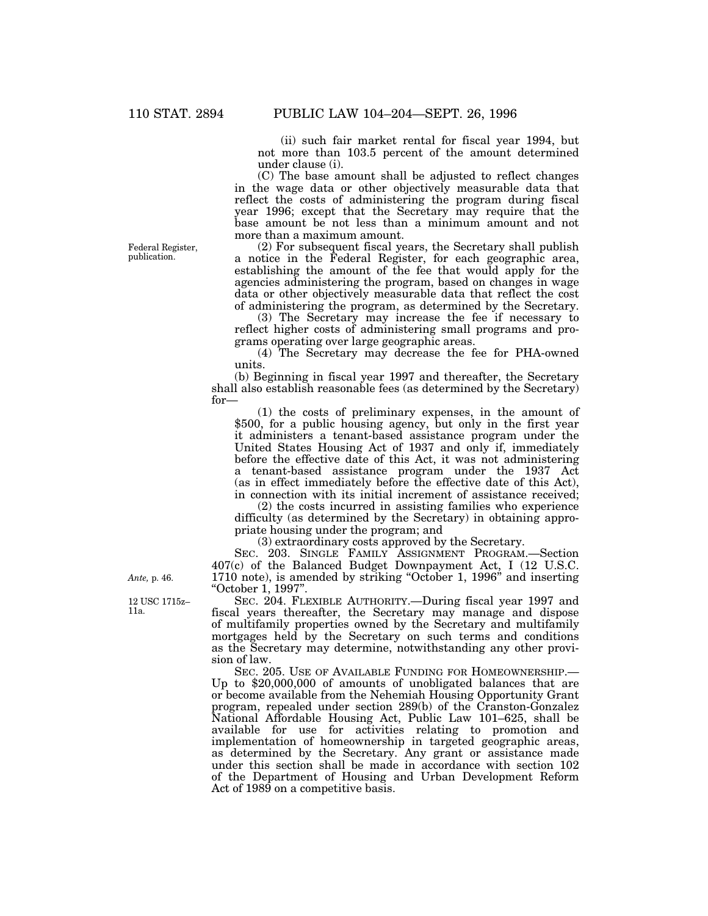(ii) such fair market rental for fiscal year 1994, but not more than 103.5 percent of the amount determined under clause (i).

(C) The base amount shall be adjusted to reflect changes in the wage data or other objectively measurable data that reflect the costs of administering the program during fiscal year 1996; except that the Secretary may require that the base amount be not less than a minimum amount and not more than a maximum amount.

Federal Register, publication.

(2) For subsequent fiscal years, the Secretary shall publish a notice in the Federal Register, for each geographic area, establishing the amount of the fee that would apply for the agencies administering the program, based on changes in wage data or other objectively measurable data that reflect the cost of administering the program, as determined by the Secretary.

(3) The Secretary may increase the fee if necessary to reflect higher costs of administering small programs and programs operating over large geographic areas.

(4) The Secretary may decrease the fee for PHA-owned units.

(b) Beginning in fiscal year 1997 and thereafter, the Secretary shall also establish reasonable fees (as determined by the Secretary) for—

(1) the costs of preliminary expenses, in the amount of $500, for a public housing agency, but only in the first year it administers a tenant-based assistance program under the United States Housing Act of 1937 and only if, immediately before the effective date of this Act, it was not administering a tenant-based assistance program under the 1937 Act (as in effect immediately before the effective date of this Act), in connection with its initial increment of assistance received;

(2) the costs incurred in assisting families who experience difficulty (as determined by the Secretary) in obtaining appropriate housing under the program; and

(3) extraordinary costs approved by the Secretary.

*Ante,* p. 46.

SEC. 203. SINGLE FAMILY ASSIGNMENT PROGRAM.—Section 407(c) of the Balanced Budget Downpayment Act, I (12 U.S.C. 1710 note), is amended by striking "October 1, 1996" and inserting "October 1, 1997".

12 USC 1715z–11a.

SEC. 204. FLEXIBLE AUTHORITY.—During fiscal year 1997 and fiscal years thereafter, the Secretary may manage and dispose of multifamily properties owned by the Secretary and multifamily mortgages held by the Secretary on such terms and conditions as the Secretary may determine, notwithstanding any other provision of law.

SEC. 205. USE OF AVAILABLE FUNDING FOR HOMEOWNERSHIP.—Up to $20,000,000 of amounts of unobligated balances that are or become available from the Nehemiah Housing Opportunity Grant program, repealed under section 289(b) of the Cranston-Gonzalez National Affordable Housing Act, Public Law 101–625, shall be available for use for activities relating to promotion and implementation of homeownership in targeted geographic areas, as determined by the Secretary. Any grant or assistance made under this section shall be made in accordance with section 102 of the Department of Housing and Urban Development Reform Act of 1989 on a competitive basis.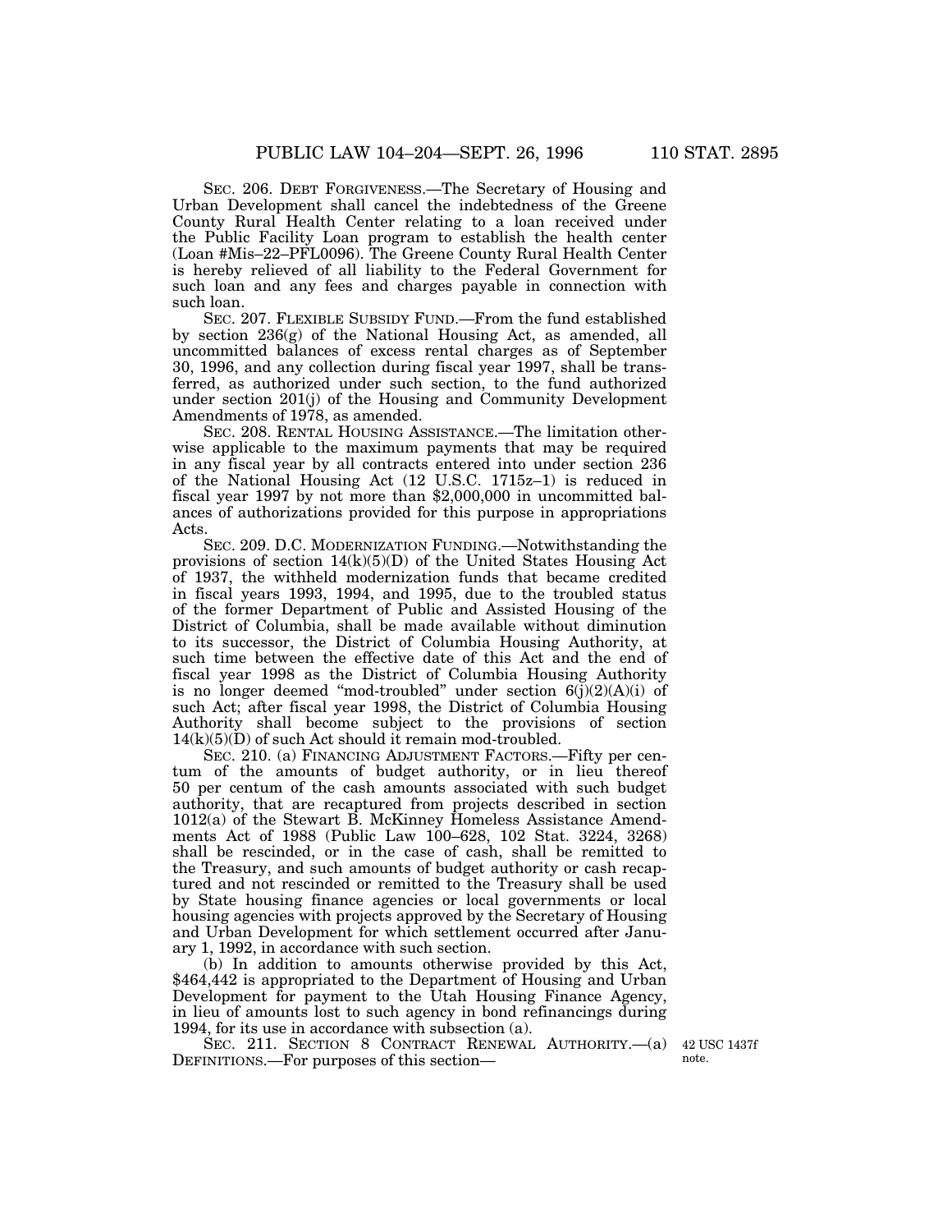SEC. 206. DEBT FORGIVENESS.—The Secretary of Housing and Urban Development shall cancel the indebtedness of the Greene County Rural Health Center relating to a loan received under the Public Facility Loan program to establish the health center (Loan #Mis–22–PFL0096). The Greene County Rural Health Center is hereby relieved of all liability to the Federal Government for such loan and any fees and charges payable in connection with such loan.

SEC. 207. FLEXIBLE SUBSIDY FUND.—From the fund established by section 236(g) of the National Housing Act, as amended, all uncommitted balances of excess rental charges as of September 30, 1996, and any collection during fiscal year 1997, shall be transferred, as authorized under such section, to the fund authorized under section 201(j) of the Housing and Community Development Amendments of 1978, as amended.

SEC. 208. RENTAL HOUSING ASSISTANCE.—The limitation otherwise applicable to the maximum payments that may be required in any fiscal year by all contracts entered into under section 236 of the National Housing Act (12 U.S.C. 1715z–1) is reduced in fiscal year 1997 by not more than $2,000,000 in uncommitted balances of authorizations provided for this purpose in appropriations Acts.

SEC. 209. D.C. MODERNIZATION FUNDING.—Notwithstanding the provisions of section 14(k)(5)(D) of the United States Housing Act of 1937, the withheld modernization funds that became credited in fiscal years 1993, 1994, and 1995, due to the troubled status of the former Department of Public and Assisted Housing of the District of Columbia, shall be made available without diminution to its successor, the District of Columbia Housing Authority, at such time between the effective date of this Act and the end of fiscal year 1998 as the District of Columbia Housing Authority is no longer deemed "mod-troubled" under section 6(j)(2)(A)(i) of such Act; after fiscal year 1998, the District of Columbia Housing Authority shall become subject to the provisions of section 14(k)(5)(D) of such Act should it remain mod-troubled.

SEC. 210. (a) FINANCING ADJUSTMENT FACTORS.—Fifty per centum of the amounts of budget authority, or in lieu thereof 50 per centum of the cash amounts associated with such budget authority, that are recaptured from projects described in section 1012(a) of the Stewart B. McKinney Homeless Assistance Amendments Act of 1988 (Public Law 100–628, 102 Stat. 3224, 3268) shall be rescinded, or in the case of cash, shall be remitted to the Treasury, and such amounts of budget authority or cash recaptured and not rescinded or remitted to the Treasury shall be used by State housing finance agencies or local governments or local housing agencies with projects approved by the Secretary of Housing and Urban Development for which settlement occurred after January 1, 1992, in accordance with such section.

(b) In addition to amounts otherwise provided by this Act, $464,442 is appropriated to the Department of Housing and Urban Development for payment to the Utah Housing Finance Agency, in lieu of amounts lost to such agency in bond refinancings during 1994, for its use in accordance with subsection (a).

SEC. 211. SECTION 8 CONTRACT RENEWAL AUTHORITY.—(a) DEFINITIONS.—For purposes of this section—

42 USC 1437f note.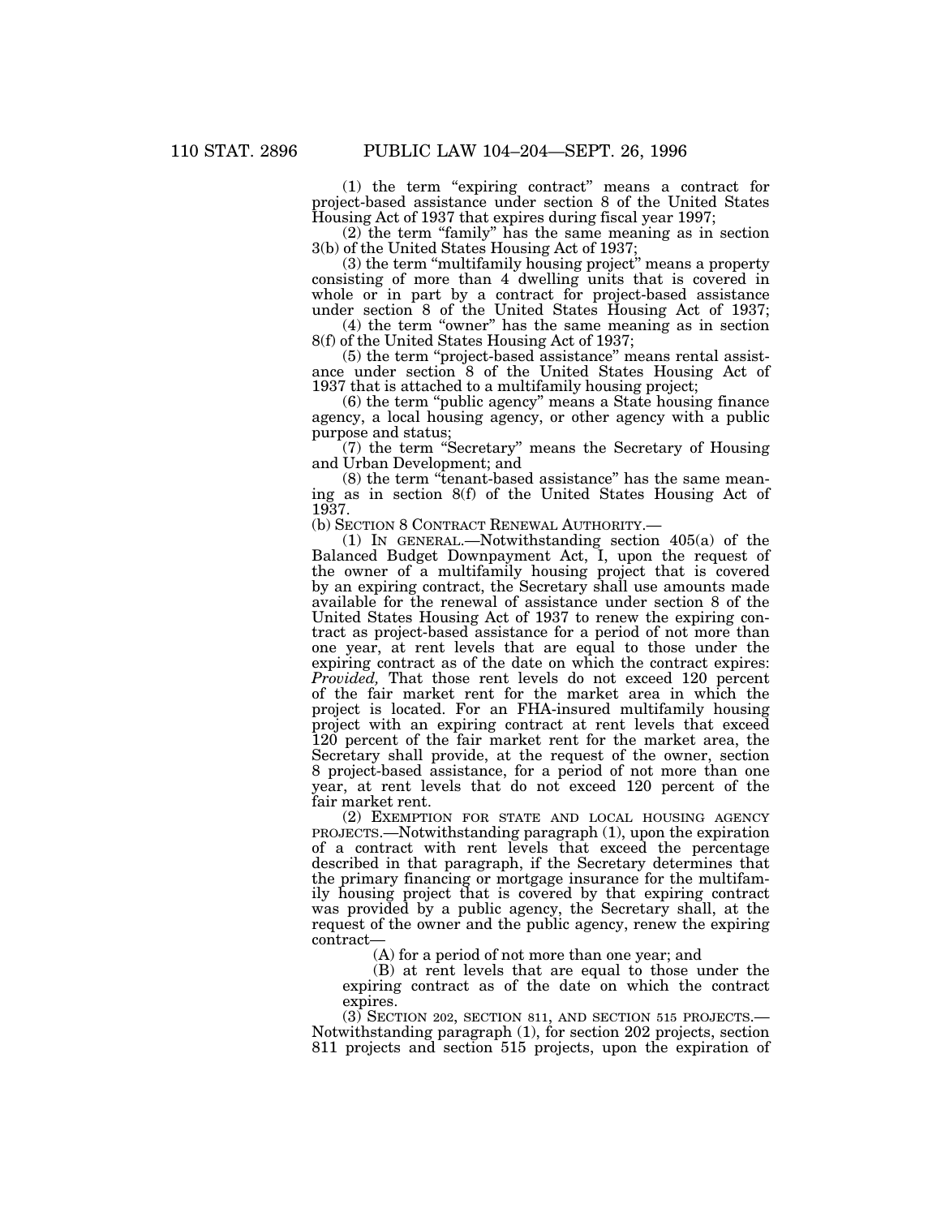(1) the term "expiring contract" means a contract for project-based assistance under section 8 of the United States Housing Act of 1937 that expires during fiscal year 1997;

(2) the term "family" has the same meaning as in section 3(b) of the United States Housing Act of 1937;

(3) the term "multifamily housing project" means a property consisting of more than 4 dwelling units that is covered in whole or in part by a contract for project-based assistance under section 8 of the United States Housing Act of 1937;

(4) the term "owner" has the same meaning as in section 8(f) of the United States Housing Act of 1937;

(5) the term "project-based assistance" means rental assistance under section 8 of the United States Housing Act of 1937 that is attached to a multifamily housing project;

(6) the term "public agency" means a State housing finance agency, a local housing agency, or other agency with a public purpose and status;

(7) the term "Secretary" means the Secretary of Housing and Urban Development; and

(8) the term "tenant-based assistance" has the same meaning as in section 8(f) of the United States Housing Act of 1937.

(b) SECTION 8 CONTRACT RENEWAL AUTHORITY.—

(1) IN GENERAL.—Notwithstanding section 405(a) of the Balanced Budget Downpayment Act, I, upon the request of the owner of a multifamily housing project that is covered by an expiring contract, the Secretary shall use amounts made available for the renewal of assistance under section 8 of the United States Housing Act of 1937 to renew the expiring contract as project-based assistance for a period of not more than one year, at rent levels that are equal to those under the expiring contract as of the date on which the contract expires: *Provided,* That those rent levels do not exceed 120 percent of the fair market rent for the market area in which the project is located. For an FHA-insured multifamily housing project with an expiring contract at rent levels that exceed 120 percent of the fair market rent for the market area, the Secretary shall provide, at the request of the owner, section 8 project-based assistance, for a period of not more than one year, at rent levels that do not exceed 120 percent of the fair market rent.

(2) EXEMPTION FOR STATE AND LOCAL HOUSING AGENCY PROJECTS.—Notwithstanding paragraph (1), upon the expiration of a contract with rent levels that exceed the percentage described in that paragraph, if the Secretary determines that the primary financing or mortgage insurance for the multifamily housing project that is covered by that expiring contract was provided by a public agency, the Secretary shall, at the request of the owner and the public agency, renew the expiring contract—

(A) for a period of not more than one year; and

(B) at rent levels that are equal to those under the expiring contract as of the date on which the contract expires.

(3) SECTION 202, SECTION 811, AND SECTION 515 PROJECTS.—Notwithstanding paragraph (1), for section 202 projects, section 811 projects and section 515 projects, upon the expiration of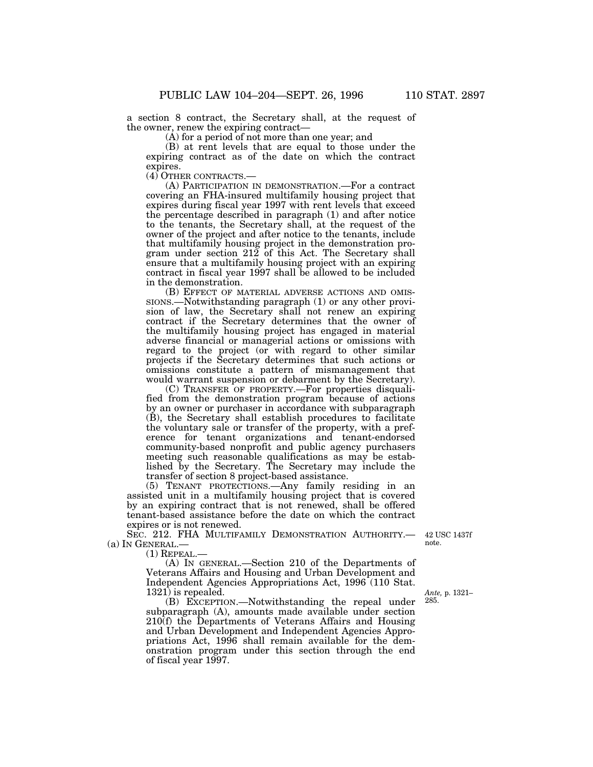a section 8 contract, the Secretary shall, at the request of the owner, renew the expiring contract—

(A) for a period of not more than one year; and

(B) at rent levels that are equal to those under the expiring contract as of the date on which the contract expires.

(4) OTHER CONTRACTS.—

(A) PARTICIPATION IN DEMONSTRATION.—For a contract covering an FHA-insured multifamily housing project that expires during fiscal year 1997 with rent levels that exceed the percentage described in paragraph (1) and after notice to the tenants, the Secretary shall, at the request of the owner of the project and after notice to the tenants, include that multifamily housing project in the demonstration program under section 212 of this Act. The Secretary shall ensure that a multifamily housing project with an expiring contract in fiscal year 1997 shall be allowed to be included in the demonstration.

(B) EFFECT OF MATERIAL ADVERSE ACTIONS AND OMISSIONS.—Notwithstanding paragraph (1) or any other provision of law, the Secretary shall not renew an expiring contract if the Secretary determines that the owner of the multifamily housing project has engaged in material adverse financial or managerial actions or omissions with regard to the project (or with regard to other similar projects if the Secretary determines that such actions or omissions constitute a pattern of mismanagement that would warrant suspension or debarment by the Secretary).

(C) TRANSFER OF PROPERTY.—For properties disqualified from the demonstration program because of actions by an owner or purchaser in accordance with subparagraph (B), the Secretary shall establish procedures to facilitate the voluntary sale or transfer of the property, with a preference for tenant organizations and tenant-endorsed community-based nonprofit and public agency purchasers meeting such reasonable qualifications as may be established by the Secretary. The Secretary may include the transfer of section 8 project-based assistance.

(5) TENANT PROTECTIONS.—Any family residing in an assisted unit in a multifamily housing project that is covered by an expiring contract that is not renewed, shall be offered tenant-based assistance before the date on which the contract expires or is not renewed.

SEC. 212. FHA MULTIFAMILY DEMONSTRATION AUTHORITY.—

42 USC 1437f note.

(a) IN GENERAL.—

(1) REPEAL.—

(A) IN GENERAL.—Section 210 of the Departments of Veterans Affairs and Housing and Urban Development and Independent Agencies Appropriations Act, 1996 (110 Stat. 1321) is repealed.

*Ante,* p. 1321–285.

(B) EXCEPTION.—Notwithstanding the repeal under subparagraph (A), amounts made available under section 210(f) the Departments of Veterans Affairs and Housing and Urban Development and Independent Agencies Appropriations Act, 1996 shall remain available for the demonstration program under this section through the end of fiscal year 1997.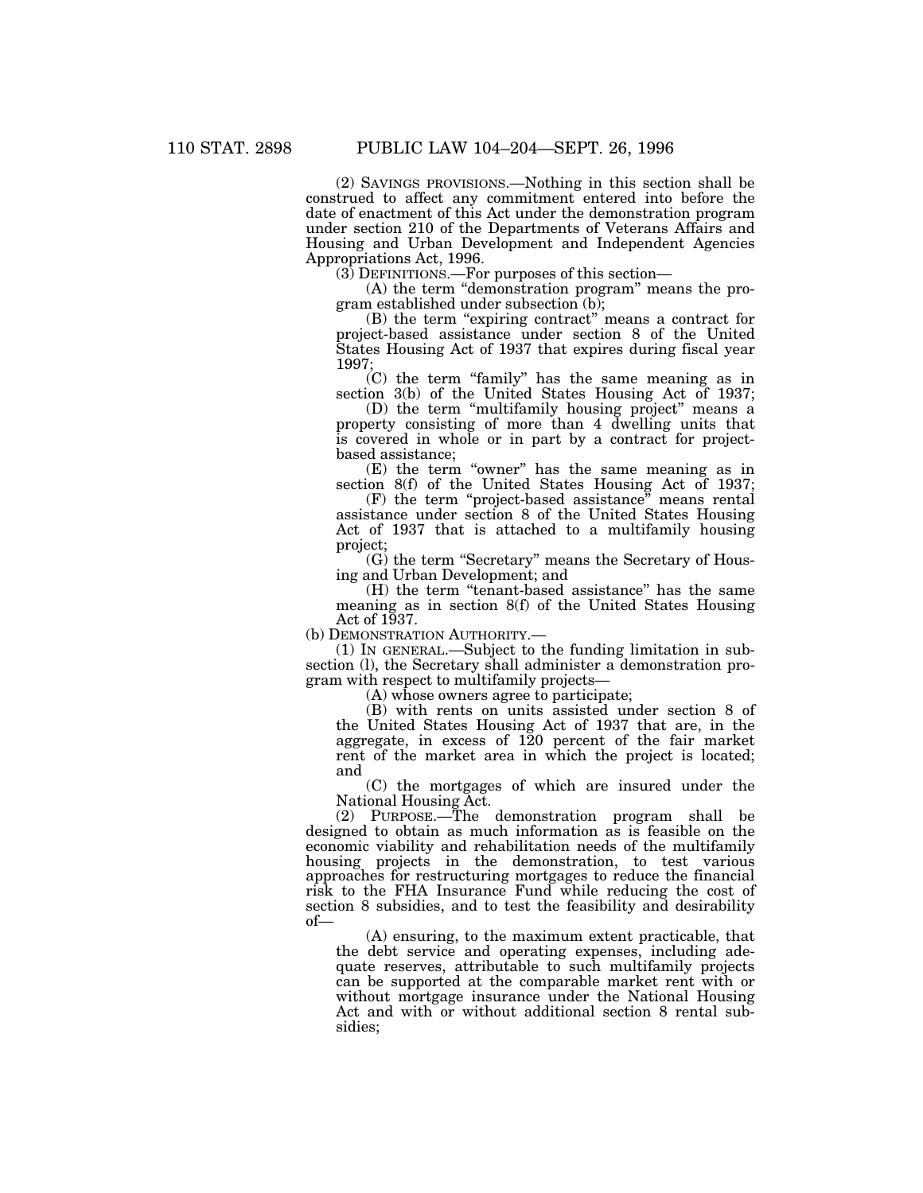(2) SAVINGS PROVISIONS.—Nothing in this section shall be construed to affect any commitment entered into before the date of enactment of this Act under the demonstration program under section 210 of the Departments of Veterans Affairs and Housing and Urban Development and Independent Agencies Appropriations Act, 1996.

(3) DEFINITIONS.—For purposes of this section—

(A) the term "demonstration program" means the program established under subsection (b);

(B) the term "expiring contract" means a contract for project-based assistance under section 8 of the United States Housing Act of 1937 that expires during fiscal year 1997;

(C) the term "family" has the same meaning as in section 3(b) of the United States Housing Act of 1937;

(D) the term "multifamily housing project" means a property consisting of more than 4 dwelling units that is covered in whole or in part by a contract for project-based assistance;

(E) the term "owner" has the same meaning as in section 8(f) of the United States Housing Act of 1937;

(F) the term "project-based assistance" means rental assistance under section 8 of the United States Housing Act of 1937 that is attached to a multifamily housing project;

(G) the term "Secretary" means the Secretary of Housing and Urban Development; and

(H) the term "tenant-based assistance" has the same meaning as in section 8(f) of the United States Housing Act of 1937.

(b) DEMONSTRATION AUTHORITY.—

(1) IN GENERAL.—Subject to the funding limitation in subsection (l), the Secretary shall administer a demonstration program with respect to multifamily projects—

(A) whose owners agree to participate;

(B) with rents on units assisted under section 8 of the United States Housing Act of 1937 that are, in the aggregate, in excess of 120 percent of the fair market rent of the market area in which the project is located; and

(C) the mortgages of which are insured under the National Housing Act.

(2) PURPOSE.—The demonstration program shall be designed to obtain as much information as is feasible on the economic viability and rehabilitation needs of the multifamily housing projects in the demonstration, to test various approaches for restructuring mortgages to reduce the financial risk to the FHA Insurance Fund while reducing the cost of section 8 subsidies, and to test the feasibility and desirability of—

(A) ensuring, to the maximum extent practicable, that the debt service and operating expenses, including adequate reserves, attributable to such multifamily projects can be supported at the comparable market rent with or without mortgage insurance under the National Housing Act and with or without additional section 8 rental subsidies;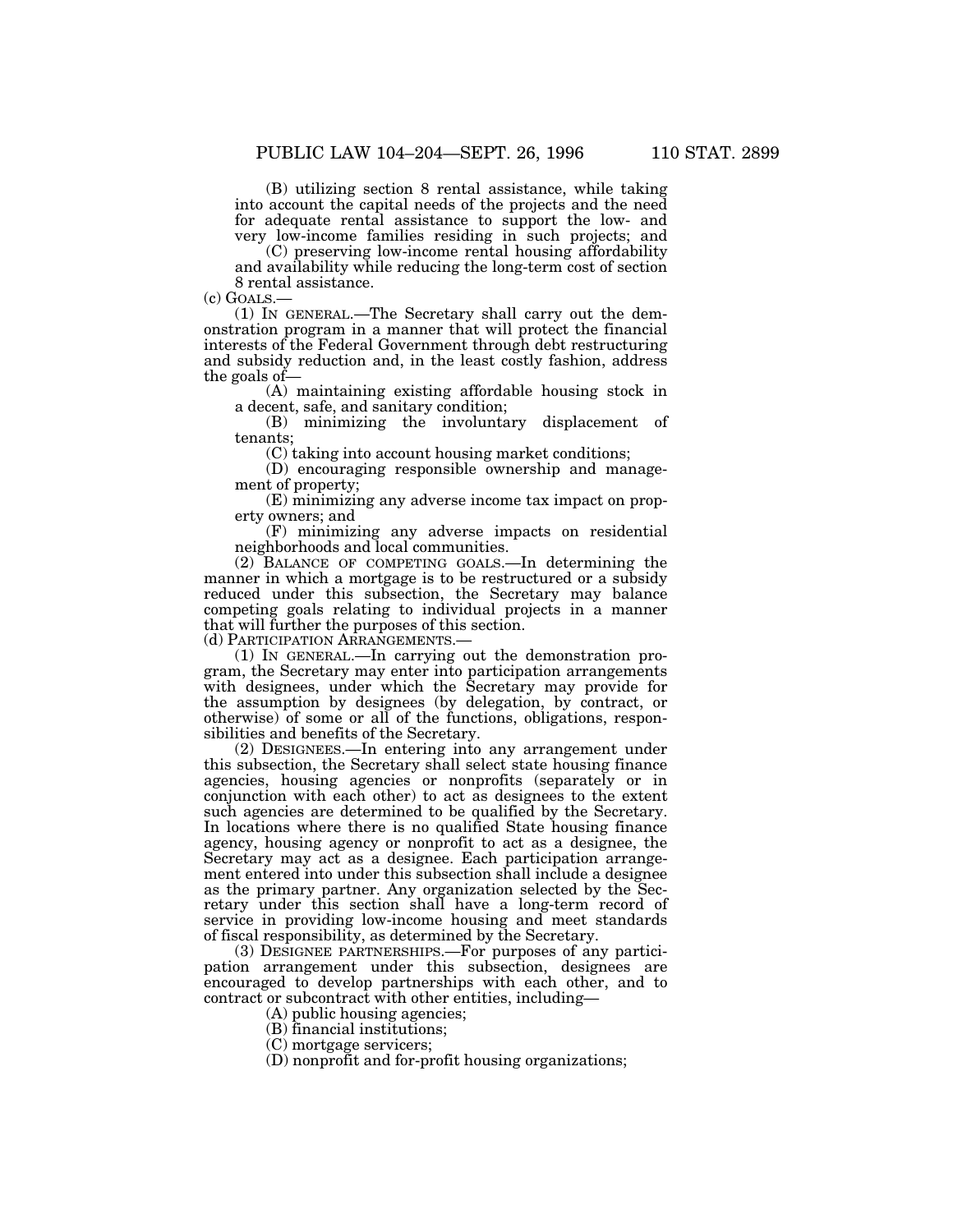(B) utilizing section 8 rental assistance, while taking into account the capital needs of the projects and the need for adequate rental assistance to support the low- and very low-income families residing in such projects; and

(C) preserving low-income rental housing affordability and availability while reducing the long-term cost of section 8 rental assistance.

(c) GOALS.—

(1) IN GENERAL.—The Secretary shall carry out the demonstration program in a manner that will protect the financial interests of the Federal Government through debt restructuring and subsidy reduction and, in the least costly fashion, address the goals of—

(A) maintaining existing affordable housing stock in a decent, safe, and sanitary condition;

(B) minimizing the involuntary displacement of tenants;

(C) taking into account housing market conditions;

(D) encouraging responsible ownership and management of property;

(E) minimizing any adverse income tax impact on property owners; and

(F) minimizing any adverse impacts on residential neighborhoods and local communities.

(2) BALANCE OF COMPETING GOALS.—In determining the manner in which a mortgage is to be restructured or a subsidy reduced under this subsection, the Secretary may balance competing goals relating to individual projects in a manner that will further the purposes of this section.

(d) PARTICIPATION ARRANGEMENTS.—

(1) IN GENERAL.—In carrying out the demonstration program, the Secretary may enter into participation arrangements with designees, under which the Secretary may provide for the assumption by designees (by delegation, by contract, or otherwise) of some or all of the functions, obligations, responsibilities and benefits of the Secretary.

(2) DESIGNEES.—In entering into any arrangement under this subsection, the Secretary shall select state housing finance agencies, housing agencies or nonprofits (separately or in conjunction with each other) to act as designees to the extent such agencies are determined to be qualified by the Secretary. In locations where there is no qualified State housing finance agency, housing agency or nonprofit to act as a designee, the Secretary may act as a designee. Each participation arrangement entered into under this subsection shall include a designee as the primary partner. Any organization selected by the Secretary under this section shall have a long-term record of service in providing low-income housing and meet standards of fiscal responsibility, as determined by the Secretary.

(3) DESIGNEE PARTNERSHIPS.—For purposes of any participation arrangement under this subsection, designees are encouraged to develop partnerships with each other, and to contract or subcontract with other entities, including—

(A) public housing agencies;

(B) financial institutions;

(C) mortgage servicers;

(D) nonprofit and for-profit housing organizations;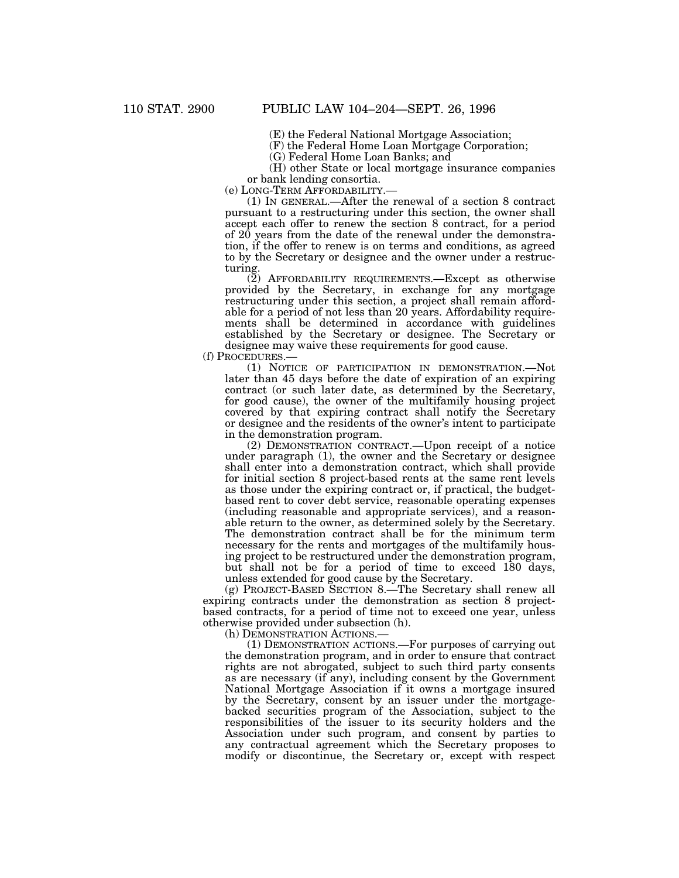(E) the Federal National Mortgage Association;

(F) the Federal Home Loan Mortgage Corporation;

(G) Federal Home Loan Banks; and

(H) other State or local mortgage insurance companies or bank lending consortia.

(e) LONG-TERM AFFORDABILITY.—

(1) IN GENERAL.—After the renewal of a section 8 contract pursuant to a restructuring under this section, the owner shall accept each offer to renew the section 8 contract, for a period of 20 years from the date of the renewal under the demonstration, if the offer to renew is on terms and conditions, as agreed to by the Secretary or designee and the owner under a restructuring.

(2) AFFORDABILITY REQUIREMENTS.—Except as otherwise provided by the Secretary, in exchange for any mortgage restructuring under this section, a project shall remain affordable for a period of not less than 20 years. Affordability requirements shall be determined in accordance with guidelines established by the Secretary or designee. The Secretary or designee may waive these requirements for good cause.

(f) PROCEDURES.—

(1) NOTICE OF PARTICIPATION IN DEMONSTRATION.—Not later than 45 days before the date of expiration of an expiring contract (or such later date, as determined by the Secretary, for good cause), the owner of the multifamily housing project covered by that expiring contract shall notify the Secretary or designee and the residents of the owner's intent to participate in the demonstration program.

(2) DEMONSTRATION CONTRACT.—Upon receipt of a notice under paragraph (1), the owner and the Secretary or designee shall enter into a demonstration contract, which shall provide for initial section 8 project-based rents at the same rent levels as those under the expiring contract or, if practical, the budget-based rent to cover debt service, reasonable operating expenses (including reasonable and appropriate services), and a reasonable return to the owner, as determined solely by the Secretary. The demonstration contract shall be for the minimum term necessary for the rents and mortgages of the multifamily housing project to be restructured under the demonstration program, but shall not be for a period of time to exceed 180 days, unless extended for good cause by the Secretary.

(g) PROJECT-BASED SECTION 8.—The Secretary shall renew all expiring contracts under the demonstration as section 8 project-based contracts, for a period of time not to exceed one year, unless otherwise provided under subsection (h).

(h) DEMONSTRATION ACTIONS.—

(1) DEMONSTRATION ACTIONS.—For purposes of carrying out the demonstration program, and in order to ensure that contract rights are not abrogated, subject to such third party consents as are necessary (if any), including consent by the Government National Mortgage Association if it owns a mortgage insured by the Secretary, consent by an issuer under the mortgage-backed securities program of the Association, subject to the responsibilities of the issuer to its security holders and the Association under such program, and consent by parties to any contractual agreement which the Secretary proposes to modify or discontinue, the Secretary or, except with respect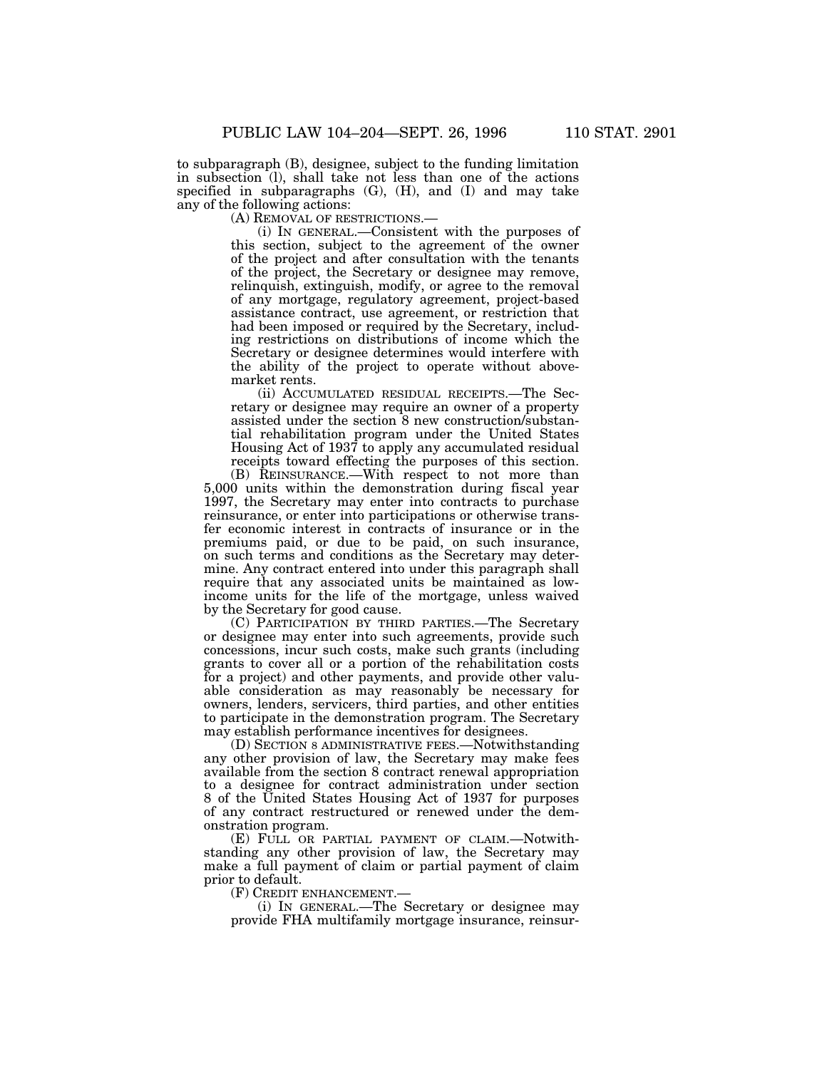to subparagraph (B), designee, subject to the funding limitation in subsection (l), shall take not less than one of the actions specified in subparagraphs (G), (H), and (I) and may take any of the following actions:

(A) REMOVAL OF RESTRICTIONS.—

(i) IN GENERAL.—Consistent with the purposes of this section, subject to the agreement of the owner of the project and after consultation with the tenants of the project, the Secretary or designee may remove, relinquish, extinguish, modify, or agree to the removal of any mortgage, regulatory agreement, project-based assistance contract, use agreement, or restriction that had been imposed or required by the Secretary, including restrictions on distributions of income which the Secretary or designee determines would interfere with the ability of the project to operate without above-market rents.

(ii) ACCUMULATED RESIDUAL RECEIPTS.—The Secretary or designee may require an owner of a property assisted under the section 8 new construction/substantial rehabilitation program under the United States Housing Act of 1937 to apply any accumulated residual receipts toward effecting the purposes of this section.

(B) REINSURANCE.—With respect to not more than 5,000 units within the demonstration during fiscal year 1997, the Secretary may enter into contracts to purchase reinsurance, or enter into participations or otherwise transfer economic interest in contracts of insurance or in the premiums paid, or due to be paid, on such insurance, on such terms and conditions as the Secretary may determine. Any contract entered into under this paragraph shall require that any associated units be maintained as low-income units for the life of the mortgage, unless waived by the Secretary for good cause.

(C) PARTICIPATION BY THIRD PARTIES.—The Secretary or designee may enter into such agreements, provide such concessions, incur such costs, make such grants (including grants to cover all or a portion of the rehabilitation costs for a project) and other payments, and provide other valuable consideration as may reasonably be necessary for owners, lenders, servicers, third parties, and other entities to participate in the demonstration program. The Secretary may establish performance incentives for designees.

(D) SECTION 8 ADMINISTRATIVE FEES.—Notwithstanding any other provision of law, the Secretary may make fees available from the section 8 contract renewal appropriation to a designee for contract administration under section 8 of the United States Housing Act of 1937 for purposes of any contract restructured or renewed under the demonstration program.

(E) FULL OR PARTIAL PAYMENT OF CLAIM.—Notwithstanding any other provision of law, the Secretary may make a full payment of claim or partial payment of claim prior to default.

(F) CREDIT ENHANCEMENT.—

(i) IN GENERAL.—The Secretary or designee may provide FHA multifamily mortgage insurance, reinsur-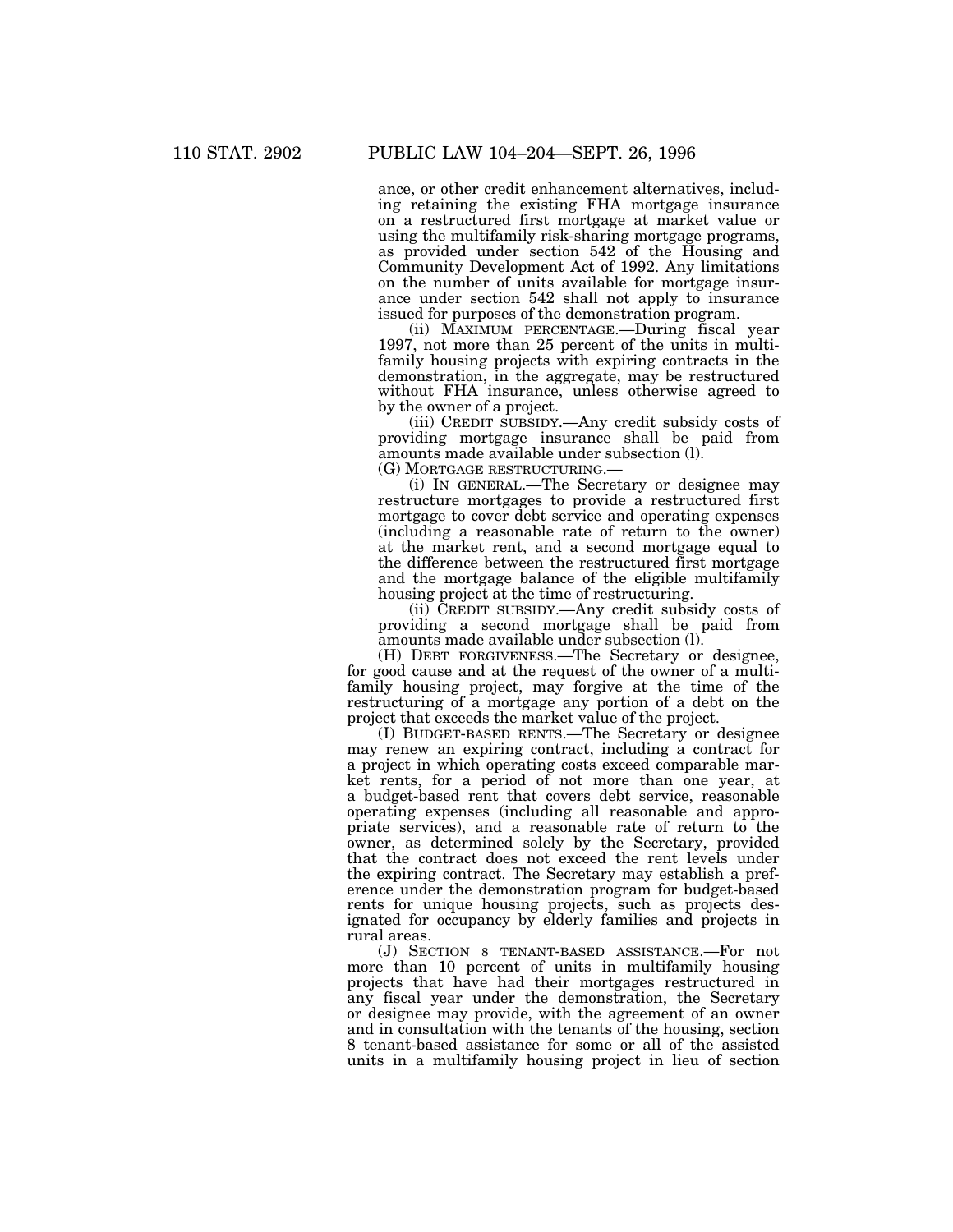ance, or other credit enhancement alternatives, including retaining the existing FHA mortgage insurance on a restructured first mortgage at market value or using the multifamily risk-sharing mortgage programs, as provided under section 542 of the Housing and Community Development Act of 1992. Any limitations on the number of units available for mortgage insurance under section 542 shall not apply to insurance issued for purposes of the demonstration program.

(ii) MAXIMUM PERCENTAGE.—During fiscal year 1997, not more than 25 percent of the units in multifamily housing projects with expiring contracts in the demonstration, in the aggregate, may be restructured without FHA insurance, unless otherwise agreed to by the owner of a project.

(iii) CREDIT SUBSIDY.—Any credit subsidy costs of providing mortgage insurance shall be paid from amounts made available under subsection (l).

(G) MORTGAGE RESTRUCTURING.—

(i) IN GENERAL.—The Secretary or designee may restructure mortgages to provide a restructured first mortgage to cover debt service and operating expenses (including a reasonable rate of return to the owner) at the market rent, and a second mortgage equal to the difference between the restructured first mortgage and the mortgage balance of the eligible multifamily housing project at the time of restructuring.

(ii) CREDIT SUBSIDY.—Any credit subsidy costs of providing a second mortgage shall be paid from amounts made available under subsection (l).

(H) DEBT FORGIVENESS.—The Secretary or designee, for good cause and at the request of the owner of a multifamily housing project, may forgive at the time of the restructuring of a mortgage any portion of a debt on the project that exceeds the market value of the project.

(I) BUDGET-BASED RENTS.—The Secretary or designee may renew an expiring contract, including a contract for a project in which operating costs exceed comparable market rents, for a period of not more than one year, at a budget-based rent that covers debt service, reasonable operating expenses (including all reasonable and appropriate services), and a reasonable rate of return to the owner, as determined solely by the Secretary, provided that the contract does not exceed the rent levels under the expiring contract. The Secretary may establish a preference under the demonstration program for budget-based rents for unique housing projects, such as projects designated for occupancy by elderly families and projects in rural areas.

(J) SECTION 8 TENANT-BASED ASSISTANCE.—For not more than 10 percent of units in multifamily housing projects that have had their mortgages restructured in any fiscal year under the demonstration, the Secretary or designee may provide, with the agreement of an owner and in consultation with the tenants of the housing, section 8 tenant-based assistance for some or all of the assisted units in a multifamily housing project in lieu of section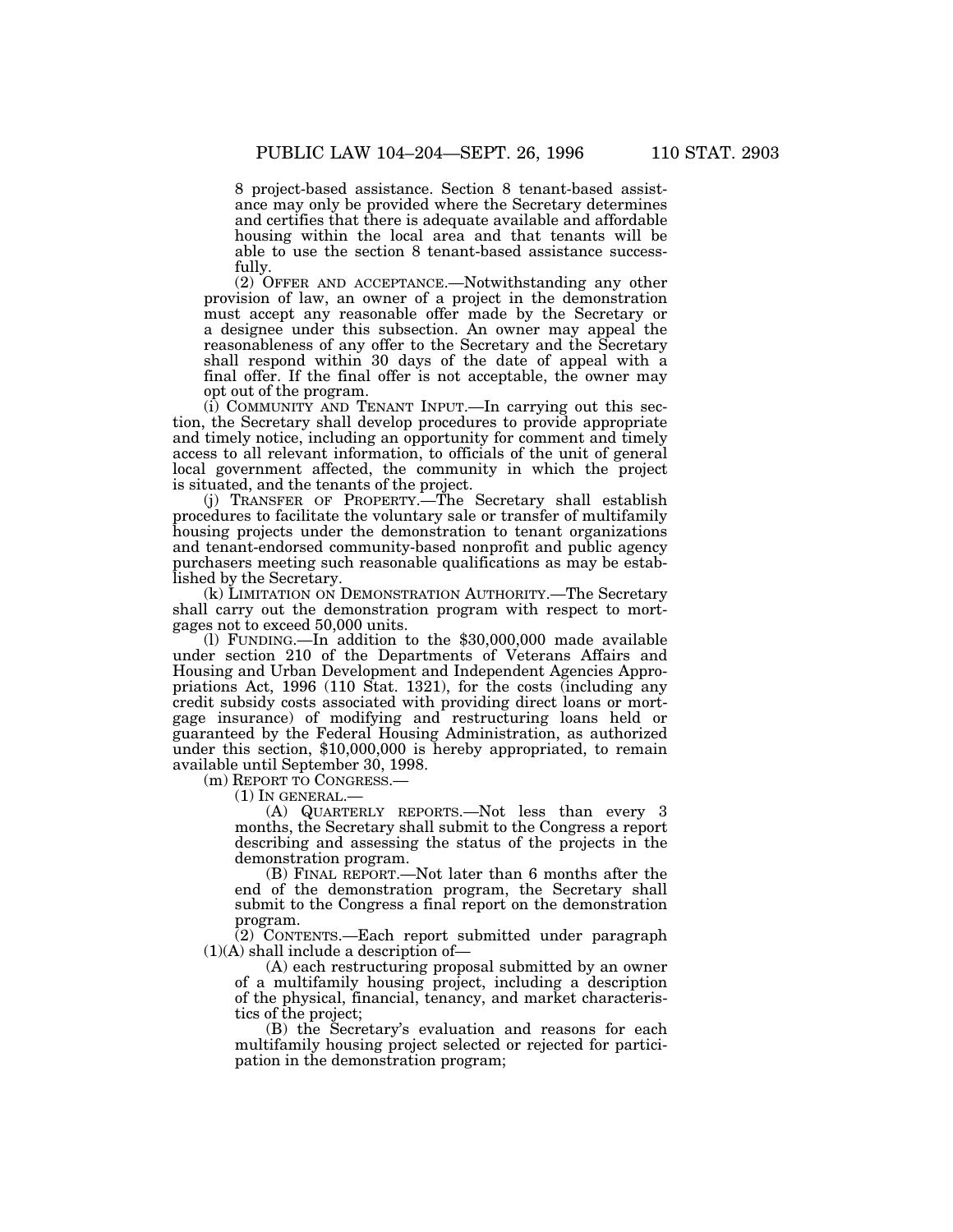8 project-based assistance. Section 8 tenant-based assistance may only be provided where the Secretary determines and certifies that there is adequate available and affordable housing within the local area and that tenants will be able to use the section 8 tenant-based assistance successfully.

(2) OFFER AND ACCEPTANCE.—Notwithstanding any other provision of law, an owner of a project in the demonstration must accept any reasonable offer made by the Secretary or a designee under this subsection. An owner may appeal the reasonableness of any offer to the Secretary and the Secretary shall respond within 30 days of the date of appeal with a final offer. If the final offer is not acceptable, the owner may opt out of the program.

(i) COMMUNITY AND TENANT INPUT.—In carrying out this section, the Secretary shall develop procedures to provide appropriate and timely notice, including an opportunity for comment and timely access to all relevant information, to officials of the unit of general local government affected, the community in which the project is situated, and the tenants of the project.

(j) TRANSFER OF PROPERTY.—The Secretary shall establish procedures to facilitate the voluntary sale or transfer of multifamily housing projects under the demonstration to tenant organizations and tenant-endorsed community-based nonprofit and public agency purchasers meeting such reasonable qualifications as may be established by the Secretary.

(k) LIMITATION ON DEMONSTRATION AUTHORITY.—The Secretary shall carry out the demonstration program with respect to mortgages not to exceed 50,000 units.

(l) FUNDING.—In addition to the $30,000,000 made available under section 210 of the Departments of Veterans Affairs and Housing and Urban Development and Independent Agencies Appropriations Act, 1996 (110 Stat. 1321), for the costs (including any credit subsidy costs associated with providing direct loans or mortgage insurance) of modifying and restructuring loans held or guaranteed by the Federal Housing Administration, as authorized under this section, $10,000,000 is hereby appropriated, to remain available until September 30, 1998.

(m) REPORT TO CONGRESS.—

(1) IN GENERAL.—

(A) QUARTERLY REPORTS.—Not less than every 3 months, the Secretary shall submit to the Congress a report describing and assessing the status of the projects in the demonstration program.

(B) FINAL REPORT.—Not later than 6 months after the end of the demonstration program, the Secretary shall submit to the Congress a final report on the demonstration program.

(2) CONTENTS.—Each report submitted under paragraph (1)(A) shall include a description of—

(A) each restructuring proposal submitted by an owner of a multifamily housing project, including a description of the physical, financial, tenancy, and market characteristics of the project;

(B) the Secretary's evaluation and reasons for each multifamily housing project selected or rejected for participation in the demonstration program;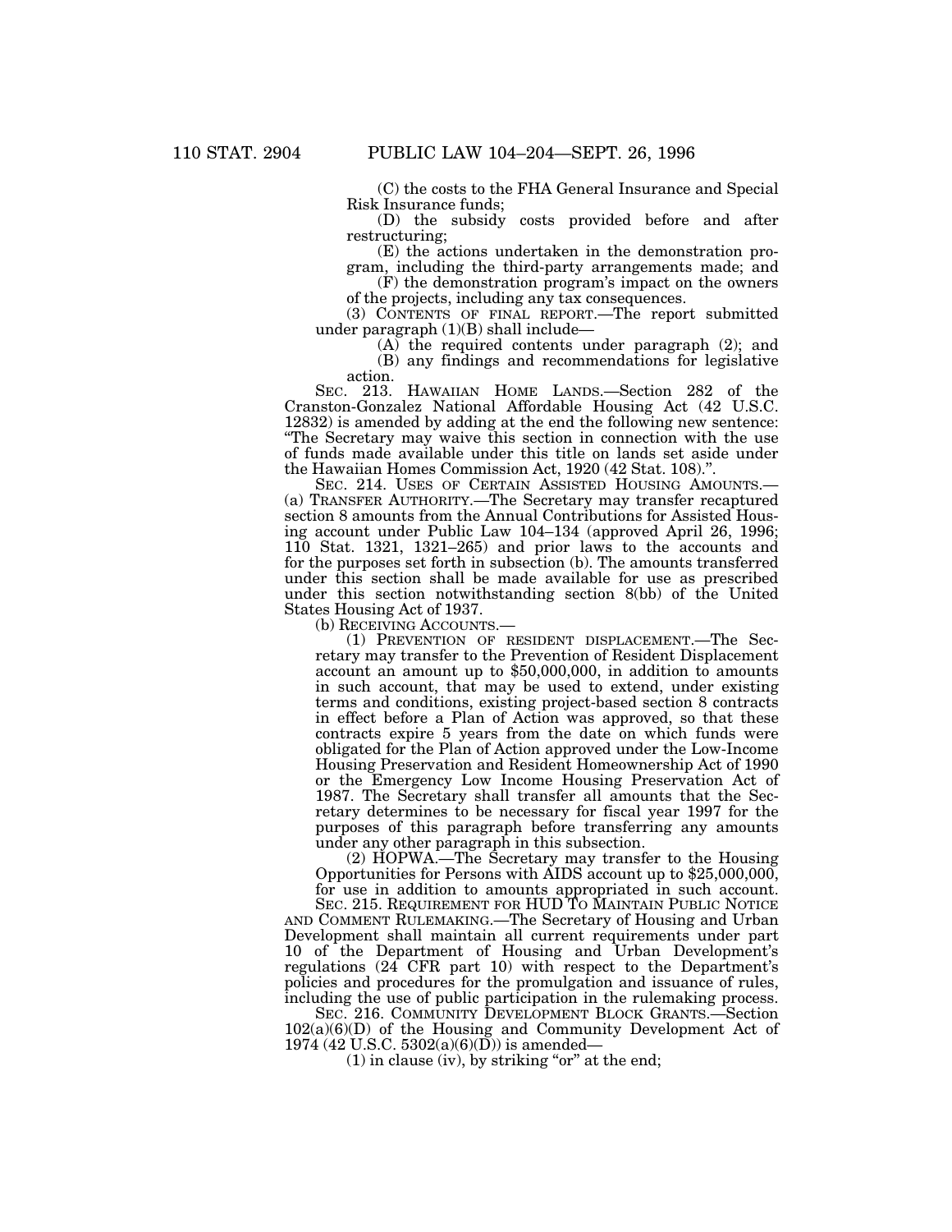(C) the costs to the FHA General Insurance and Special Risk Insurance funds;

(D) the subsidy costs provided before and after restructuring;

(E) the actions undertaken in the demonstration program, including the third-party arrangements made; and

(F) the demonstration program's impact on the owners of the projects, including any tax consequences.

(3) CONTENTS OF FINAL REPORT.—The report submitted under paragraph (1)(B) shall include—

(A) the required contents under paragraph (2); and

(B) any findings and recommendations for legislative action.

SEC. 213. HAWAIIAN HOME LANDS.—Section 282 of the Cranston-Gonzalez National Affordable Housing Act (42 U.S.C. 12832) is amended by adding at the end the following new sentence: "The Secretary may waive this section in connection with the use of funds made available under this title on lands set aside under the Hawaiian Homes Commission Act, 1920 (42 Stat. 108).".

SEC. 214. USES OF CERTAIN ASSISTED HOUSING AMOUNTS.—(a) TRANSFER AUTHORITY.—The Secretary may transfer recaptured section 8 amounts from the Annual Contributions for Assisted Housing account under Public Law 104–134 (approved April 26, 1996; 110 Stat. 1321, 1321–265) and prior laws to the accounts and for the purposes set forth in subsection (b). The amounts transferred under this section shall be made available for use as prescribed under this section notwithstanding section 8(bb) of the United States Housing Act of 1937.

(b) RECEIVING ACCOUNTS.—

(1) PREVENTION OF RESIDENT DISPLACEMENT.—The Secretary may transfer to the Prevention of Resident Displacement account an amount up to $50,000,000, in addition to amounts in such account, that may be used to extend, under existing terms and conditions, existing project-based section 8 contracts in effect before a Plan of Action was approved, so that these contracts expire 5 years from the date on which funds were obligated for the Plan of Action approved under the Low-Income Housing Preservation and Resident Homeownership Act of 1990 or the Emergency Low Income Housing Preservation Act of 1987. The Secretary shall transfer all amounts that the Secretary determines to be necessary for fiscal year 1997 for the purposes of this paragraph before transferring any amounts under any other paragraph in this subsection.

(2) HOPWA.—The Secretary may transfer to the Housing Opportunities for Persons with AIDS account up to $25,000,000, for use in addition to amounts appropriated in such account.

SEC. 215. REQUIREMENT FOR HUD TO MAINTAIN PUBLIC NOTICE AND COMMENT RULEMAKING.—The Secretary of Housing and Urban Development shall maintain all current requirements under part 10 of the Department of Housing and Urban Development's regulations (24 CFR part 10) with respect to the Department's policies and procedures for the promulgation and issuance of rules, including the use of public participation in the rulemaking process.

SEC. 216. COMMUNITY DEVELOPMENT BLOCK GRANTS.—Section 102(a)(6)(D) of the Housing and Community Development Act of 1974 (42 U.S.C. 5302(a)(6)(D)) is amended—

(1) in clause (iv), by striking "or" at the end;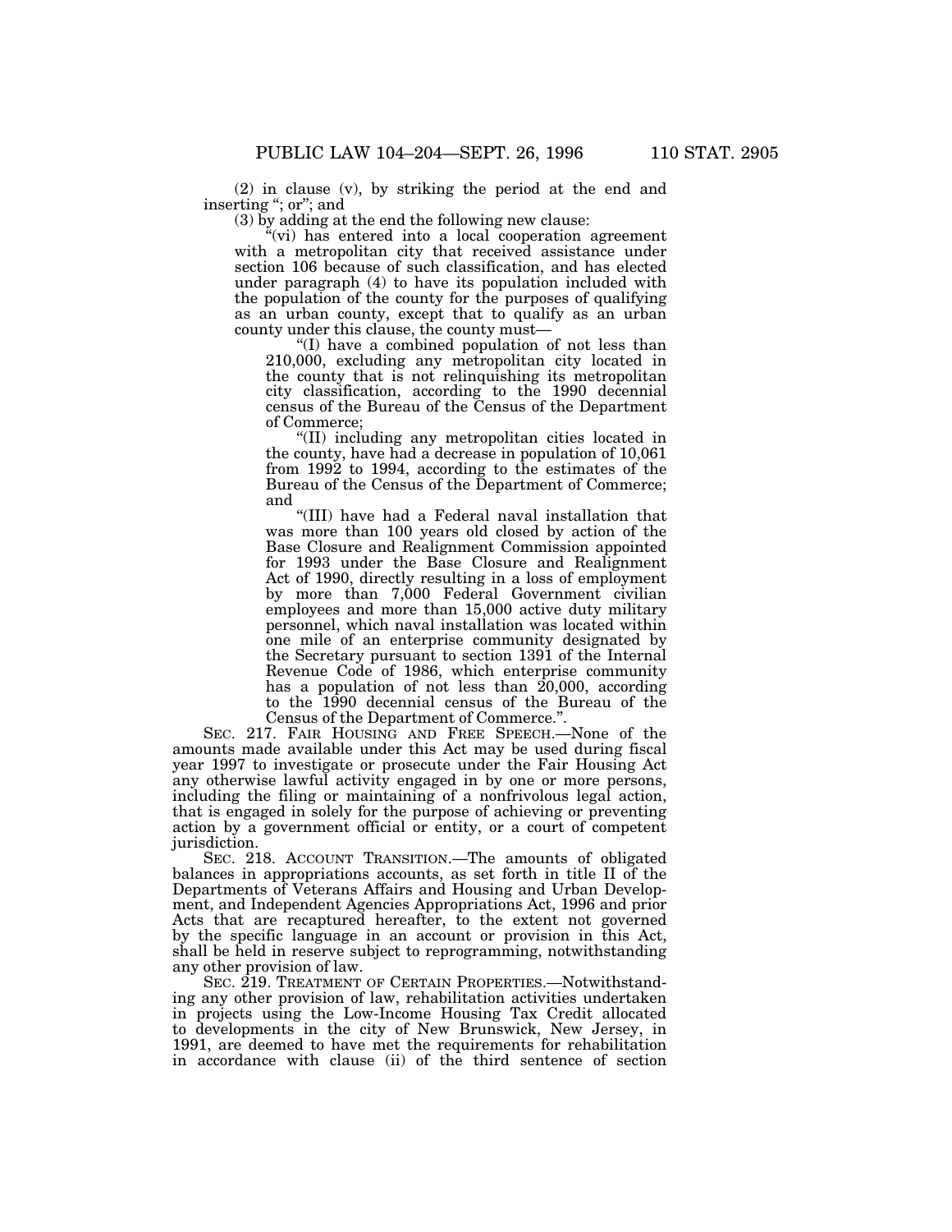(2) in clause (v), by striking the period at the end and inserting "; or"; and

(3) by adding at the end the following new clause:

"(vi) has entered into a local cooperation agreement with a metropolitan city that received assistance under section 106 because of such classification, and has elected under paragraph (4) to have its population included with the population of the county for the purposes of qualifying as an urban county, except that to qualify as an urban county under this clause, the county must—

"(I) have a combined population of not less than 210,000, excluding any metropolitan city located in the county that is not relinquishing its metropolitan city classification, according to the 1990 decennial census of the Bureau of the Census of the Department of Commerce;

"(II) including any metropolitan cities located in the county, have had a decrease in population of 10,061 from 1992 to 1994, according to the estimates of the Bureau of the Census of the Department of Commerce; and

"(III) have had a Federal naval installation that was more than 100 years old closed by action of the Base Closure and Realignment Commission appointed for 1993 under the Base Closure and Realignment Act of 1990, directly resulting in a loss of employment by more than 7,000 Federal Government civilian employees and more than 15,000 active duty military personnel, which naval installation was located within one mile of an enterprise community designated by the Secretary pursuant to section 1391 of the Internal Revenue Code of 1986, which enterprise community has a population of not less than 20,000, according to the 1990 decennial census of the Bureau of the Census of the Department of Commerce.".

SEC. 217. FAIR HOUSING AND FREE SPEECH.—None of the amounts made available under this Act may be used during fiscal year 1997 to investigate or prosecute under the Fair Housing Act any otherwise lawful activity engaged in by one or more persons, including the filing or maintaining of a nonfrivolous legal action, that is engaged in solely for the purpose of achieving or preventing action by a government official or entity, or a court of competent jurisdiction.

SEC. 218. ACCOUNT TRANSITION.—The amounts of obligated balances in appropriations accounts, as set forth in title II of the Departments of Veterans Affairs and Housing and Urban Development, and Independent Agencies Appropriations Act, 1996 and prior Acts that are recaptured hereafter, to the extent not governed by the specific language in an account or provision in this Act, shall be held in reserve subject to reprogramming, notwithstanding any other provision of law.

SEC. 219. TREATMENT OF CERTAIN PROPERTIES.—Notwithstanding any other provision of law, rehabilitation activities undertaken in projects using the Low-Income Housing Tax Credit allocated to developments in the city of New Brunswick, New Jersey, in 1991, are deemed to have met the requirements for rehabilitation in accordance with clause (ii) of the third sentence of section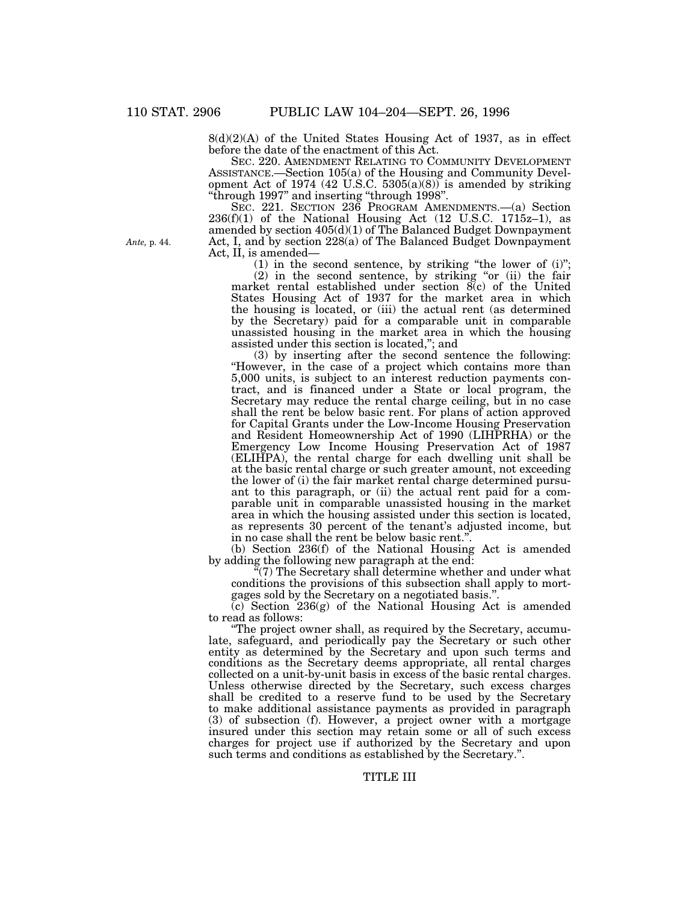8(d)(2)(A) of the United States Housing Act of 1937, as in effect before the date of the enactment of this Act.

SEC. 220. AMENDMENT RELATING TO COMMUNITY DEVELOPMENT ASSISTANCE.—Section 105(a) of the Housing and Community Development Act of 1974 (42 U.S.C. 5305(a)(8)) is amended by striking "through 1997" and inserting "through 1998".

SEC. 221. SECTION 236 PROGRAM AMENDMENTS.—(a) Section 236(f)(1) of the National Housing Act (12 U.S.C. 1715z–1), as amended by section 405(d)(1) of The Balanced Budget Downpayment Act, I, and by section 228(a) of The Balanced Budget Downpayment Act, II, is amended—

*Ante*, p. 44.

(1) in the second sentence, by striking "the lower of (i)";

(2) in the second sentence, by striking "or (ii) the fair market rental established under section 8(c) of the United States Housing Act of 1937 for the market area in which the housing is located, or (iii) the actual rent (as determined by the Secretary) paid for a comparable unit in comparable unassisted housing in the market area in which the housing assisted under this section is located,"; and

(3) by inserting after the second sentence the following: "However, in the case of a project which contains more than 5,000 units, is subject to an interest reduction payments contract, and is financed under a State or local program, the Secretary may reduce the rental charge ceiling, but in no case shall the rent be below basic rent. For plans of action approved for Capital Grants under the Low-Income Housing Preservation and Resident Homeownership Act of 1990 (LIHPRHA) or the Emergency Low Income Housing Preservation Act of 1987 (ELIHPA), the rental charge for each dwelling unit shall be at the basic rental charge or such greater amount, not exceeding the lower of (i) the fair market rental charge determined pursuant to this paragraph, or (ii) the actual rent paid for a comparable unit in comparable unassisted housing in the market area in which the housing assisted under this section is located, as represents 30 percent of the tenant's adjusted income, but in no case shall the rent be below basic rent.".

(b) Section 236(f) of the National Housing Act is amended by adding the following new paragraph at the end:

"(7) The Secretary shall determine whether and under what conditions the provisions of this subsection shall apply to mortgages sold by the Secretary on a negotiated basis.".

(c) Section 236(g) of the National Housing Act is amended to read as follows:

"The project owner shall, as required by the Secretary, accumulate, safeguard, and periodically pay the Secretary or such other entity as determined by the Secretary and upon such terms and conditions as the Secretary deems appropriate, all rental charges collected on a unit-by-unit basis in excess of the basic rental charges. Unless otherwise directed by the Secretary, such excess charges shall be credited to a reserve fund to be used by the Secretary to make additional assistance payments as provided in paragraph (3) of subsection (f). However, a project owner with a mortgage insured under this section may retain some or all of such excess charges for project use if authorized by the Secretary and upon such terms and conditions as established by the Secretary.".

## TITLE III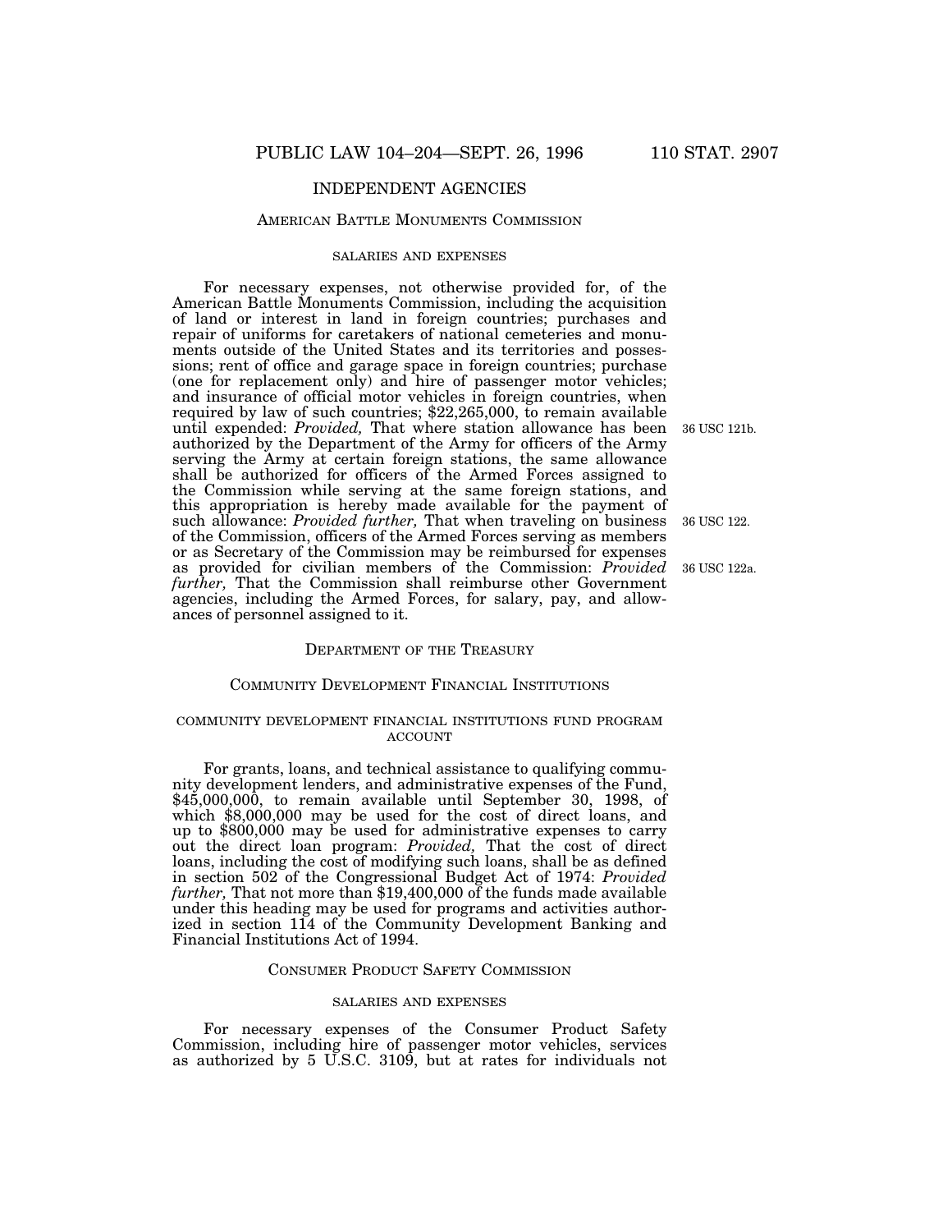## INDEPENDENT AGENCIES

### American Battle Monuments Commission

#### salaries and expenses

For necessary expenses, not otherwise provided for, of the American Battle Monuments Commission, including the acquisition of land or interest in land in foreign countries; purchases and repair of uniforms for caretakers of national cemeteries and monuments outside of the United States and its territories and possessions; rent of office and garage space in foreign countries; purchase (one for replacement only) and hire of passenger motor vehicles; and insurance of official motor vehicles in foreign countries, when required by law of such countries; $22,265,000, to remain available until expended: *Provided,* That where station allowance has been authorized by the Department of the Army for officers of the Army serving the Army at certain foreign stations, the same allowance shall be authorized for officers of the Armed Forces assigned to the Commission while serving at the same foreign stations, and this appropriation is hereby made available for the payment of such allowance: *Provided further,* That when traveling on business of the Commission, officers of the Armed Forces serving as members or as Secretary of the Commission may be reimbursed for expenses as provided for civilian members of the Commission: *Provided further,* That the Commission shall reimburse other Government agencies, including the Armed Forces, for salary, pay, and allowances of personnel assigned to it.

36 USC 121b.

36 USC 122.

36 USC 122a.

### Department of the Treasury

### Community Development Financial Institutions

#### community development financial institutions fund program account

For grants, loans, and technical assistance to qualifying community development lenders, and administrative expenses of the Fund, $45,000,000, to remain available until September 30, 1998, of which $8,000,000 may be used for the cost of direct loans, and up to $800,000 may be used for administrative expenses to carry out the direct loan program: *Provided,* That the cost of direct loans, including the cost of modifying such loans, shall be as defined in section 502 of the Congressional Budget Act of 1974: *Provided further,* That not more than $19,400,000 of the funds made available under this heading may be used for programs and activities authorized in section 114 of the Community Development Banking and Financial Institutions Act of 1994.

### Consumer Product Safety Commission

#### salaries and expenses

For necessary expenses of the Consumer Product Safety Commission, including hire of passenger motor vehicles, services as authorized by 5 U.S.C. 3109, but at rates for individuals not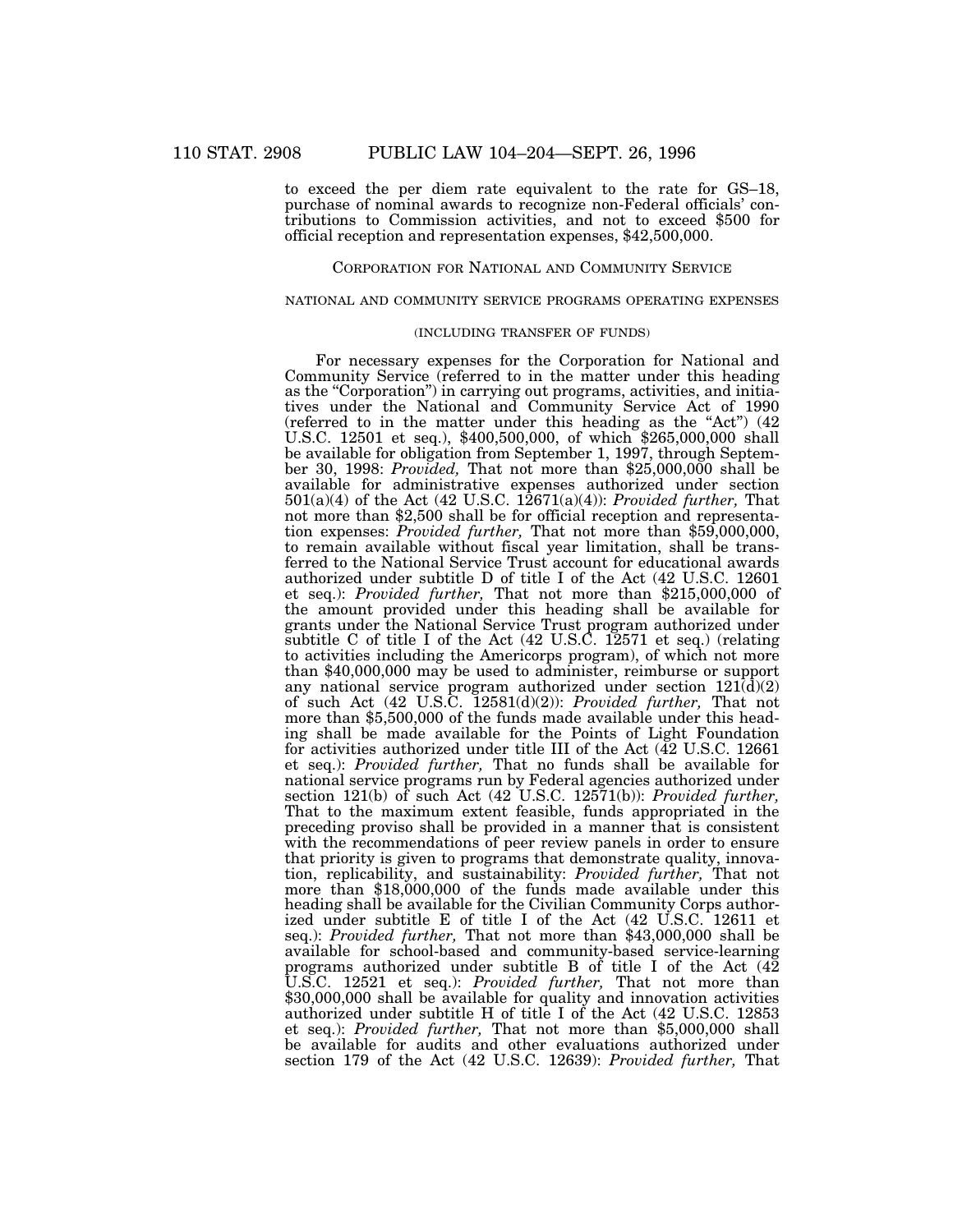to exceed the per diem rate equivalent to the rate for GS–18, purchase of nominal awards to recognize non-Federal officials' contributions to Commission activities, and not to exceed $500 for official reception and representation expenses, $42,500,000.

## CORPORATION FOR NATIONAL AND COMMUNITY SERVICE

### NATIONAL AND COMMUNITY SERVICE PROGRAMS OPERATING EXPENSES

#### (INCLUDING TRANSFER OF FUNDS)

For necessary expenses for the Corporation for National and Community Service (referred to in the matter under this heading as the "Corporation") in carrying out programs, activities, and initiatives under the National and Community Service Act of 1990 (referred to in the matter under this heading as the "Act") (42 U.S.C. 12501 et seq.), $400,500,000, of which $265,000,000 shall be available for obligation from September 1, 1997, through September 30, 1998: *Provided,* That not more than $25,000,000 shall be available for administrative expenses authorized under section 501(a)(4) of the Act (42 U.S.C. 12671(a)(4)): *Provided further,* That not more than $2,500 shall be for official reception and representation expenses: *Provided further,* That not more than $59,000,000, to remain available without fiscal year limitation, shall be transferred to the National Service Trust account for educational awards authorized under subtitle D of title I of the Act (42 U.S.C. 12601 et seq.): *Provided further,* That not more than $215,000,000 of the amount provided under this heading shall be available for grants under the National Service Trust program authorized under subtitle C of title I of the Act (42 U.S.C. 12571 et seq.) (relating to activities including the Americorps program), of which not more than $40,000,000 may be used to administer, reimburse or support any national service program authorized under section 121(d)(2) of such Act (42 U.S.C. 12581(d)(2)): *Provided further,* That not more than $5,500,000 of the funds made available under this heading shall be made available for the Points of Light Foundation for activities authorized under title III of the Act (42 U.S.C. 12661 et seq.): *Provided further,* That no funds shall be available for national service programs run by Federal agencies authorized under section 121(b) of such Act (42 U.S.C. 12571(b)): *Provided further,* That to the maximum extent feasible, funds appropriated in the preceding proviso shall be provided in a manner that is consistent with the recommendations of peer review panels in order to ensure that priority is given to programs that demonstrate quality, innovation, replicability, and sustainability: *Provided further,* That not more than $18,000,000 of the funds made available under this heading shall be available for the Civilian Community Corps authorized under subtitle E of title I of the Act (42 U.S.C. 12611 et seq.): *Provided further,* That not more than $43,000,000 shall be available for school-based and community-based service-learning programs authorized under subtitle B of title I of the Act (42 U.S.C. 12521 et seq.): *Provided further,* That not more than $30,000,000 shall be available for quality and innovation activities authorized under subtitle H of title I of the Act (42 U.S.C. 12853 et seq.): *Provided further,* That not more than $5,000,000 shall be available for audits and other evaluations authorized under section 179 of the Act (42 U.S.C. 12639): *Provided further,* That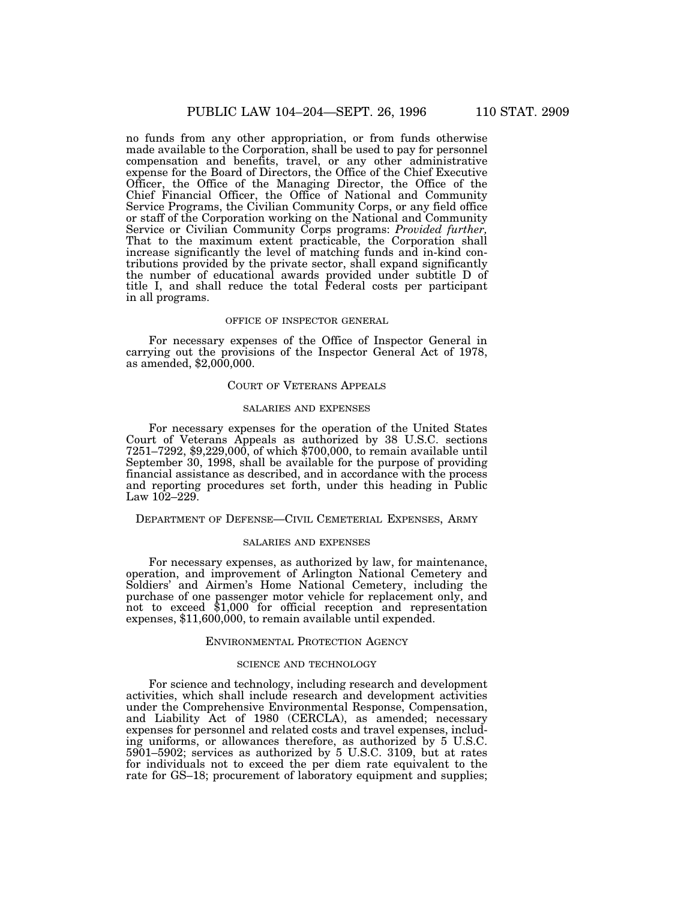no funds from any other appropriation, or from funds otherwise made available to the Corporation, shall be used to pay for personnel compensation and benefits, travel, or any other administrative expense for the Board of Directors, the Office of the Chief Executive Officer, the Office of the Managing Director, the Office of the Chief Financial Officer, the Office of National and Community Service Programs, the Civilian Community Corps, or any field office or staff of the Corporation working on the National and Community Service or Civilian Community Corps programs: *Provided further,* That to the maximum extent practicable, the Corporation shall increase significantly the level of matching funds and in-kind contributions provided by the private sector, shall expand significantly the number of educational awards provided under subtitle D of title I, and shall reduce the total Federal costs per participant in all programs.

#### OFFICE OF INSPECTOR GENERAL

For necessary expenses of the Office of Inspector General in carrying out the provisions of the Inspector General Act of 1978, as amended, $2,000,000.

## COURT OF VETERANS APPEALS

#### SALARIES AND EXPENSES

For necessary expenses for the operation of the United States Court of Veterans Appeals as authorized by 38 U.S.C. sections 7251–7292, $9,229,000, of which $700,000, to remain available until September 30, 1998, shall be available for the purpose of providing financial assistance as described, and in accordance with the process and reporting procedures set forth, under this heading in Public Law 102–229.

## DEPARTMENT OF DEFENSE—CIVIL CEMETERIAL EXPENSES, ARMY

#### SALARIES AND EXPENSES

For necessary expenses, as authorized by law, for maintenance, operation, and improvement of Arlington National Cemetery and Soldiers' and Airmen's Home National Cemetery, including the purchase of one passenger motor vehicle for replacement only, and not to exceed $1,000 for official reception and representation expenses, $11,600,000, to remain available until expended.

## ENVIRONMENTAL PROTECTION AGENCY

#### SCIENCE AND TECHNOLOGY

For science and technology, including research and development activities, which shall include research and development activities under the Comprehensive Environmental Response, Compensation, and Liability Act of 1980 (CERCLA), as amended; necessary expenses for personnel and related costs and travel expenses, including uniforms, or allowances therefore, as authorized by 5 U.S.C. 5901–5902; services as authorized by 5 U.S.C. 3109, but at rates for individuals not to exceed the per diem rate equivalent to the rate for GS–18; procurement of laboratory equipment and supplies;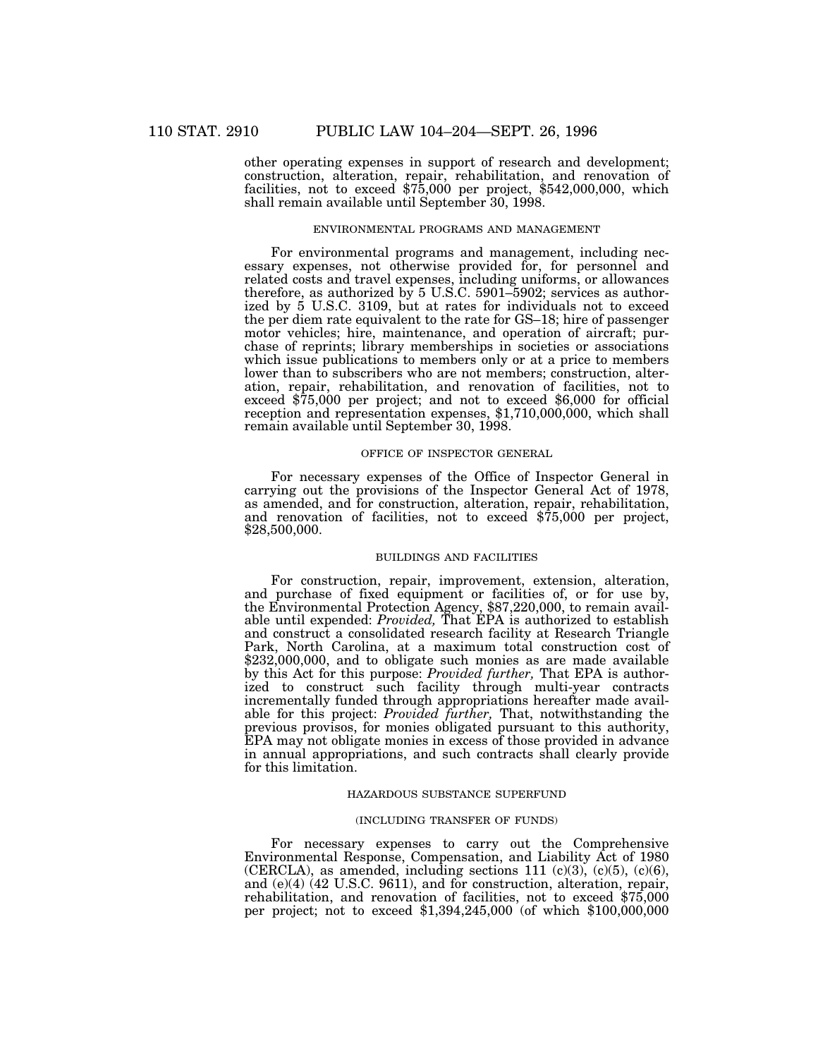other operating expenses in support of research and development; construction, alteration, repair, rehabilitation, and renovation of facilities, not to exceed $75,000 per project, $542,000,000, which shall remain available until September 30, 1998.

### ENVIRONMENTAL PROGRAMS AND MANAGEMENT

For environmental programs and management, including necessary expenses, not otherwise provided for, for personnel and related costs and travel expenses, including uniforms, or allowances therefore, as authorized by 5 U.S.C. 5901–5902; services as authorized by 5 U.S.C. 3109, but at rates for individuals not to exceed the per diem rate equivalent to the rate for GS–18; hire of passenger motor vehicles; hire, maintenance, and operation of aircraft; purchase of reprints; library memberships in societies or associations which issue publications to members only or at a price to members lower than to subscribers who are not members; construction, alteration, repair, rehabilitation, and renovation of facilities, not to exceed $75,000 per project; and not to exceed $6,000 for official reception and representation expenses, $1,710,000,000, which shall remain available until September 30, 1998.

### OFFICE OF INSPECTOR GENERAL

For necessary expenses of the Office of Inspector General in carrying out the provisions of the Inspector General Act of 1978, as amended, and for construction, alteration, repair, rehabilitation, and renovation of facilities, not to exceed $75,000 per project, $28,500,000.

### BUILDINGS AND FACILITIES

For construction, repair, improvement, extension, alteration, and purchase of fixed equipment or facilities of, or for use by, the Environmental Protection Agency, $87,220,000, to remain available until expended: *Provided,* That EPA is authorized to establish and construct a consolidated research facility at Research Triangle Park, North Carolina, at a maximum total construction cost of $232,000,000, and to obligate such monies as are made available by this Act for this purpose: *Provided further,* That EPA is authorized to construct such facility through multi-year contracts incrementally funded through appropriations hereafter made available for this project: *Provided further,* That, notwithstanding the previous provisos, for monies obligated pursuant to this authority, EPA may not obligate monies in excess of those provided in advance in annual appropriations, and such contracts shall clearly provide for this limitation.

### HAZARDOUS SUBSTANCE SUPERFUND

#### (INCLUDING TRANSFER OF FUNDS)

For necessary expenses to carry out the Comprehensive Environmental Response, Compensation, and Liability Act of 1980 (CERCLA), as amended, including sections 111 (c)(3), (c)(5), (c)(6), and (e)(4) (42 U.S.C. 9611), and for construction, alteration, repair, rehabilitation, and renovation of facilities, not to exceed $75,000 per project; not to exceed $1,394,245,000 (of which $100,000,000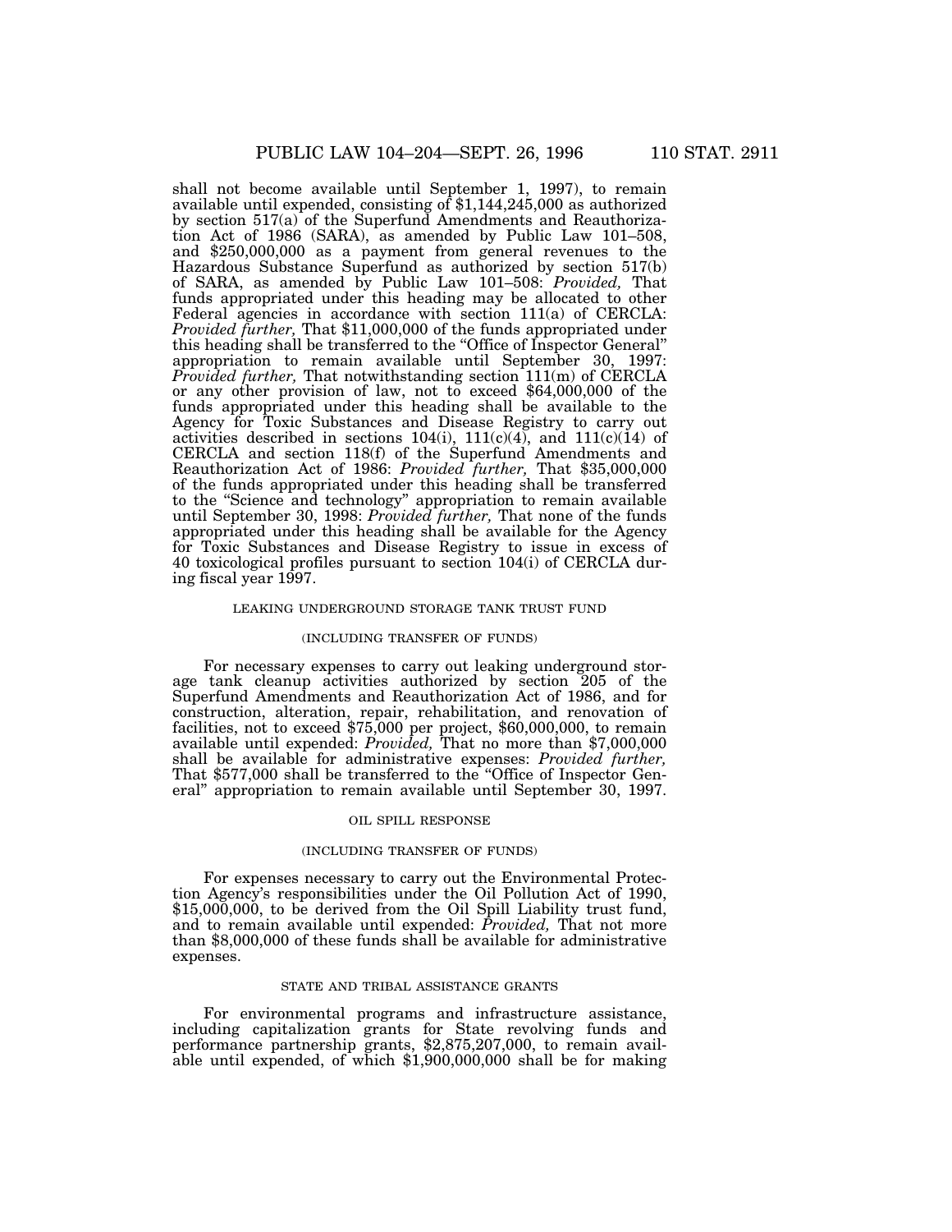shall not become available until September 1, 1997), to remain available until expended, consisting of $1,144,245,000 as authorized by section 517(a) of the Superfund Amendments and Reauthorization Act of 1986 (SARA), as amended by Public Law 101–508, and $250,000,000 as a payment from general revenues to the Hazardous Substance Superfund as authorized by section 517(b) of SARA, as amended by Public Law 101–508: *Provided,* That funds appropriated under this heading may be allocated to other Federal agencies in accordance with section 111(a) of CERCLA: *Provided further,* That $11,000,000 of the funds appropriated under this heading shall be transferred to the "Office of Inspector General" appropriation to remain available until September 30, 1997: *Provided further,* That notwithstanding section 111(m) of CERCLA or any other provision of law, not to exceed $64,000,000 of the funds appropriated under this heading shall be available to the Agency for Toxic Substances and Disease Registry to carry out activities described in sections 104(i), 111(c)(4), and 111(c)(14) of CERCLA and section 118(f) of the Superfund Amendments and Reauthorization Act of 1986: *Provided further,* That $35,000,000 of the funds appropriated under this heading shall be transferred to the "Science and technology" appropriation to remain available until September 30, 1998: *Provided further,* That none of the funds appropriated under this heading shall be available for the Agency for Toxic Substances and Disease Registry to issue in excess of 40 toxicological profiles pursuant to section 104(i) of CERCLA during fiscal year 1997.

LEAKING UNDERGROUND STORAGE TANK TRUST FUND

(INCLUDING TRANSFER OF FUNDS)

For necessary expenses to carry out leaking underground storage tank cleanup activities authorized by section 205 of the Superfund Amendments and Reauthorization Act of 1986, and for construction, alteration, repair, rehabilitation, and renovation of facilities, not to exceed $75,000 per project, $60,000,000, to remain available until expended: *Provided,* That no more than $7,000,000 shall be available for administrative expenses: *Provided further,* That $577,000 shall be transferred to the "Office of Inspector General" appropriation to remain available until September 30, 1997.

OIL SPILL RESPONSE

(INCLUDING TRANSFER OF FUNDS)

For expenses necessary to carry out the Environmental Protection Agency's responsibilities under the Oil Pollution Act of 1990, $15,000,000, to be derived from the Oil Spill Liability trust fund, and to remain available until expended: *Provided,* That not more than $8,000,000 of these funds shall be available for administrative expenses.

STATE AND TRIBAL ASSISTANCE GRANTS

For environmental programs and infrastructure assistance, including capitalization grants for State revolving funds and performance partnership grants, $2,875,207,000, to remain available until expended, of which $1,900,000,000 shall be for making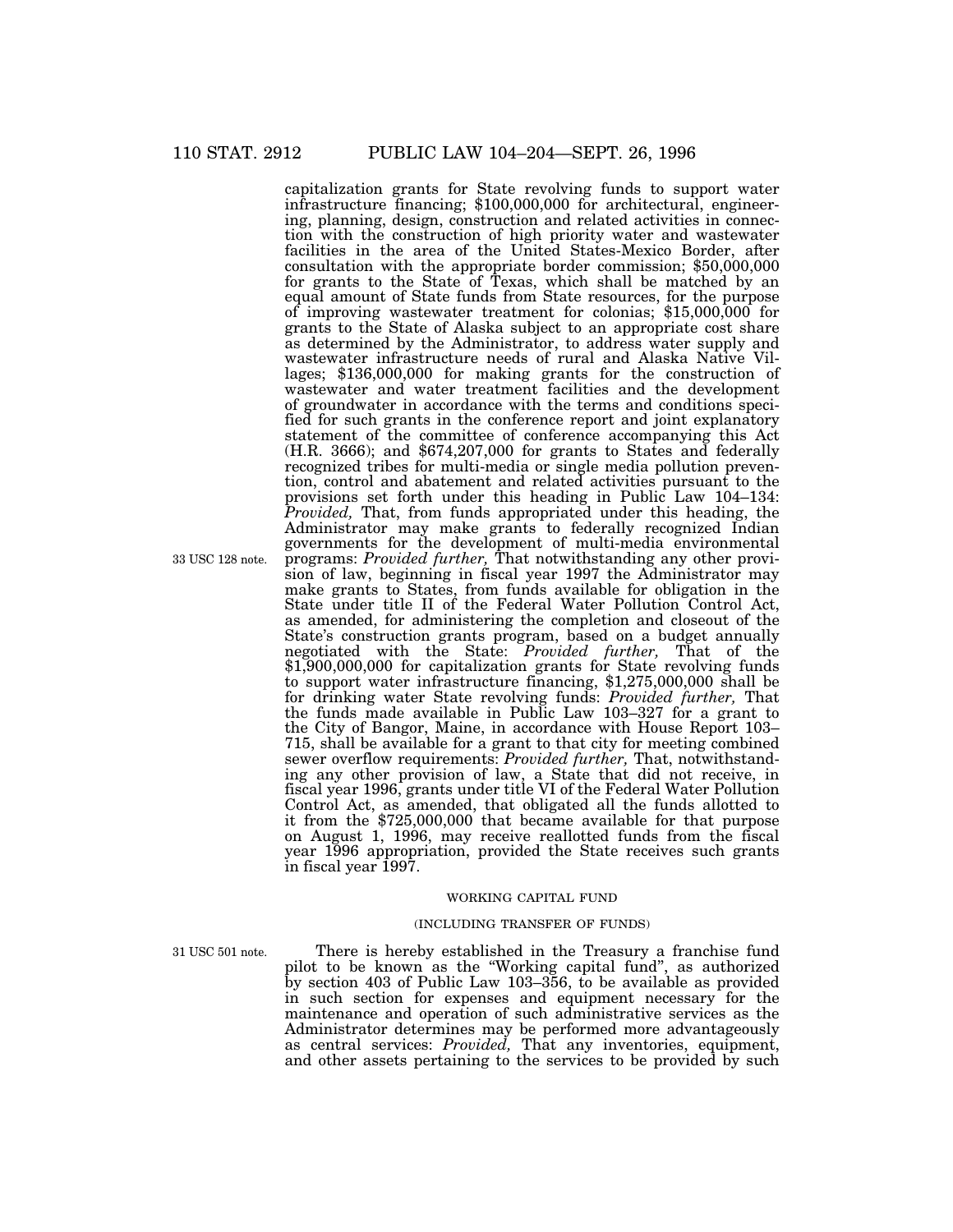capitalization grants for State revolving funds to support water infrastructure financing; $100,000,000 for architectural, engineering, planning, design, construction and related activities in connection with the construction of high priority water and wastewater facilities in the area of the United States-Mexico Border, after consultation with the appropriate border commission; $50,000,000 for grants to the State of Texas, which shall be matched by an equal amount of State funds from State resources, for the purpose of improving wastewater treatment for colonias; $15,000,000 for grants to the State of Alaska subject to an appropriate cost share as determined by the Administrator, to address water supply and wastewater infrastructure needs of rural and Alaska Native Villages; $136,000,000 for making grants for the construction of wastewater and water treatment facilities and the development of groundwater in accordance with the terms and conditions specified for such grants in the conference report and joint explanatory statement of the committee of conference accompanying this Act (H.R. 3666); and $674,207,000 for grants to States and federally recognized tribes for multi-media or single media pollution prevention, control and abatement and related activities pursuant to the provisions set forth under this heading in Public Law 104–134: *Provided,* That, from funds appropriated under this heading, the Administrator may make grants to federally recognized Indian governments for the development of multi-media environmental programs: *Provided further,* That notwithstanding any other provision of law, beginning in fiscal year 1997 the Administrator may make grants to States, from funds available for obligation in the State under title II of the Federal Water Pollution Control Act, as amended, for administering the completion and closeout of the State's construction grants program, based on a budget annually negotiated with the State: *Provided further,* That of the $1,900,000,000 for capitalization grants for State revolving funds to support water infrastructure financing, $1,275,000,000 shall be for drinking water State revolving funds: *Provided further,* That the funds made available in Public Law 103–327 for a grant to the City of Bangor, Maine, in accordance with House Report 103–715, shall be available for a grant to that city for meeting combined sewer overflow requirements: *Provided further,* That, notwithstanding any other provision of law, a State that did not receive, in fiscal year 1996, grants under title VI of the Federal Water Pollution Control Act, as amended, that obligated all the funds allotted to it from the $725,000,000 that became available for that purpose on August 1, 1996, may receive reallotted funds from the fiscal year 1996 appropriation, provided the State receives such grants in fiscal year 1997.

33 USC 128 note.

WORKING CAPITAL FUND

(INCLUDING TRANSFER OF FUNDS)

31 USC 501 note.

There is hereby established in the Treasury a franchise fund pilot to be known as the "Working capital fund", as authorized by section 403 of Public Law 103–356, to be available as provided in such section for expenses and equipment necessary for the maintenance and operation of such administrative services as the Administrator determines may be performed more advantageously as central services: *Provided,* That any inventories, equipment, and other assets pertaining to the services to be provided by such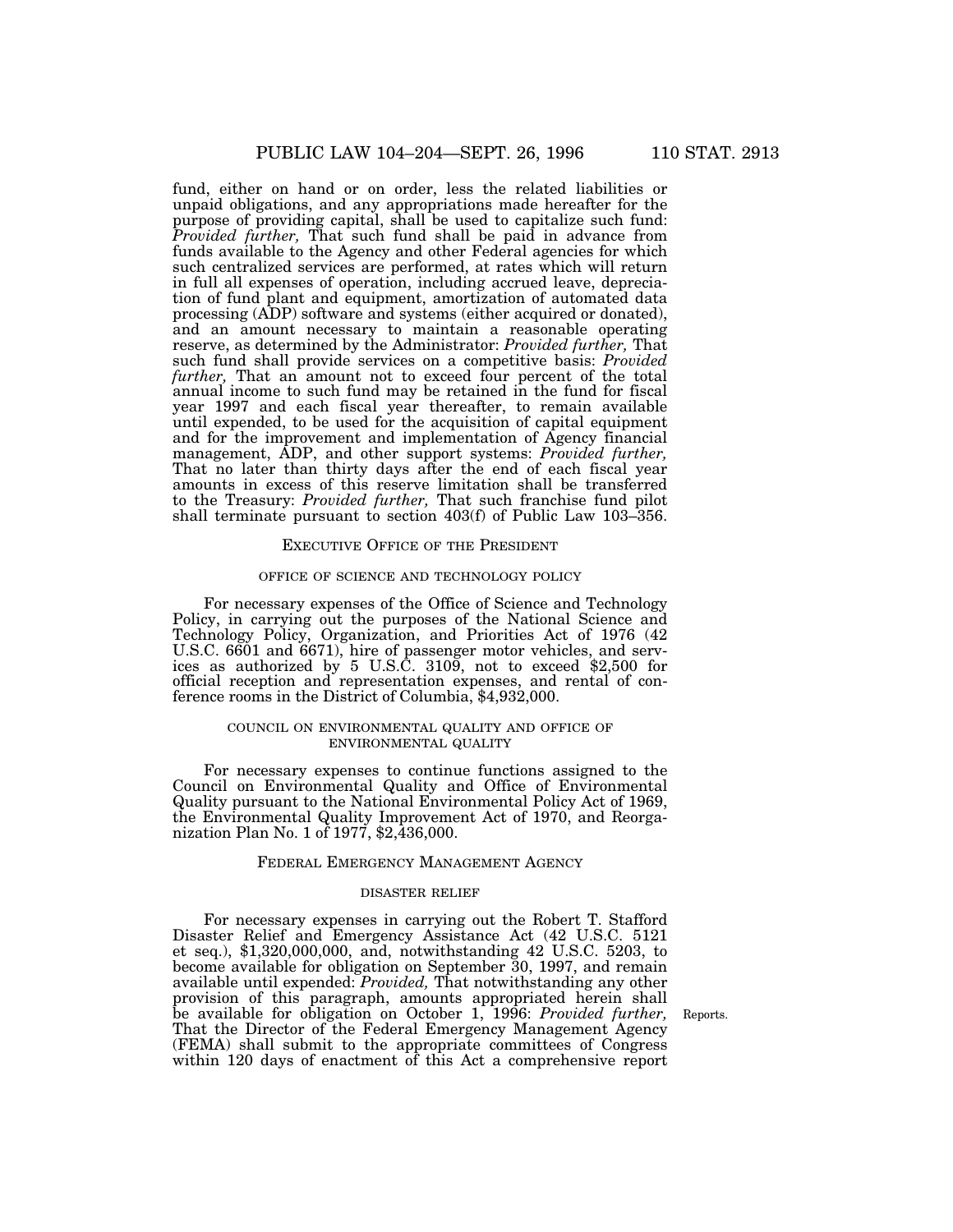fund, either on hand or on order, less the related liabilities or unpaid obligations, and any appropriations made hereafter for the purpose of providing capital, shall be used to capitalize such fund: *Provided further,* That such fund shall be paid in advance from funds available to the Agency and other Federal agencies for which such centralized services are performed, at rates which will return in full all expenses of operation, including accrued leave, depreciation of fund plant and equipment, amortization of automated data processing (ADP) software and systems (either acquired or donated), and an amount necessary to maintain a reasonable operating reserve, as determined by the Administrator: *Provided further,* That such fund shall provide services on a competitive basis: *Provided further,* That an amount not to exceed four percent of the total annual income to such fund may be retained in the fund for fiscal year 1997 and each fiscal year thereafter, to remain available until expended, to be used for the acquisition of capital equipment and for the improvement and implementation of Agency financial management, ADP, and other support systems: *Provided further,* That no later than thirty days after the end of each fiscal year amounts in excess of this reserve limitation shall be transferred to the Treasury: *Provided further,* That such franchise fund pilot shall terminate pursuant to section 403(f) of Public Law 103–356.

## EXECUTIVE OFFICE OF THE PRESIDENT

### OFFICE OF SCIENCE AND TECHNOLOGY POLICY

For necessary expenses of the Office of Science and Technology Policy, in carrying out the purposes of the National Science and Technology Policy, Organization, and Priorities Act of 1976 (42 U.S.C. 6601 and 6671), hire of passenger motor vehicles, and services as authorized by 5 U.S.C. 3109, not to exceed $2,500 for official reception and representation expenses, and rental of conference rooms in the District of Columbia, $4,932,000.

### COUNCIL ON ENVIRONMENTAL QUALITY AND OFFICE OF ENVIRONMENTAL QUALITY

For necessary expenses to continue functions assigned to the Council on Environmental Quality and Office of Environmental Quality pursuant to the National Environmental Policy Act of 1969, the Environmental Quality Improvement Act of 1970, and Reorganization Plan No. 1 of 1977, $2,436,000.

## FEDERAL EMERGENCY MANAGEMENT AGENCY

### DISASTER RELIEF

For necessary expenses in carrying out the Robert T. Stafford Disaster Relief and Emergency Assistance Act (42 U.S.C. 5121 et seq.), $1,320,000,000, and, notwithstanding 42 U.S.C. 5203, to become available for obligation on September 30, 1997, and remain available until expended: *Provided,* That notwithstanding any other provision of this paragraph, amounts appropriated herein shall be available for obligation on October 1, 1996: *Provided further,* That the Director of the Federal Emergency Management Agency (FEMA) shall submit to the appropriate committees of Congress within 120 days of enactment of this Act a comprehensive report

Reports.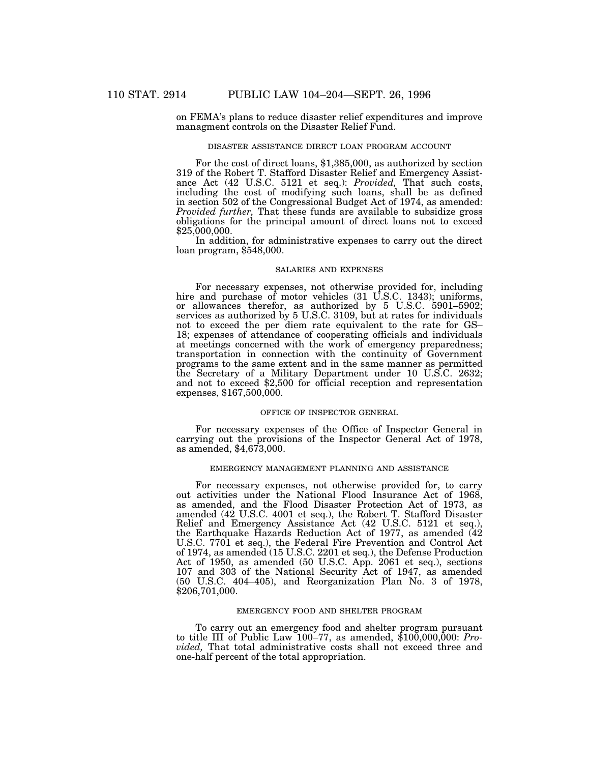on FEMA's plans to reduce disaster relief expenditures and improve managment controls on the Disaster Relief Fund.

### DISASTER ASSISTANCE DIRECT LOAN PROGRAM ACCOUNT

For the cost of direct loans, $1,385,000, as authorized by section 319 of the Robert T. Stafford Disaster Relief and Emergency Assistance Act (42 U.S.C. 5121 et seq.): *Provided,* That such costs, including the cost of modifying such loans, shall be as defined in section 502 of the Congressional Budget Act of 1974, as amended: *Provided further,* That these funds are available to subsidize gross obligations for the principal amount of direct loans not to exceed $25,000,000.

In addition, for administrative expenses to carry out the direct loan program, $548,000.

### SALARIES AND EXPENSES

For necessary expenses, not otherwise provided for, including hire and purchase of motor vehicles (31 U.S.C. 1343); uniforms, or allowances therefor, as authorized by 5 U.S.C. 5901–5902; services as authorized by 5 U.S.C. 3109, but at rates for individuals not to exceed the per diem rate equivalent to the rate for GS–18; expenses of attendance of cooperating officials and individuals at meetings concerned with the work of emergency preparedness; transportation in connection with the continuity of Government programs to the same extent and in the same manner as permitted the Secretary of a Military Department under 10 U.S.C. 2632; and not to exceed $2,500 for official reception and representation expenses, $167,500,000.

### OFFICE OF INSPECTOR GENERAL

For necessary expenses of the Office of Inspector General in carrying out the provisions of the Inspector General Act of 1978, as amended, $4,673,000.

### EMERGENCY MANAGEMENT PLANNING AND ASSISTANCE

For necessary expenses, not otherwise provided for, to carry out activities under the National Flood Insurance Act of 1968, as amended, and the Flood Disaster Protection Act of 1973, as amended (42 U.S.C. 4001 et seq.), the Robert T. Stafford Disaster Relief and Emergency Assistance Act (42 U.S.C. 5121 et seq.), the Earthquake Hazards Reduction Act of 1977, as amended (42 U.S.C. 7701 et seq.), the Federal Fire Prevention and Control Act of 1974, as amended (15 U.S.C. 2201 et seq.), the Defense Production Act of 1950, as amended (50 U.S.C. App. 2061 et seq.), sections 107 and 303 of the National Security Act of 1947, as amended (50 U.S.C. 404–405), and Reorganization Plan No. 3 of 1978, $206,701,000.

### EMERGENCY FOOD AND SHELTER PROGRAM

To carry out an emergency food and shelter program pursuant to title III of Public Law 100–77, as amended, $100,000,000: *Provided,* That total administrative costs shall not exceed three and one-half percent of the total appropriation.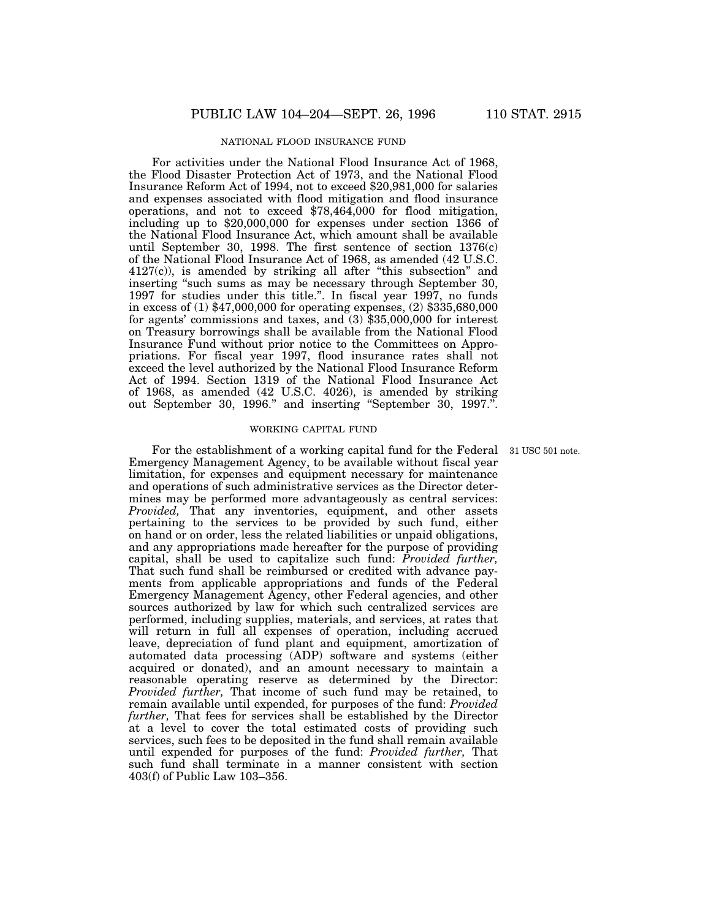NATIONAL FLOOD INSURANCE FUND

For activities under the National Flood Insurance Act of 1968, the Flood Disaster Protection Act of 1973, and the National Flood Insurance Reform Act of 1994, not to exceed $20,981,000 for salaries and expenses associated with flood mitigation and flood insurance operations, and not to exceed $78,464,000 for flood mitigation, including up to $20,000,000 for expenses under section 1366 of the National Flood Insurance Act, which amount shall be available until September 30, 1998. The first sentence of section 1376(c) of the National Flood Insurance Act of 1968, as amended (42 U.S.C. 4127(c)), is amended by striking all after "this subsection" and inserting "such sums as may be necessary through September 30, 1997 for studies under this title.". In fiscal year 1997, no funds in excess of (1) $47,000,000 for operating expenses, (2) $335,680,000 for agents' commissions and taxes, and (3) $35,000,000 for interest on Treasury borrowings shall be available from the National Flood Insurance Fund without prior notice to the Committees on Appropriations. For fiscal year 1997, flood insurance rates shall not exceed the level authorized by the National Flood Insurance Reform Act of 1994. Section 1319 of the National Flood Insurance Act of 1968, as amended (42 U.S.C. 4026), is amended by striking out September 30, 1996." and inserting "September 30, 1997.".

WORKING CAPITAL FUND

31 USC 501 note.

For the establishment of a working capital fund for the Federal Emergency Management Agency, to be available without fiscal year limitation, for expenses and equipment necessary for maintenance and operations of such administrative services as the Director determines may be performed more advantageously as central services: *Provided,* That any inventories, equipment, and other assets pertaining to the services to be provided by such fund, either on hand or on order, less the related liabilities or unpaid obligations, and any appropriations made hereafter for the purpose of providing capital, shall be used to capitalize such fund: *Provided further,* That such fund shall be reimbursed or credited with advance payments from applicable appropriations and funds of the Federal Emergency Management Agency, other Federal agencies, and other sources authorized by law for which such centralized services are performed, including supplies, materials, and services, at rates that will return in full all expenses of operation, including accrued leave, depreciation of fund plant and equipment, amortization of automated data processing (ADP) software and systems (either acquired or donated), and an amount necessary to maintain a reasonable operating reserve as determined by the Director: *Provided further,* That income of such fund may be retained, to remain available until expended, for purposes of the fund: *Provided further,* That fees for services shall be established by the Director at a level to cover the total estimated costs of providing such services, such fees to be deposited in the fund shall remain available until expended for purposes of the fund: *Provided further,* That such fund shall terminate in a manner consistent with section 403(f) of Public Law 103–356.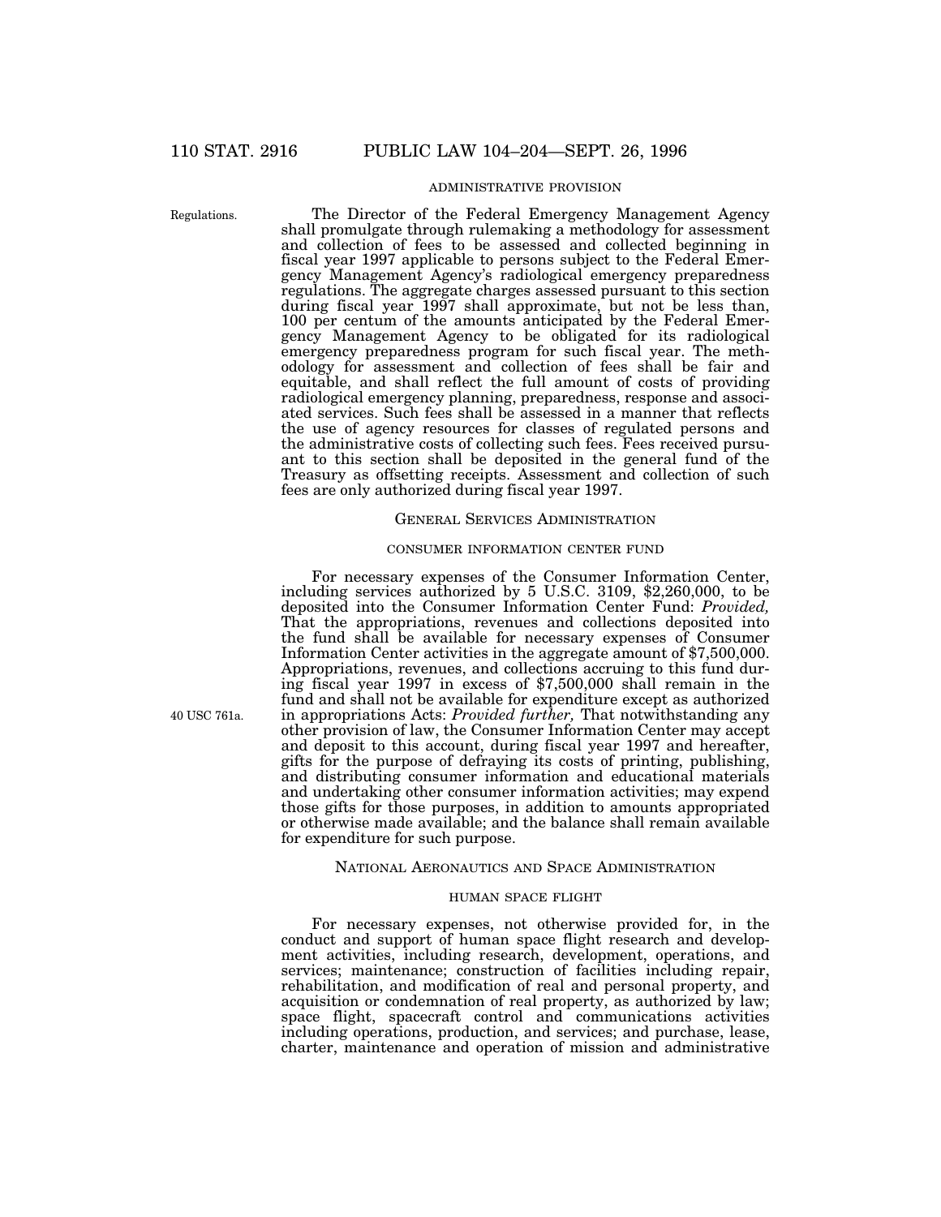ADMINISTRATIVE PROVISION

Regulations.

The Director of the Federal Emergency Management Agency shall promulgate through rulemaking a methodology for assessment and collection of fees to be assessed and collected beginning in fiscal year 1997 applicable to persons subject to the Federal Emergency Management Agency's radiological emergency preparedness regulations. The aggregate charges assessed pursuant to this section during fiscal year 1997 shall approximate, but not be less than, 100 per centum of the amounts anticipated by the Federal Emergency Management Agency to be obligated for its radiological emergency preparedness program for such fiscal year. The methodology for assessment and collection of fees shall be fair and equitable, and shall reflect the full amount of costs of providing radiological emergency planning, preparedness, response and associated services. Such fees shall be assessed in a manner that reflects the use of agency resources for classes of regulated persons and the administrative costs of collecting such fees. Fees received pursuant to this section shall be deposited in the general fund of the Treasury as offsetting receipts. Assessment and collection of such fees are only authorized during fiscal year 1997.

GENERAL SERVICES ADMINISTRATION

CONSUMER INFORMATION CENTER FUND

For necessary expenses of the Consumer Information Center, including services authorized by 5 U.S.C. 3109, $2,260,000, to be deposited into the Consumer Information Center Fund: *Provided,* That the appropriations, revenues and collections deposited into the fund shall be available for necessary expenses of Consumer Information Center activities in the aggregate amount of $7,500,000. Appropriations, revenues, and collections accruing to this fund during fiscal year 1997 in excess of $7,500,000 shall remain in the fund and shall not be available for expenditure except as authorized in appropriations Acts: *Provided further,* That notwithstanding any other provision of law, the Consumer Information Center may accept and deposit to this account, during fiscal year 1997 and hereafter, gifts for the purpose of defraying its costs of printing, publishing, and distributing consumer information and educational materials and undertaking other consumer information activities; may expend those gifts for those purposes, in addition to amounts appropriated or otherwise made available; and the balance shall remain available for expenditure for such purpose.

40 USC 761a.

NATIONAL AERONAUTICS AND SPACE ADMINISTRATION

HUMAN SPACE FLIGHT

For necessary expenses, not otherwise provided for, in the conduct and support of human space flight research and development activities, including research, development, operations, and services; maintenance; construction of facilities including repair, rehabilitation, and modification of real and personal property, and acquisition or condemnation of real property, as authorized by law; space flight, spacecraft control and communications activities including operations, production, and services; and purchase, lease, charter, maintenance and operation of mission and administrative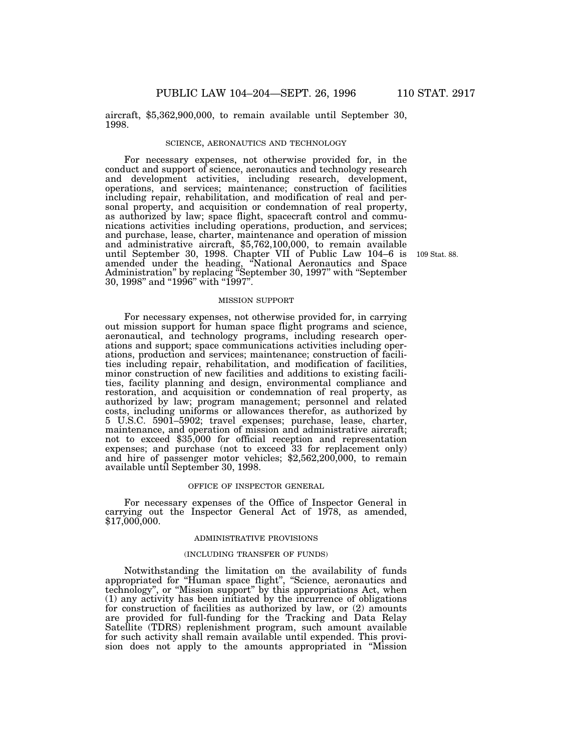aircraft, $5,362,900,000, to remain available until September 30, 1998.

SCIENCE, AERONAUTICS AND TECHNOLOGY

For necessary expenses, not otherwise provided for, in the conduct and support of science, aeronautics and technology research and development activities, including research, development, operations, and services; maintenance; construction of facilities including repair, rehabilitation, and modification of real and personal property, and acquisition or condemnation of real property, as authorized by law; space flight, spacecraft control and communications activities including operations, production, and services; and purchase, lease, charter, maintenance and operation of mission and administrative aircraft, $5,762,100,000, to remain available until September 30, 1998. Chapter VII of Public Law 104–6 is amended under the heading, "National Aeronautics and Space Administration" by replacing "September 30, 1997" with "September 30, 1998" and "1996" with "1997".

109 Stat. 88.

MISSION SUPPORT

For necessary expenses, not otherwise provided for, in carrying out mission support for human space flight programs and science, aeronautical, and technology programs, including research operations and support; space communications activities including operations, production and services; maintenance; construction of facilities including repair, rehabilitation, and modification of facilities, minor construction of new facilities and additions to existing facilities, facility planning and design, environmental compliance and restoration, and acquisition or condemnation of real property, as authorized by law; program management; personnel and related costs, including uniforms or allowances therefor, as authorized by 5 U.S.C. 5901–5902; travel expenses; purchase, lease, charter, maintenance, and operation of mission and administrative aircraft; not to exceed $35,000 for official reception and representation expenses; and purchase (not to exceed 33 for replacement only) and hire of passenger motor vehicles; $2,562,200,000, to remain available until September 30, 1998.

OFFICE OF INSPECTOR GENERAL

For necessary expenses of the Office of Inspector General in carrying out the Inspector General Act of 1978, as amended, $17,000,000.

ADMINISTRATIVE PROVISIONS

(INCLUDING TRANSFER OF FUNDS)

Notwithstanding the limitation on the availability of funds appropriated for "Human space flight", "Science, aeronautics and technology", or "Mission support" by this appropriations Act, when (1) any activity has been initiated by the incurrence of obligations for construction of facilities as authorized by law, or (2) amounts are provided for full-funding for the Tracking and Data Relay Satellite (TDRS) replenishment program, such amount available for such activity shall remain available until expended. This provision does not apply to the amounts appropriated in "Mission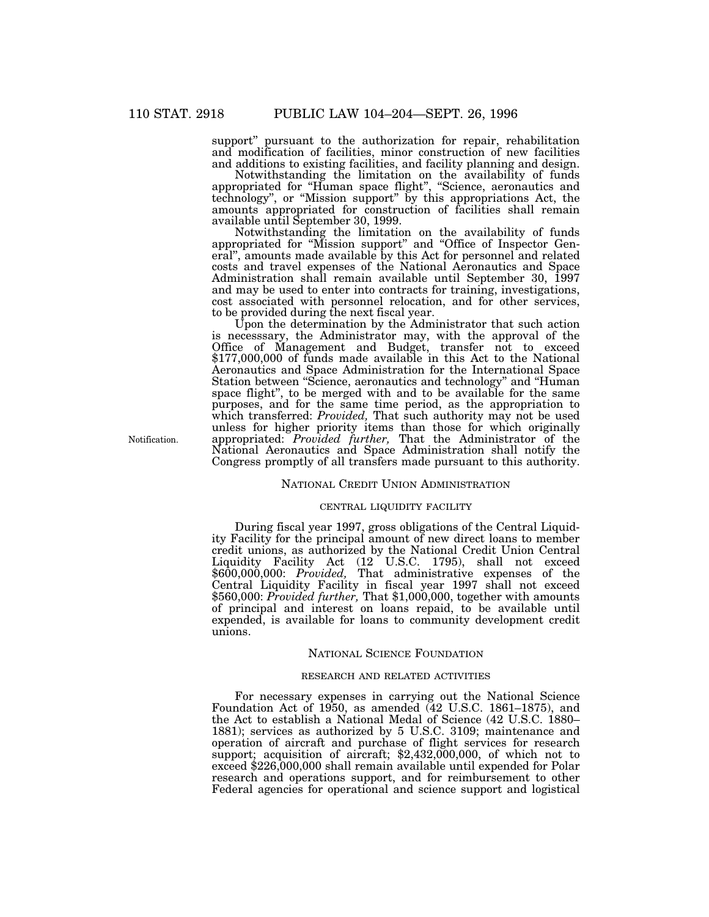support" pursuant to the authorization for repair, rehabilitation and modification of facilities, minor construction of new facilities and additions to existing facilities, and facility planning and design.

Notwithstanding the limitation on the availability of funds appropriated for "Human space flight", "Science, aeronautics and technology", or "Mission support" by this appropriations Act, the amounts appropriated for construction of facilities shall remain available until September 30, 1999.

Notwithstanding the limitation on the availability of funds appropriated for "Mission support" and "Office of Inspector General", amounts made available by this Act for personnel and related costs and travel expenses of the National Aeronautics and Space Administration shall remain available until September 30, 1997 and may be used to enter into contracts for training, investigations, cost associated with personnel relocation, and for other services, to be provided during the next fiscal year.

Upon the determination by the Administrator that such action is necesssary, the Administrator may, with the approval of the Office of Management and Budget, transfer not to exceed $177,000,000 of funds made available in this Act to the National Aeronautics and Space Administration for the International Space Station between "Science, aeronautics and technology" and "Human space flight", to be merged with and to be available for the same purposes, and for the same time period, as the appropriation to which transferred: *Provided,* That such authority may not be used unless for higher priority items than those for which originally appropriated: *Provided further,* That the Administrator of the National Aeronautics and Space Administration shall notify the Congress promptly of all transfers made pursuant to this authority.

Notification.

## NATIONAL CREDIT UNION ADMINISTRATION

### CENTRAL LIQUIDITY FACILITY

During fiscal year 1997, gross obligations of the Central Liquidity Facility for the principal amount of new direct loans to member credit unions, as authorized by the National Credit Union Central Liquidity Facility Act (12 U.S.C. 1795), shall not exceed $600,000,000: *Provided,* That administrative expenses of the Central Liquidity Facility in fiscal year 1997 shall not exceed $560,000: *Provided further,* That $1,000,000, together with amounts of principal and interest on loans repaid, to be available until expended, is available for loans to community development credit unions.

## NATIONAL SCIENCE FOUNDATION

### RESEARCH AND RELATED ACTIVITIES

For necessary expenses in carrying out the National Science Foundation Act of 1950, as amended (42 U.S.C. 1861–1875), and the Act to establish a National Medal of Science (42 U.S.C. 1880–1881); services as authorized by 5 U.S.C. 3109; maintenance and operation of aircraft and purchase of flight services for research support; acquisition of aircraft; $2,432,000,000, of which not to exceed $226,000,000 shall remain available until expended for Polar research and operations support, and for reimbursement to other Federal agencies for operational and science support and logistical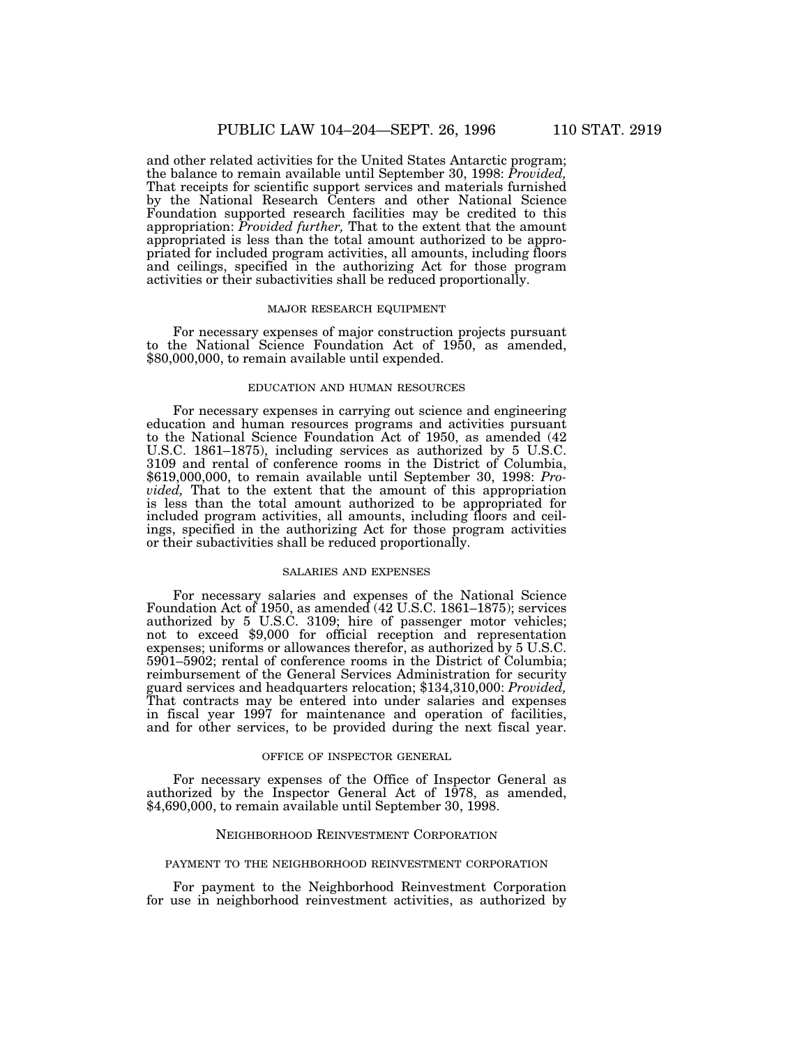and other related activities for the United States Antarctic program; the balance to remain available until September 30, 1998: *Provided,* That receipts for scientific support services and materials furnished by the National Research Centers and other National Science Foundation supported research facilities may be credited to this appropriation: *Provided further,* That to the extent that the amount appropriated is less than the total amount authorized to be appropriated for included program activities, all amounts, including floors and ceilings, specified in the authorizing Act for those program activities or their subactivities shall be reduced proportionally.

#### MAJOR RESEARCH EQUIPMENT

For necessary expenses of major construction projects pursuant to the National Science Foundation Act of 1950, as amended, $80,000,000, to remain available until expended.

#### EDUCATION AND HUMAN RESOURCES

For necessary expenses in carrying out science and engineering education and human resources programs and activities pursuant to the National Science Foundation Act of 1950, as amended (42 U.S.C. 1861–1875), including services as authorized by 5 U.S.C. 3109 and rental of conference rooms in the District of Columbia, $619,000,000, to remain available until September 30, 1998: *Provided,* That to the extent that the amount of this appropriation is less than the total amount authorized to be appropriated for included program activities, all amounts, including floors and ceilings, specified in the authorizing Act for those program activities or their subactivities shall be reduced proportionally.

#### SALARIES AND EXPENSES

For necessary salaries and expenses of the National Science Foundation Act of 1950, as amended (42 U.S.C. 1861–1875); services authorized by 5 U.S.C. 3109; hire of passenger motor vehicles; not to exceed $9,000 for official reception and representation expenses; uniforms or allowances therefor, as authorized by 5 U.S.C. 5901–5902; rental of conference rooms in the District of Columbia; reimbursement of the General Services Administration for security guard services and headquarters relocation; $134,310,000: *Provided,* That contracts may be entered into under salaries and expenses in fiscal year 1997 for maintenance and operation of facilities, and for other services, to be provided during the next fiscal year.

#### OFFICE OF INSPECTOR GENERAL

For necessary expenses of the Office of Inspector General as authorized by the Inspector General Act of 1978, as amended, $4,690,000, to remain available until September 30, 1998.

### NEIGHBORHOOD REINVESTMENT CORPORATION

#### PAYMENT TO THE NEIGHBORHOOD REINVESTMENT CORPORATION

For payment to the Neighborhood Reinvestment Corporation for use in neighborhood reinvestment activities, as authorized by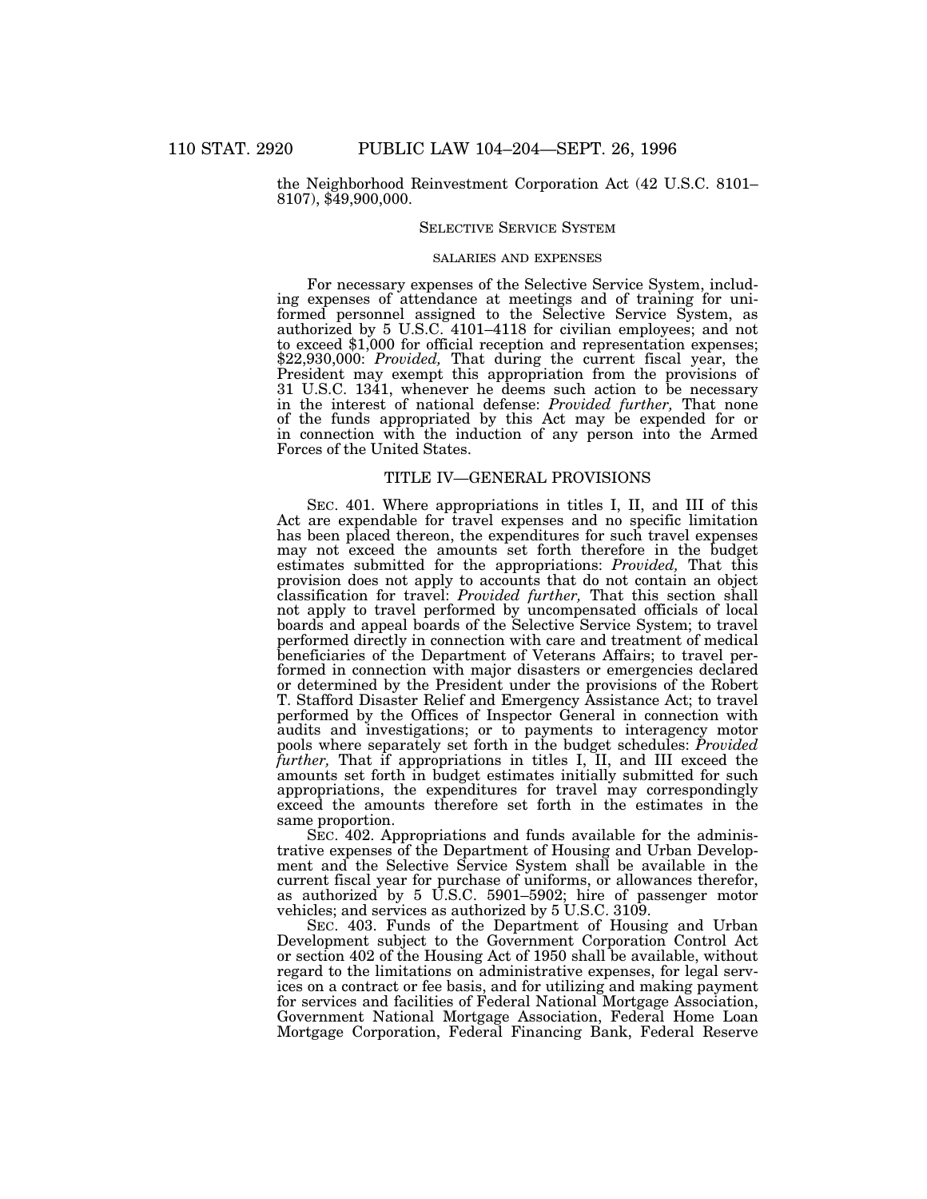the Neighborhood Reinvestment Corporation Act (42 U.S.C. 8101–8107), $49,900,000.

## SELECTIVE SERVICE SYSTEM

### SALARIES AND EXPENSES

For necessary expenses of the Selective Service System, including expenses of attendance at meetings and of training for uniformed personnel assigned to the Selective Service System, as authorized by 5 U.S.C. 4101–4118 for civilian employees; and not to exceed $1,000 for official reception and representation expenses; $22,930,000: *Provided,* That during the current fiscal year, the President may exempt this appropriation from the provisions of 31 U.S.C. 1341, whenever he deems such action to be necessary in the interest of national defense: *Provided further,* That none of the funds appropriated by this Act may be expended for or in connection with the induction of any person into the Armed Forces of the United States.

## TITLE IV—GENERAL PROVISIONS

SEC. 401. Where appropriations in titles I, II, and III of this Act are expendable for travel expenses and no specific limitation has been placed thereon, the expenditures for such travel expenses may not exceed the amounts set forth therefore in the budget estimates submitted for the appropriations: *Provided,* That this provision does not apply to accounts that do not contain an object classification for travel: *Provided further,* That this section shall not apply to travel performed by uncompensated officials of local boards and appeal boards of the Selective Service System; to travel performed directly in connection with care and treatment of medical beneficiaries of the Department of Veterans Affairs; to travel performed in connection with major disasters or emergencies declared or determined by the President under the provisions of the Robert T. Stafford Disaster Relief and Emergency Assistance Act; to travel performed by the Offices of Inspector General in connection with audits and investigations; or to payments to interagency motor pools where separately set forth in the budget schedules: *Provided further,* That if appropriations in titles I, II, and III exceed the amounts set forth in budget estimates initially submitted for such appropriations, the expenditures for travel may correspondingly exceed the amounts therefore set forth in the estimates in the same proportion.

SEC. 402. Appropriations and funds available for the administrative expenses of the Department of Housing and Urban Development and the Selective Service System shall be available in the current fiscal year for purchase of uniforms, or allowances therefor, as authorized by 5 U.S.C. 5901–5902; hire of passenger motor vehicles; and services as authorized by 5 U.S.C. 3109.

SEC. 403. Funds of the Department of Housing and Urban Development subject to the Government Corporation Control Act or section 402 of the Housing Act of 1950 shall be available, without regard to the limitations on administrative expenses, for legal services on a contract or fee basis, and for utilizing and making payment for services and facilities of Federal National Mortgage Association, Government National Mortgage Association, Federal Home Loan Mortgage Corporation, Federal Financing Bank, Federal Reserve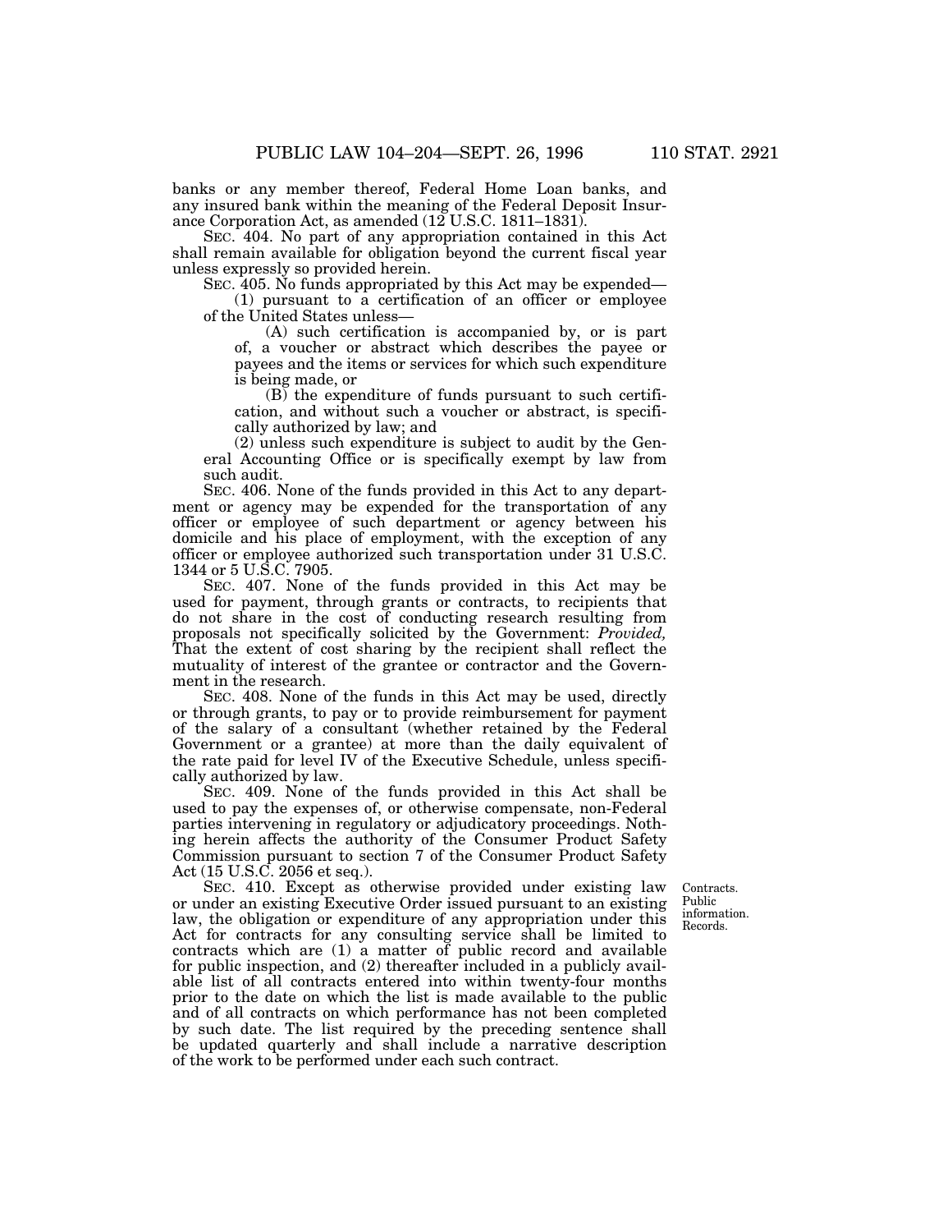banks or any member thereof, Federal Home Loan banks, and any insured bank within the meaning of the Federal Deposit Insurance Corporation Act, as amended (12 U.S.C. 1811–1831).

SEC. 404. No part of any appropriation contained in this Act shall remain available for obligation beyond the current fiscal year unless expressly so provided herein.

SEC. 405. No funds appropriated by this Act may be expended—

(1) pursuant to a certification of an officer or employee of the United States unless—

(A) such certification is accompanied by, or is part of, a voucher or abstract which describes the payee or payees and the items or services for which such expenditure is being made, or

(B) the expenditure of funds pursuant to such certification, and without such a voucher or abstract, is specifically authorized by law; and

(2) unless such expenditure is subject to audit by the General Accounting Office or is specifically exempt by law from such audit.

SEC. 406. None of the funds provided in this Act to any department or agency may be expended for the transportation of any officer or employee of such department or agency between his domicile and his place of employment, with the exception of any officer or employee authorized such transportation under 31 U.S.C. 1344 or 5 U.S.C. 7905.

SEC. 407. None of the funds provided in this Act may be used for payment, through grants or contracts, to recipients that do not share in the cost of conducting research resulting from proposals not specifically solicited by the Government: *Provided,* That the extent of cost sharing by the recipient shall reflect the mutuality of interest of the grantee or contractor and the Government in the research.

SEC. 408. None of the funds in this Act may be used, directly or through grants, to pay or to provide reimbursement for payment of the salary of a consultant (whether retained by the Federal Government or a grantee) at more than the daily equivalent of the rate paid for level IV of the Executive Schedule, unless specifically authorized by law.

SEC. 409. None of the funds provided in this Act shall be used to pay the expenses of, or otherwise compensate, non-Federal parties intervening in regulatory or adjudicatory proceedings. Nothing herein affects the authority of the Consumer Product Safety Commission pursuant to section 7 of the Consumer Product Safety Act (15 U.S.C. 2056 et seq.).

Contracts. Public information. Records.

SEC. 410. Except as otherwise provided under existing law or under an existing Executive Order issued pursuant to an existing law, the obligation or expenditure of any appropriation under this Act for contracts for any consulting service shall be limited to contracts which are (1) a matter of public record and available for public inspection, and (2) thereafter included in a publicly available list of all contracts entered into within twenty-four months prior to the date on which the list is made available to the public and of all contracts on which performance has not been completed by such date. The list required by the preceding sentence shall be updated quarterly and shall include a narrative description of the work to be performed under each such contract.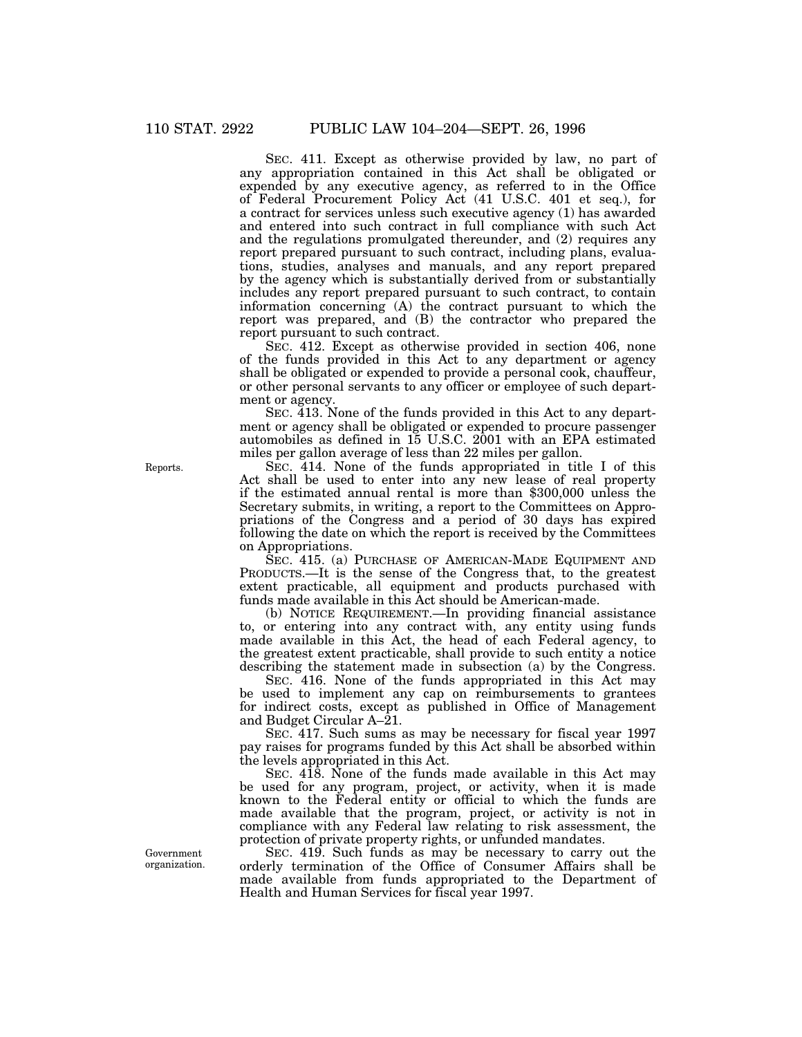SEC. 411. Except as otherwise provided by law, no part of any appropriation contained in this Act shall be obligated or expended by any executive agency, as referred to in the Office of Federal Procurement Policy Act (41 U.S.C. 401 et seq.), for a contract for services unless such executive agency (1) has awarded and entered into such contract in full compliance with such Act and the regulations promulgated thereunder, and (2) requires any report prepared pursuant to such contract, including plans, evaluations, studies, analyses and manuals, and any report prepared by the agency which is substantially derived from or substantially includes any report prepared pursuant to such contract, to contain information concerning (A) the contract pursuant to which the report was prepared, and (B) the contractor who prepared the report pursuant to such contract.

SEC. 412. Except as otherwise provided in section 406, none of the funds provided in this Act to any department or agency shall be obligated or expended to provide a personal cook, chauffeur, or other personal servants to any officer or employee of such department or agency.

SEC. 413. None of the funds provided in this Act to any department or agency shall be obligated or expended to procure passenger automobiles as defined in 15 U.S.C. 2001 with an EPA estimated miles per gallon average of less than 22 miles per gallon.

Reports.

SEC. 414. None of the funds appropriated in title I of this Act shall be used to enter into any new lease of real property if the estimated annual rental is more than $300,000 unless the Secretary submits, in writing, a report to the Committees on Appropriations of the Congress and a period of 30 days has expired following the date on which the report is received by the Committees on Appropriations.

SEC. 415. (a) PURCHASE OF AMERICAN-MADE EQUIPMENT AND PRODUCTS.—It is the sense of the Congress that, to the greatest extent practicable, all equipment and products purchased with funds made available in this Act should be American-made.

(b) NOTICE REQUIREMENT.—In providing financial assistance to, or entering into any contract with, any entity using funds made available in this Act, the head of each Federal agency, to the greatest extent practicable, shall provide to such entity a notice describing the statement made in subsection (a) by the Congress.

SEC. 416. None of the funds appropriated in this Act may be used to implement any cap on reimbursements to grantees for indirect costs, except as published in Office of Management and Budget Circular A–21.

SEC. 417. Such sums as may be necessary for fiscal year 1997 pay raises for programs funded by this Act shall be absorbed within the levels appropriated in this Act.

SEC. 418. None of the funds made available in this Act may be used for any program, project, or activity, when it is made known to the Federal entity or official to which the funds are made available that the program, project, or activity is not in compliance with any Federal law relating to risk assessment, the protection of private property rights, or unfunded mandates.

Government organization.

SEC. 419. Such funds as may be necessary to carry out the orderly termination of the Office of Consumer Affairs shall be made available from funds appropriated to the Department of Health and Human Services for fiscal year 1997.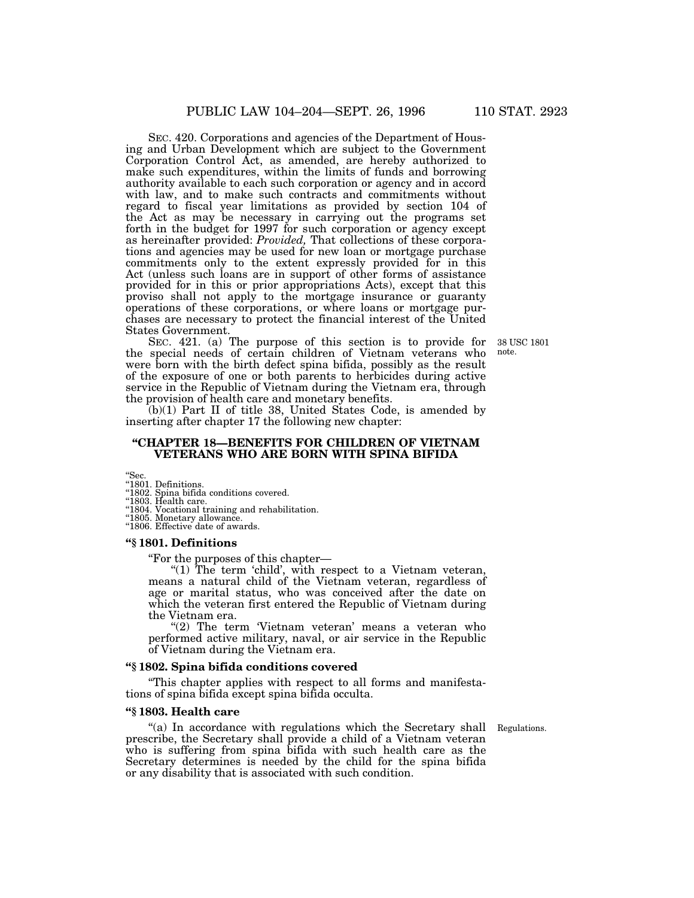SEC. 420. Corporations and agencies of the Department of Housing and Urban Development which are subject to the Government Corporation Control Act, as amended, are hereby authorized to make such expenditures, within the limits of funds and borrowing authority available to each such corporation or agency and in accord with law, and to make such contracts and commitments without regard to fiscal year limitations as provided by section 104 of the Act as may be necessary in carrying out the programs set forth in the budget for 1997 for such corporation or agency except as hereinafter provided: *Provided,* That collections of these corporations and agencies may be used for new loan or mortgage purchase commitments only to the extent expressly provided for in this Act (unless such loans are in support of other forms of assistance provided for in this or prior appropriations Acts), except that this proviso shall not apply to the mortgage insurance or guaranty operations of these corporations, or where loans or mortgage purchases are necessary to protect the financial interest of the United States Government.

38 USC 1801 note.

SEC. 421. (a) The purpose of this section is to provide for the special needs of certain children of Vietnam veterans who were born with the birth defect spina bifida, possibly as the result of the exposure of one or both parents to herbicides during active service in the Republic of Vietnam during the Vietnam era, through the provision of health care and monetary benefits.

(b)(1) Part II of title 38, United States Code, is amended by inserting after chapter 17 the following new chapter:

## "CHAPTER 18—BENEFITS FOR CHILDREN OF VIETNAM VETERANS WHO ARE BORN WITH SPINA BIFIDA

"Sec.
"1801. Definitions.
"1802. Spina bifida conditions covered.
"1803. Health care.
"1804. Vocational training and rehabilitation.
"1805. Monetary allowance.
"1806. Effective date of awards.

### "§ 1801. Definitions

"For the purposes of this chapter—

"(1) The term 'child', with respect to a Vietnam veteran, means a natural child of the Vietnam veteran, regardless of age or marital status, who was conceived after the date on which the veteran first entered the Republic of Vietnam during the Vietnam era.

"(2) The term 'Vietnam veteran' means a veteran who performed active military, naval, or air service in the Republic of Vietnam during the Vietnam era.

### "§ 1802. Spina bifida conditions covered

"This chapter applies with respect to all forms and manifestations of spina bifida except spina bifida occulta.

### "§ 1803. Health care

Regulations.

"(a) In accordance with regulations which the Secretary shall prescribe, the Secretary shall provide a child of a Vietnam veteran who is suffering from spina bifida with such health care as the Secretary determines is needed by the child for the spina bifida or any disability that is associated with such condition.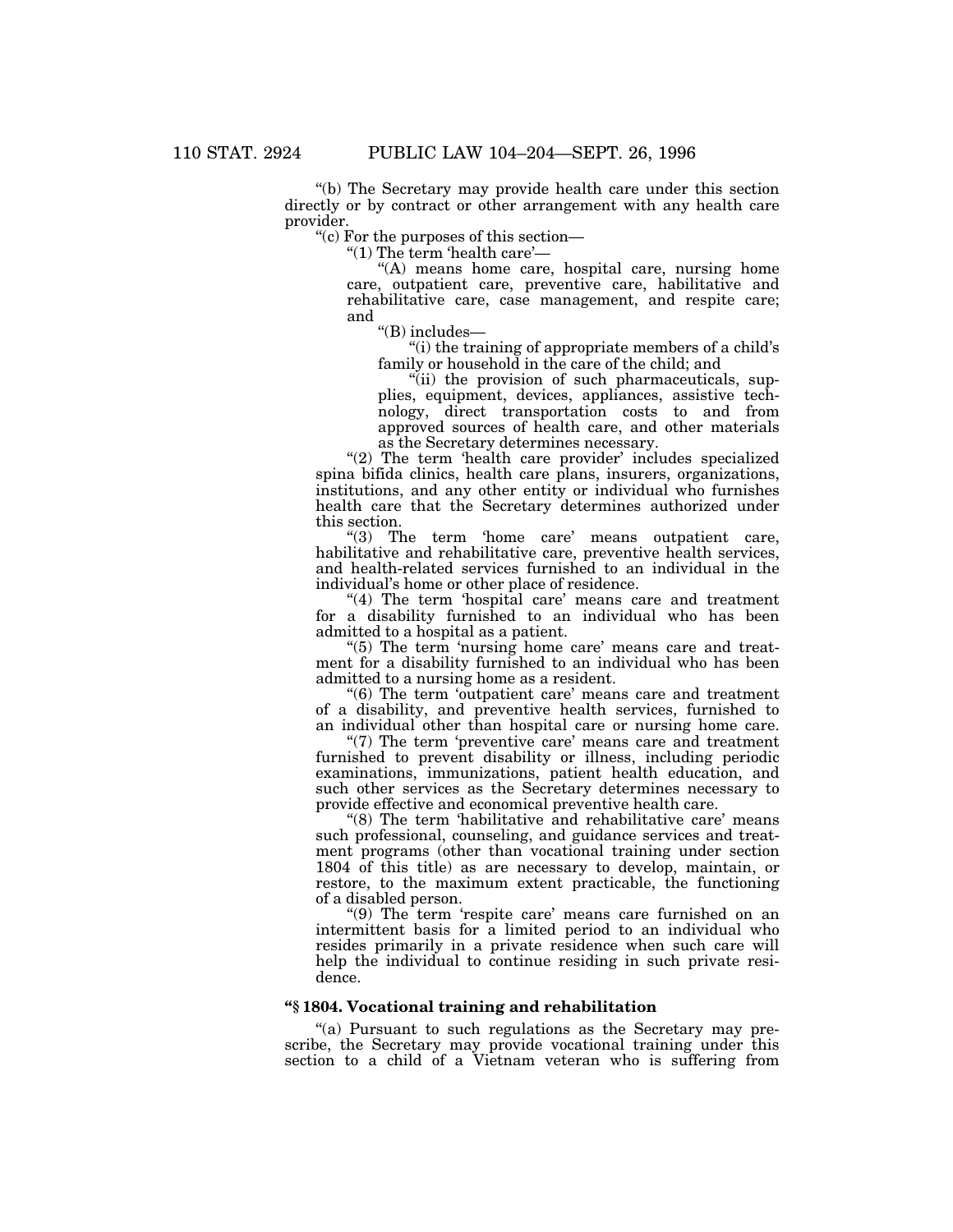"(b) The Secretary may provide health care under this section directly or by contract or other arrangement with any health care provider.

"(c) For the purposes of this section—

"(1) The term 'health care'—

"(A) means home care, hospital care, nursing home care, outpatient care, preventive care, habilitative and rehabilitative care, case management, and respite care; and

"(B) includes—

"(i) the training of appropriate members of a child's family or household in the care of the child; and

"(ii) the provision of such pharmaceuticals, supplies, equipment, devices, appliances, assistive technology, direct transportation costs to and from approved sources of health care, and other materials as the Secretary determines necessary.

"(2) The term 'health care provider' includes specialized spina bifida clinics, health care plans, insurers, organizations, institutions, and any other entity or individual who furnishes health care that the Secretary determines authorized under this section.

"(3) The term 'home care' means outpatient care, habilitative and rehabilitative care, preventive health services, and health-related services furnished to an individual in the individual's home or other place of residence.

"(4) The term 'hospital care' means care and treatment for a disability furnished to an individual who has been admitted to a hospital as a patient.

"(5) The term 'nursing home care' means care and treatment for a disability furnished to an individual who has been admitted to a nursing home as a resident.

"(6) The term 'outpatient care' means care and treatment of a disability, and preventive health services, furnished to an individual other than hospital care or nursing home care.

"(7) The term 'preventive care' means care and treatment furnished to prevent disability or illness, including periodic examinations, immunizations, patient health education, and such other services as the Secretary determines necessary to provide effective and economical preventive health care.

"(8) The term 'habilitative and rehabilitative care' means such professional, counseling, and guidance services and treatment programs (other than vocational training under section 1804 of this title) as are necessary to develop, maintain, or restore, to the maximum extent practicable, the functioning of a disabled person.

"(9) The term 'respite care' means care furnished on an intermittent basis for a limited period to an individual who resides primarily in a private residence when such care will help the individual to continue residing in such private residence.

**"§ 1804. Vocational training and rehabilitation**

"(a) Pursuant to such regulations as the Secretary may prescribe, the Secretary may provide vocational training under this section to a child of a Vietnam veteran who is suffering from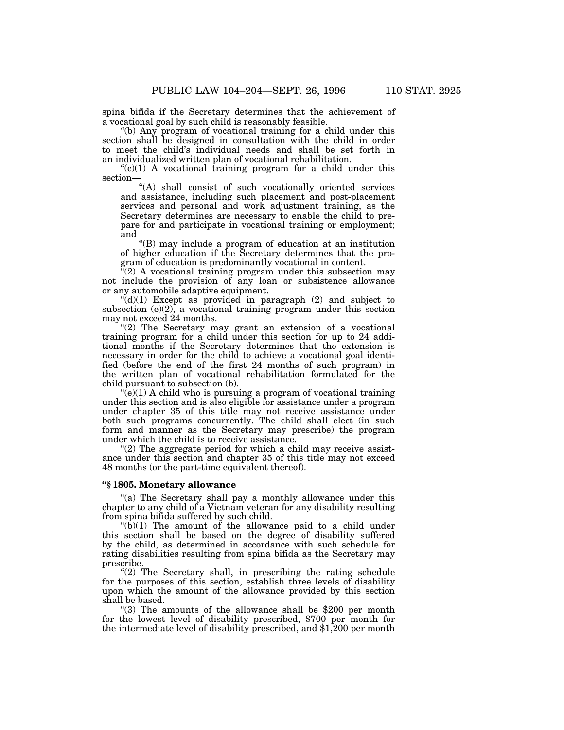spina bifida if the Secretary determines that the achievement of a vocational goal by such child is reasonably feasible.

"(b) Any program of vocational training for a child under this section shall be designed in consultation with the child in order to meet the child's individual needs and shall be set forth in an individualized written plan of vocational rehabilitation.

"(c)(1) A vocational training program for a child under this section—

"(A) shall consist of such vocationally oriented services and assistance, including such placement and post-placement services and personal and work adjustment training, as the Secretary determines are necessary to enable the child to prepare for and participate in vocational training or employment; and

"(B) may include a program of education at an institution of higher education if the Secretary determines that the program of education is predominantly vocational in content.

"(2) A vocational training program under this subsection may not include the provision of any loan or subsistence allowance or any automobile adaptive equipment.

"(d)(1) Except as provided in paragraph (2) and subject to subsection (e)(2), a vocational training program under this section may not exceed 24 months.

"(2) The Secretary may grant an extension of a vocational training program for a child under this section for up to 24 additional months if the Secretary determines that the extension is necessary in order for the child to achieve a vocational goal identified (before the end of the first 24 months of such program) in the written plan of vocational rehabilitation formulated for the child pursuant to subsection (b).

"(e)(1) A child who is pursuing a program of vocational training under this section and is also eligible for assistance under a program under chapter 35 of this title may not receive assistance under both such programs concurrently. The child shall elect (in such form and manner as the Secretary may prescribe) the program under which the child is to receive assistance.

"(2) The aggregate period for which a child may receive assistance under this section and chapter 35 of this title may not exceed 48 months (or the part-time equivalent thereof).

**"§ 1805. Monetary allowance**

"(a) The Secretary shall pay a monthly allowance under this chapter to any child of a Vietnam veteran for any disability resulting from spina bifida suffered by such child.

"(b)(1) The amount of the allowance paid to a child under this section shall be based on the degree of disability suffered by the child, as determined in accordance with such schedule for rating disabilities resulting from spina bifida as the Secretary may prescribe.

"(2) The Secretary shall, in prescribing the rating schedule for the purposes of this section, establish three levels of disability upon which the amount of the allowance provided by this section shall be based.

"(3) The amounts of the allowance shall be $200 per month for the lowest level of disability prescribed, $700 per month for the intermediate level of disability prescribed, and $1,200 per month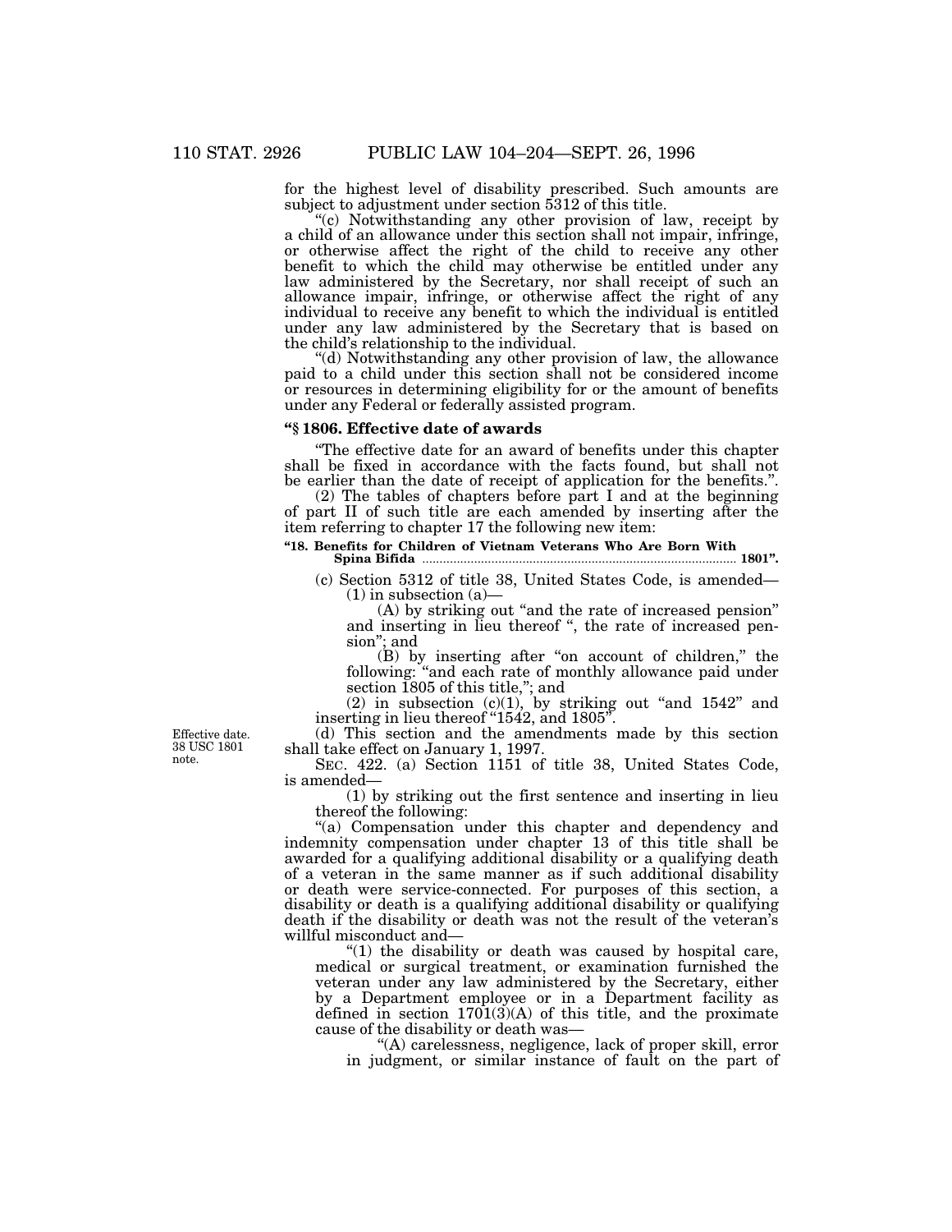for the highest level of disability prescribed. Such amounts are subject to adjustment under section 5312 of this title.

"(c) Notwithstanding any other provision of law, receipt by a child of an allowance under this section shall not impair, infringe, or otherwise affect the right of the child to receive any other benefit to which the child may otherwise be entitled under any law administered by the Secretary, nor shall receipt of such an allowance impair, infringe, or otherwise affect the right of any individual to receive any benefit to which the individual is entitled under any law administered by the Secretary that is based on the child's relationship to the individual.

"(d) Notwithstanding any other provision of law, the allowance paid to a child under this section shall not be considered income or resources in determining eligibility for or the amount of benefits under any Federal or federally assisted program.

**"§ 1806. Effective date of awards**

"The effective date for an award of benefits under this chapter shall be fixed in accordance with the facts found, but shall not be earlier than the date of receipt of application for the benefits.".

(2) The tables of chapters before part I and at the beginning of part II of such title are each amended by inserting after the item referring to chapter 17 the following new item:

**"18. Benefits for Children of Vietnam Veterans Who Are Born With Spina Bifida ........ 1801".**

(c) Section 5312 of title 38, United States Code, is amended—

(1) in subsection (a)—

(A) by striking out "and the rate of increased pension" and inserting in lieu thereof ", the rate of increased pension"; and

(B) by inserting after "on account of children," the following: "and each rate of monthly allowance paid under section 1805 of this title,"; and

(2) in subsection (c)(1), by striking out "and 1542" and inserting in lieu thereof "1542, and 1805".

Effective date. 38 USC 1801 note.

(d) This section and the amendments made by this section shall take effect on January 1, 1997.

SEC. 422. (a) Section 1151 of title 38, United States Code, is amended—

(1) by striking out the first sentence and inserting in lieu thereof the following:

"(a) Compensation under this chapter and dependency and indemnity compensation under chapter 13 of this title shall be awarded for a qualifying additional disability or a qualifying death of a veteran in the same manner as if such additional disability or death were service-connected. For purposes of this section, a disability or death is a qualifying additional disability or qualifying death if the disability or death was not the result of the veteran's willful misconduct and—

"(1) the disability or death was caused by hospital care, medical or surgical treatment, or examination furnished the veteran under any law administered by the Secretary, either by a Department employee or in a Department facility as defined in section 1701(3)(A) of this title, and the proximate cause of the disability or death was—

"(A) carelessness, negligence, lack of proper skill, error in judgment, or similar instance of fault on the part of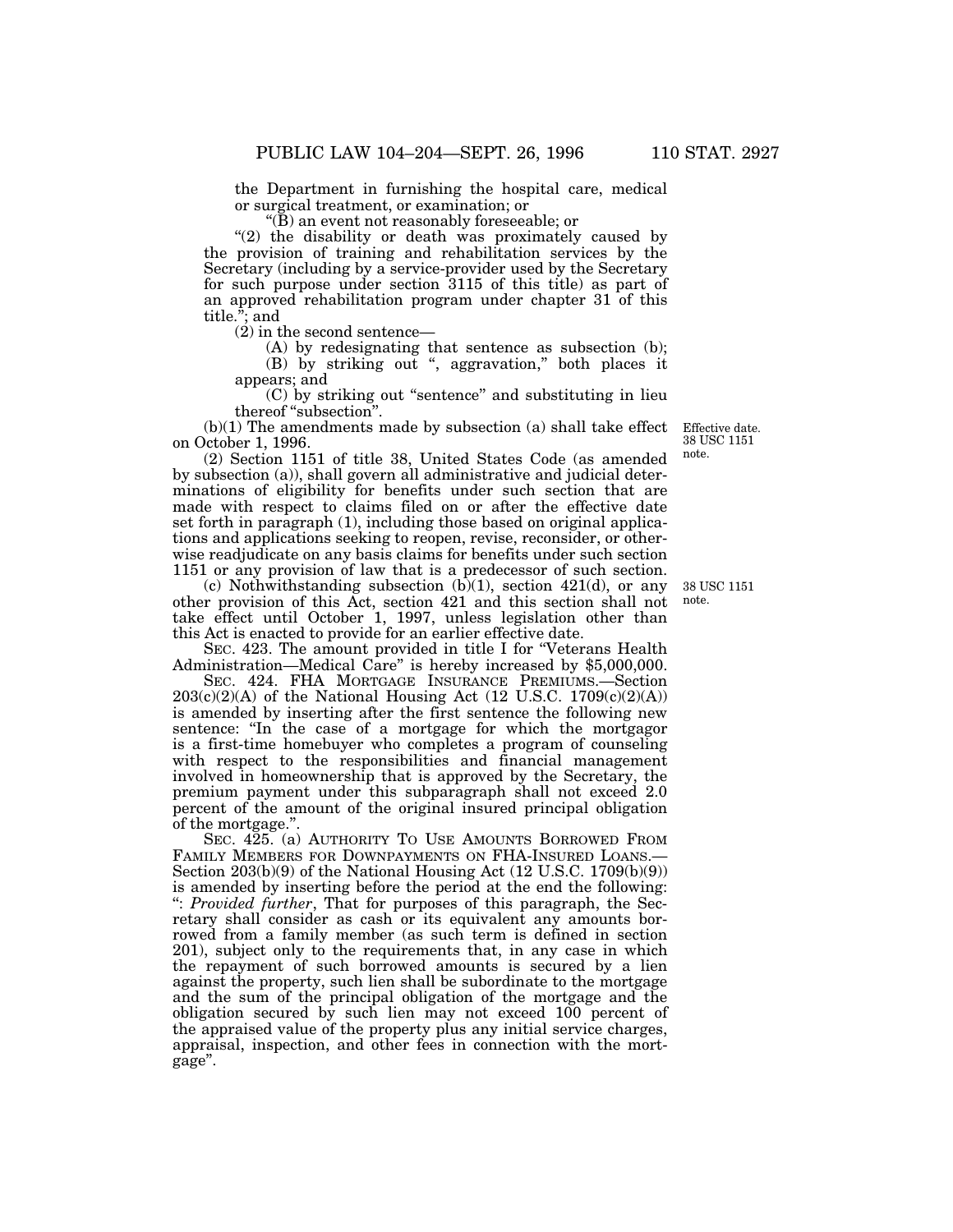the Department in furnishing the hospital care, medical or surgical treatment, or examination; or

"(B) an event not reasonably foreseeable; or

"(2) the disability or death was proximately caused by the provision of training and rehabilitation services by the Secretary (including by a service-provider used by the Secretary for such purpose under section 3115 of this title) as part of an approved rehabilitation program under chapter 31 of this title."; and

(2) in the second sentence—

(A) by redesignating that sentence as subsection (b);

(B) by striking out ", aggravation," both places it appears; and

(C) by striking out "sentence" and substituting in lieu thereof "subsection".

Effective date. 38 USC 1151 note.

(b)(1) The amendments made by subsection (a) shall take effect on October 1, 1996.

(2) Section 1151 of title 38, United States Code (as amended by subsection (a)), shall govern all administrative and judicial determinations of eligibility for benefits under such section that are made with respect to claims filed on or after the effective date set forth in paragraph (1), including those based on original applications and applications seeking to reopen, revise, reconsider, or otherwise readjudicate on any basis claims for benefits under such section 1151 or any provision of law that is a predecessor of such section.

38 USC 1151 note.

(c) Nothwithstanding subsection (b)(1), section 421(d), or any other provision of this Act, section 421 and this section shall not take effect until October 1, 1997, unless legislation other than this Act is enacted to provide for an earlier effective date.

SEC. 423. The amount provided in title I for "Veterans Health Administration—Medical Care" is hereby increased by $5,000,000.

SEC. 424. FHA MORTGAGE INSURANCE PREMIUMS.—Section 203(c)(2)(A) of the National Housing Act (12 U.S.C. 1709(c)(2)(A)) is amended by inserting after the first sentence the following new sentence: "In the case of a mortgage for which the mortgagor is a first-time homebuyer who completes a program of counseling with respect to the responsibilities and financial management involved in homeownership that is approved by the Secretary, the premium payment under this subparagraph shall not exceed 2.0 percent of the amount of the original insured principal obligation of the mortgage.".

SEC. 425. (a) AUTHORITY TO USE AMOUNTS BORROWED FROM FAMILY MEMBERS FOR DOWNPAYMENTS ON FHA-INSURED LOANS.—Section 203(b)(9) of the National Housing Act (12 U.S.C. 1709(b)(9)) is amended by inserting before the period at the end the following: ": *Provided further*, That for purposes of this paragraph, the Secretary shall consider as cash or its equivalent any amounts borrowed from a family member (as such term is defined in section 201), subject only to the requirements that, in any case in which the repayment of such borrowed amounts is secured by a lien against the property, such lien shall be subordinate to the mortgage and the sum of the principal obligation of the mortgage and the obligation secured by such lien may not exceed 100 percent of the appraised value of the property plus any initial service charges, appraisal, inspection, and other fees in connection with the mortgage".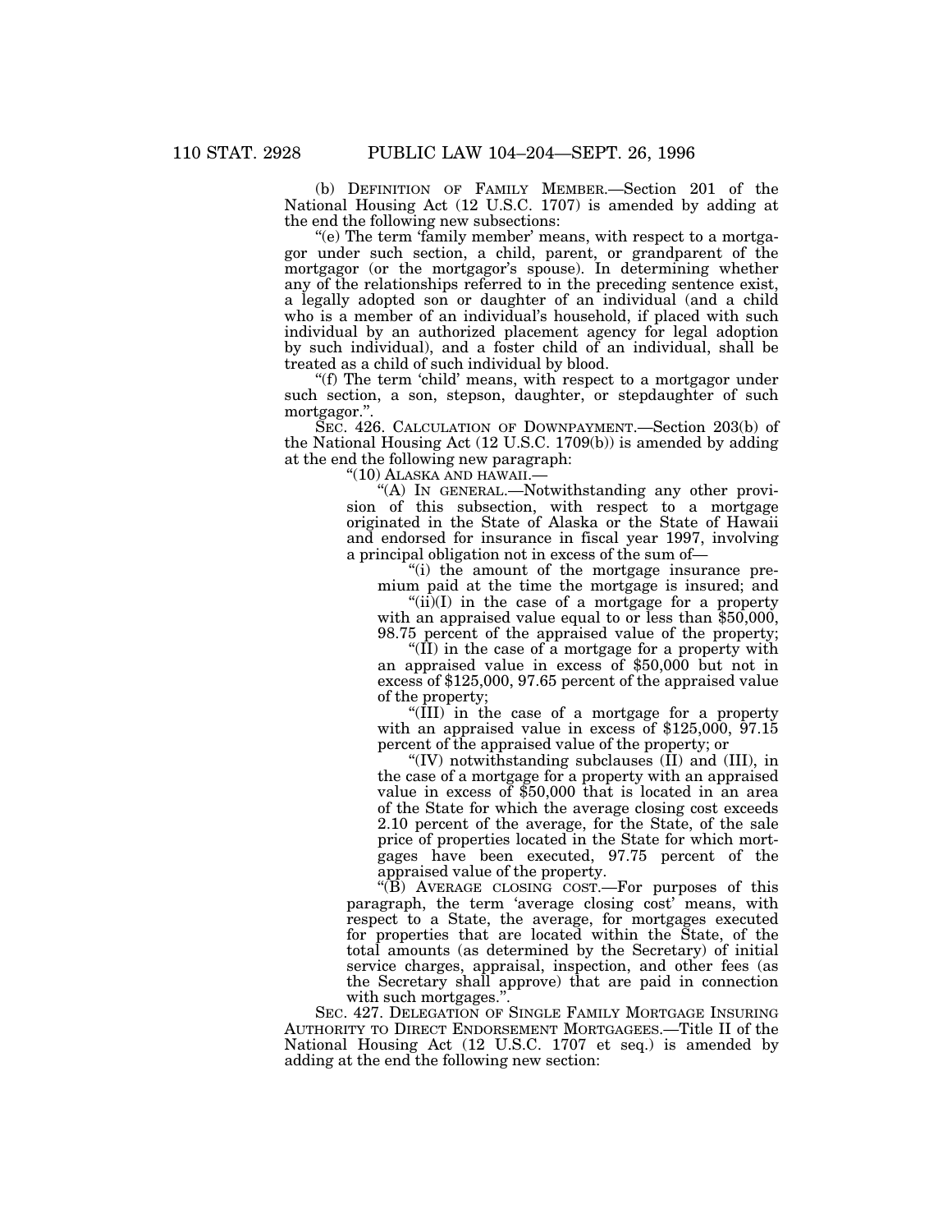(b) DEFINITION OF FAMILY MEMBER.—Section 201 of the National Housing Act (12 U.S.C. 1707) is amended by adding at the end the following new subsections:

"(e) The term 'family member' means, with respect to a mortgagor under such section, a child, parent, or grandparent of the mortgagor (or the mortgagor's spouse). In determining whether any of the relationships referred to in the preceding sentence exist, a legally adopted son or daughter of an individual (and a child who is a member of an individual's household, if placed with such individual by an authorized placement agency for legal adoption by such individual), and a foster child of an individual, shall be treated as a child of such individual by blood.

"(f) The term 'child' means, with respect to a mortgagor under such section, a son, stepson, daughter, or stepdaughter of such mortgagor.".

SEC. 426. CALCULATION OF DOWNPAYMENT.—Section 203(b) of the National Housing Act (12 U.S.C. 1709(b)) is amended by adding at the end the following new paragraph:

"(10) ALASKA AND HAWAII.—

"(A) IN GENERAL.—Notwithstanding any other provision of this subsection, with respect to a mortgage originated in the State of Alaska or the State of Hawaii and endorsed for insurance in fiscal year 1997, involving a principal obligation not in excess of the sum of—

"(i) the amount of the mortgage insurance premium paid at the time the mortgage is insured; and

"(ii)(I) in the case of a mortgage for a property with an appraised value equal to or less than $50,000, 98.75 percent of the appraised value of the property;

"(II) in the case of a mortgage for a property with an appraised value in excess of $50,000 but not in excess of $125,000, 97.65 percent of the appraised value of the property;

"(III) in the case of a mortgage for a property with an appraised value in excess of $125,000, 97.15 percent of the appraised value of the property; or

"(IV) notwithstanding subclauses (II) and (III), in the case of a mortgage for a property with an appraised value in excess of $50,000 that is located in an area of the State for which the average closing cost exceeds 2.10 percent of the average, for the State, of the sale price of properties located in the State for which mortgages have been executed, 97.75 percent of the appraised value of the property.

"(B) AVERAGE CLOSING COST.—For purposes of this paragraph, the term 'average closing cost' means, with respect to a State, the average, for mortgages executed for properties that are located within the State, of the total amounts (as determined by the Secretary) of initial service charges, appraisal, inspection, and other fees (as the Secretary shall approve) that are paid in connection with such mortgages.".

SEC. 427. DELEGATION OF SINGLE FAMILY MORTGAGE INSURING AUTHORITY TO DIRECT ENDORSEMENT MORTGAGEES.—Title II of the National Housing Act (12 U.S.C. 1707 et seq.) is amended by adding at the end the following new section: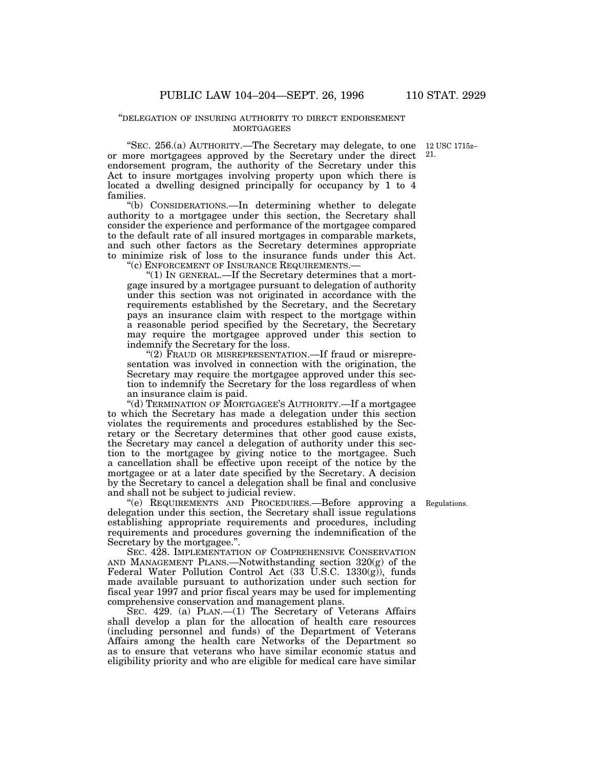"DELEGATION OF INSURING AUTHORITY TO DIRECT ENDORSEMENT MORTGAGEES

"SEC. 256.(a) AUTHORITY.—The Secretary may delegate, to one or more mortgagees approved by the Secretary under the direct endorsement program, the authority of the Secretary under this Act to insure mortgages involving property upon which there is located a dwelling designed principally for occupancy by 1 to 4 families.

12 USC 1715z–21.

"(b) CONSIDERATIONS.—In determining whether to delegate authority to a mortgagee under this section, the Secretary shall consider the experience and performance of the mortgagee compared to the default rate of all insured mortgages in comparable markets, and such other factors as the Secretary determines appropriate to minimize risk of loss to the insurance funds under this Act.

"(c) ENFORCEMENT OF INSURANCE REQUIREMENTS.—

"(1) IN GENERAL.—If the Secretary determines that a mortgage insured by a mortgagee pursuant to delegation of authority under this section was not originated in accordance with the requirements established by the Secretary, and the Secretary pays an insurance claim with respect to the mortgage within a reasonable period specified by the Secretary, the Secretary may require the mortgagee approved under this section to indemnify the Secretary for the loss.

"(2) FRAUD OR MISREPRESENTATION.—If fraud or misrepresentation was involved in connection with the origination, the Secretary may require the mortgagee approved under this section to indemnify the Secretary for the loss regardless of when an insurance claim is paid.

"(d) TERMINATION OF MORTGAGEE'S AUTHORITY.—If a mortgagee to which the Secretary has made a delegation under this section violates the requirements and procedures established by the Secretary or the Secretary determines that other good cause exists, the Secretary may cancel a delegation of authority under this section to the mortgagee by giving notice to the mortgagee. Such a cancellation shall be effective upon receipt of the notice by the mortgagee or at a later date specified by the Secretary. A decision by the Secretary to cancel a delegation shall be final and conclusive and shall not be subject to judicial review.

"(e) REQUIREMENTS AND PROCEDURES.—Before approving a delegation under this section, the Secretary shall issue regulations establishing appropriate requirements and procedures, including requirements and procedures governing the indemnification of the Secretary by the mortgagee.".

Regulations.

SEC. 428. IMPLEMENTATION OF COMPREHENSIVE CONSERVATION AND MANAGEMENT PLANS.—Notwithstanding section 320(g) of the Federal Water Pollution Control Act (33 U.S.C. 1330(g)), funds made available pursuant to authorization under such section for fiscal year 1997 and prior fiscal years may be used for implementing comprehensive conservation and management plans.

SEC. 429. (a) PLAN.—(1) The Secretary of Veterans Affairs shall develop a plan for the allocation of health care resources (including personnel and funds) of the Department of Veterans Affairs among the health care Networks of the Department so as to ensure that veterans who have similar economic status and eligibility priority and who are eligible for medical care have similar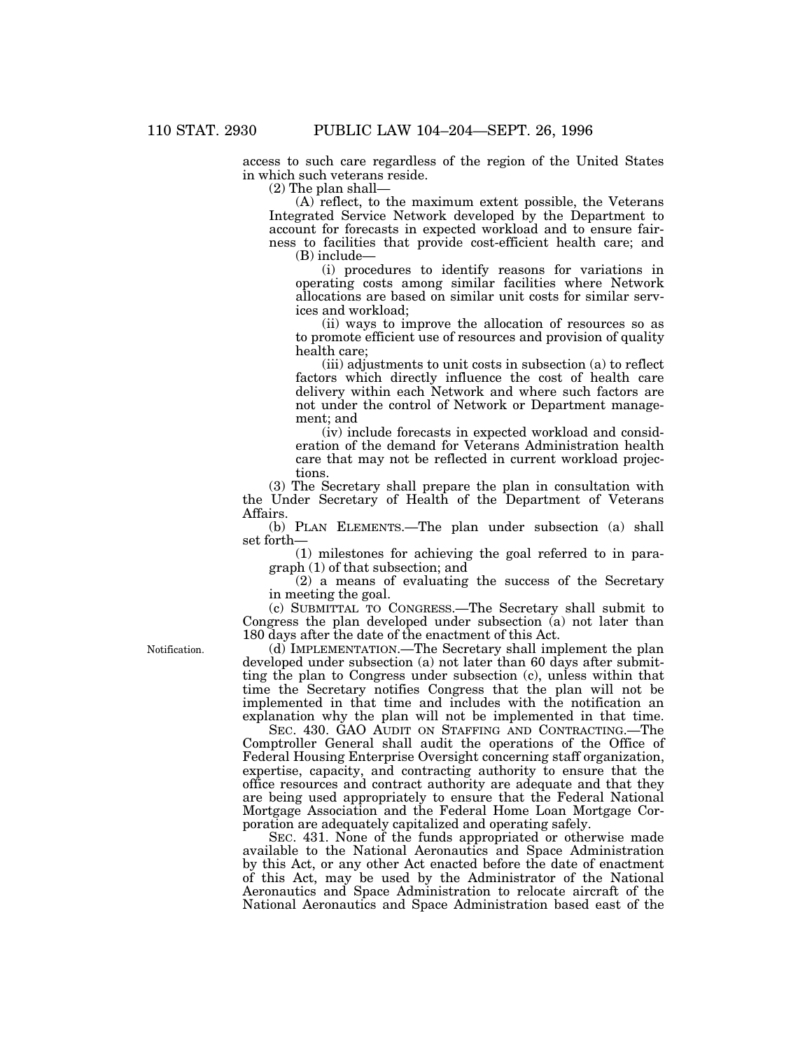access to such care regardless of the region of the United States in which such veterans reside.

(2) The plan shall—

(A) reflect, to the maximum extent possible, the Veterans Integrated Service Network developed by the Department to account for forecasts in expected workload and to ensure fairness to facilities that provide cost-efficient health care; and

(B) include—

(i) procedures to identify reasons for variations in operating costs among similar facilities where Network allocations are based on similar unit costs for similar services and workload;

(ii) ways to improve the allocation of resources so as to promote efficient use of resources and provision of quality health care;

(iii) adjustments to unit costs in subsection (a) to reflect factors which directly influence the cost of health care delivery within each Network and where such factors are not under the control of Network or Department management; and

(iv) include forecasts in expected workload and consideration of the demand for Veterans Administration health care that may not be reflected in current workload projections.

(3) The Secretary shall prepare the plan in consultation with the Under Secretary of Health of the Department of Veterans Affairs.

(b) PLAN ELEMENTS.—The plan under subsection (a) shall set forth—

(1) milestones for achieving the goal referred to in paragraph (1) of that subsection; and

(2) a means of evaluating the success of the Secretary in meeting the goal.

(c) SUBMITTAL TO CONGRESS.—The Secretary shall submit to Congress the plan developed under subsection (a) not later than 180 days after the date of the enactment of this Act.

Notification.

(d) IMPLEMENTATION.—The Secretary shall implement the plan developed under subsection (a) not later than 60 days after submitting the plan to Congress under subsection (c), unless within that time the Secretary notifies Congress that the plan will not be implemented in that time and includes with the notification an explanation why the plan will not be implemented in that time.

SEC. 430. GAO AUDIT ON STAFFING AND CONTRACTING.—The Comptroller General shall audit the operations of the Office of Federal Housing Enterprise Oversight concerning staff organization, expertise, capacity, and contracting authority to ensure that the office resources and contract authority are adequate and that they are being used appropriately to ensure that the Federal National Mortgage Association and the Federal Home Loan Mortgage Corporation are adequately capitalized and operating safely.

SEC. 431. None of the funds appropriated or otherwise made available to the National Aeronautics and Space Administration by this Act, or any other Act enacted before the date of enactment of this Act, may be used by the Administrator of the National Aeronautics and Space Administration to relocate aircraft of the National Aeronautics and Space Administration based east of the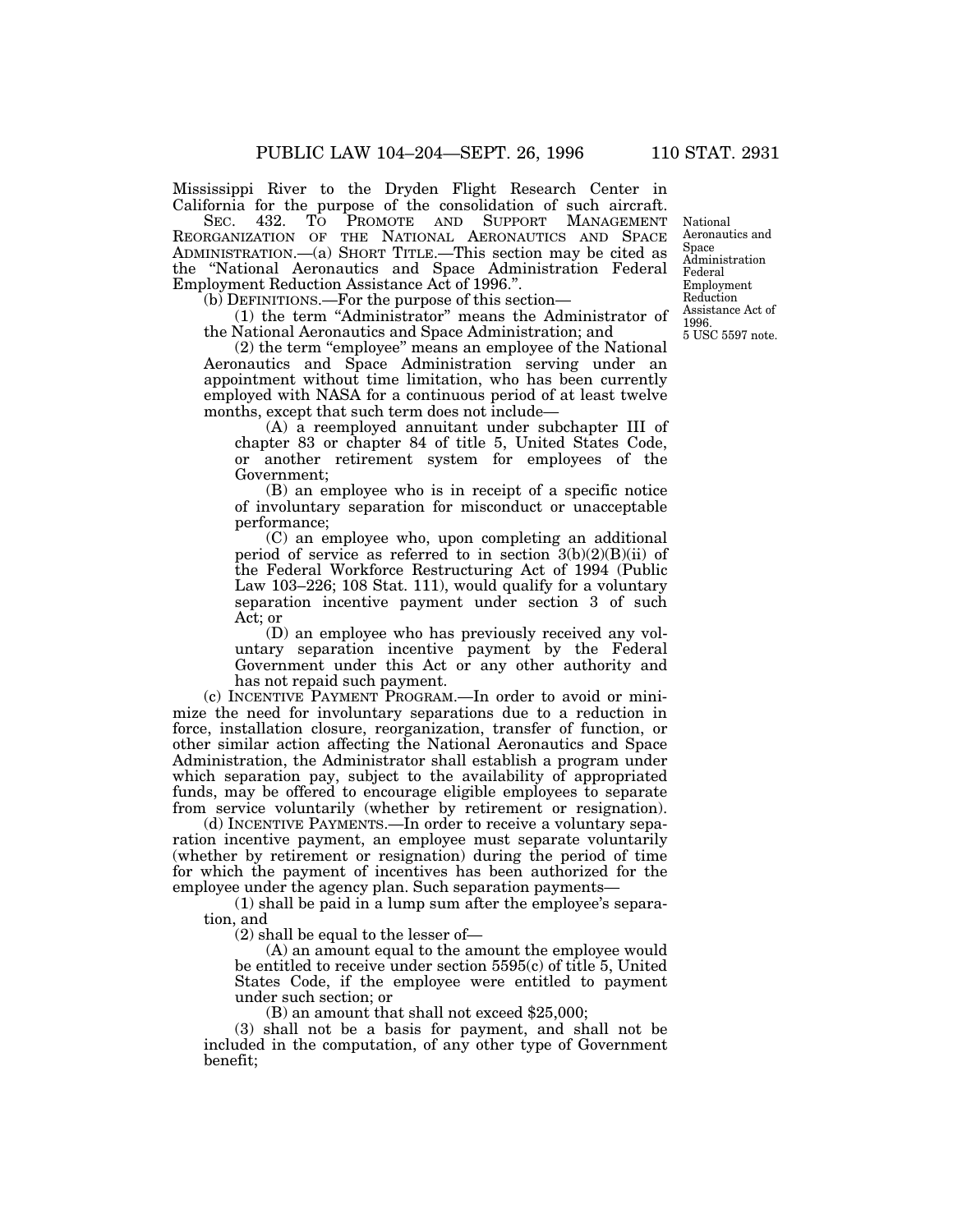Mississippi River to the Dryden Flight Research Center in California for the purpose of the consolidation of such aircraft.

SEC. 432. TO PROMOTE AND SUPPORT MANAGEMENT REORGANIZATION OF THE NATIONAL AERONAUTICS AND SPACE ADMINISTRATION.—(a) SHORT TITLE.—This section may be cited as the "National Aeronautics and Space Administration Federal Employment Reduction Assistance Act of 1996.".

National Aeronautics and Space Administration Federal Employment Reduction Assistance Act of 1996.
5 USC 5597 note.

(b) DEFINITIONS.—For the purpose of this section—

(1) the term "Administrator" means the Administrator of the National Aeronautics and Space Administration; and

(2) the term "employee" means an employee of the National Aeronautics and Space Administration serving under an appointment without time limitation, who has been currently employed with NASA for a continuous period of at least twelve months, except that such term does not include—

(A) a reemployed annuitant under subchapter III of chapter 83 or chapter 84 of title 5, United States Code, or another retirement system for employees of the Government;

(B) an employee who is in receipt of a specific notice of involuntary separation for misconduct or unacceptable performance;

(C) an employee who, upon completing an additional period of service as referred to in section 3(b)(2)(B)(ii) of the Federal Workforce Restructuring Act of 1994 (Public Law 103–226; 108 Stat. 111), would qualify for a voluntary separation incentive payment under section 3 of such Act; or

(D) an employee who has previously received any voluntary separation incentive payment by the Federal Government under this Act or any other authority and has not repaid such payment.

(c) INCENTIVE PAYMENT PROGRAM.—In order to avoid or minimize the need for involuntary separations due to a reduction in force, installation closure, reorganization, transfer of function, or other similar action affecting the National Aeronautics and Space Administration, the Administrator shall establish a program under which separation pay, subject to the availability of appropriated funds, may be offered to encourage eligible employees to separate from service voluntarily (whether by retirement or resignation).

(d) INCENTIVE PAYMENTS.—In order to receive a voluntary separation incentive payment, an employee must separate voluntarily (whether by retirement or resignation) during the period of time for which the payment of incentives has been authorized for the employee under the agency plan. Such separation payments—

(1) shall be paid in a lump sum after the employee's separation, and

(2) shall be equal to the lesser of—

(A) an amount equal to the amount the employee would be entitled to receive under section 5595(c) of title 5, United States Code, if the employee were entitled to payment under such section; or

(B) an amount that shall not exceed $25,000;

(3) shall not be a basis for payment, and shall not be included in the computation, of any other type of Government benefit;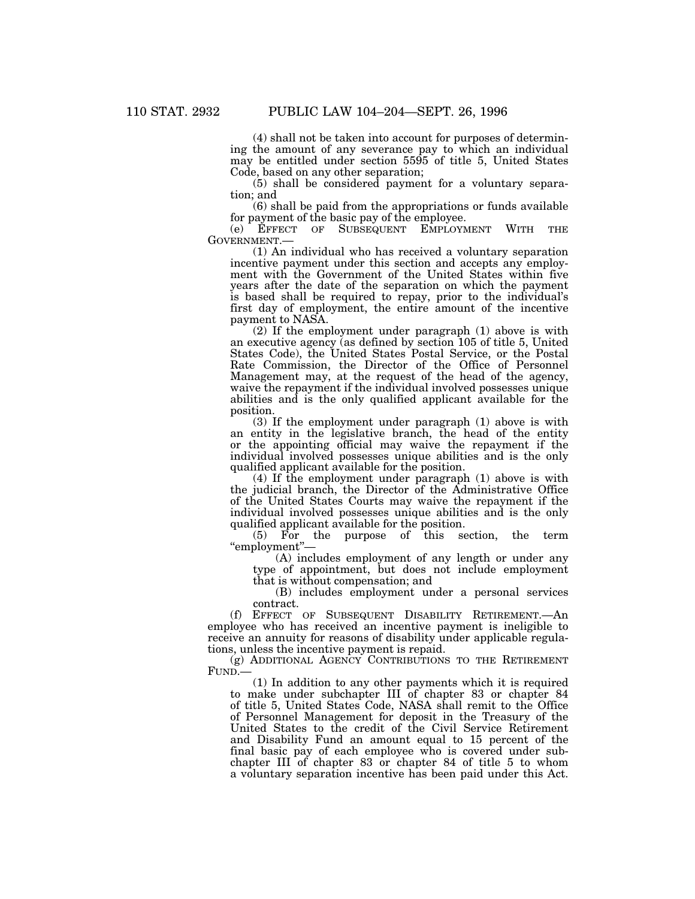(4) shall not be taken into account for purposes of determining the amount of any severance pay to which an individual may be entitled under section 5595 of title 5, United States Code, based on any other separation;

(5) shall be considered payment for a voluntary separation; and

(6) shall be paid from the appropriations or funds available for payment of the basic pay of the employee.

(e) EFFECT OF SUBSEQUENT EMPLOYMENT WITH THE GOVERNMENT.—

(1) An individual who has received a voluntary separation incentive payment under this section and accepts any employment with the Government of the United States within five years after the date of the separation on which the payment is based shall be required to repay, prior to the individual's first day of employment, the entire amount of the incentive payment to NASA.

(2) If the employment under paragraph (1) above is with an executive agency (as defined by section 105 of title 5, United States Code), the United States Postal Service, or the Postal Rate Commission, the Director of the Office of Personnel Management may, at the request of the head of the agency, waive the repayment if the individual involved possesses unique abilities and is the only qualified applicant available for the position.

(3) If the employment under paragraph (1) above is with an entity in the legislative branch, the head of the entity or the appointing official may waive the repayment if the individual involved possesses unique abilities and is the only qualified applicant available for the position.

(4) If the employment under paragraph (1) above is with the judicial branch, the Director of the Administrative Office of the United States Courts may waive the repayment if the individual involved possesses unique abilities and is the only qualified applicant available for the position.

(5) For the purpose of this section, the term "employment"—

(A) includes employment of any length or under any type of appointment, but does not include employment that is without compensation; and

(B) includes employment under a personal services contract.

(f) EFFECT OF SUBSEQUENT DISABILITY RETIREMENT.—An employee who has received an incentive payment is ineligible to receive an annuity for reasons of disability under applicable regulations, unless the incentive payment is repaid.

(g) ADDITIONAL AGENCY CONTRIBUTIONS TO THE RETIREMENT FUND.—

(1) In addition to any other payments which it is required to make under subchapter III of chapter 83 or chapter 84 of title 5, United States Code, NASA shall remit to the Office of Personnel Management for deposit in the Treasury of the United States to the credit of the Civil Service Retirement and Disability Fund an amount equal to 15 percent of the final basic pay of each employee who is covered under subchapter III of chapter 83 or chapter 84 of title 5 to whom a voluntary separation incentive has been paid under this Act.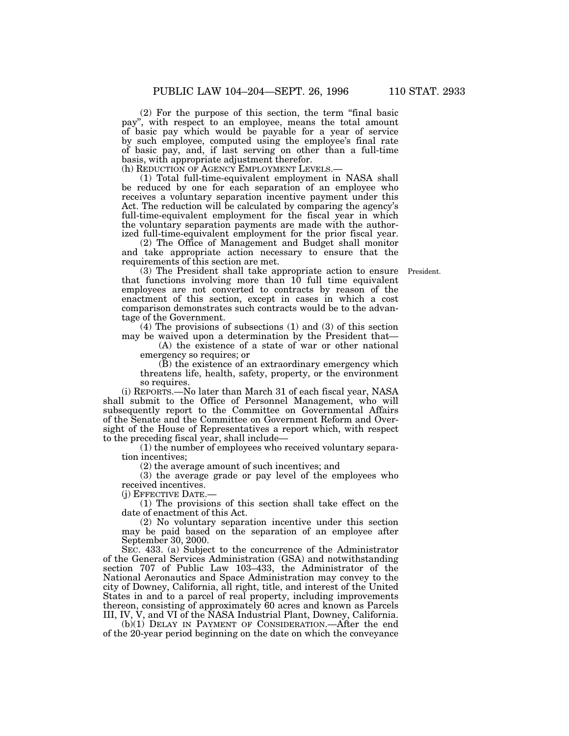(2) For the purpose of this section, the term "final basic pay", with respect to an employee, means the total amount of basic pay which would be payable for a year of service by such employee, computed using the employee's final rate of basic pay, and, if last serving on other than a full-time basis, with appropriate adjustment therefor.

(h) REDUCTION OF AGENCY EMPLOYMENT LEVELS.—

(1) Total full-time-equivalent employment in NASA shall be reduced by one for each separation of an employee who receives a voluntary separation incentive payment under this Act. The reduction will be calculated by comparing the agency's full-time-equivalent employment for the fiscal year in which the voluntary separation payments are made with the authorized full-time-equivalent employment for the prior fiscal year.

(2) The Office of Management and Budget shall monitor and take appropriate action necessary to ensure that the requirements of this section are met.

President.

(3) The President shall take appropriate action to ensure that functions involving more than 10 full time equivalent employees are not converted to contracts by reason of the enactment of this section, except in cases in which a cost comparison demonstrates such contracts would be to the advantage of the Government.

(4) The provisions of subsections (1) and (3) of this section may be waived upon a determination by the President that—

(A) the existence of a state of war or other national emergency so requires; or

(B) the existence of an extraordinary emergency which threatens life, health, safety, property, or the environment so requires.

(i) REPORTS.—No later than March 31 of each fiscal year, NASA shall submit to the Office of Personnel Management, who will subsequently report to the Committee on Governmental Affairs of the Senate and the Committee on Government Reform and Oversight of the House of Representatives a report which, with respect to the preceding fiscal year, shall include—

(1) the number of employees who received voluntary separation incentives;

(2) the average amount of such incentives; and

(3) the average grade or pay level of the employees who received incentives.

(j) EFFECTIVE DATE.—

(1) The provisions of this section shall take effect on the date of enactment of this Act.

(2) No voluntary separation incentive under this section may be paid based on the separation of an employee after September 30, 2000.

SEC. 433. (a) Subject to the concurrence of the Administrator of the General Services Administration (GSA) and notwithstanding section 707 of Public Law 103–433, the Administrator of the National Aeronautics and Space Administration may convey to the city of Downey, California, all right, title, and interest of the United States in and to a parcel of real property, including improvements thereon, consisting of approximately 60 acres and known as Parcels III, IV, V, and VI of the NASA Industrial Plant, Downey, California.

(b)(1) DELAY IN PAYMENT OF CONSIDERATION.—After the end of the 20-year period beginning on the date on which the conveyance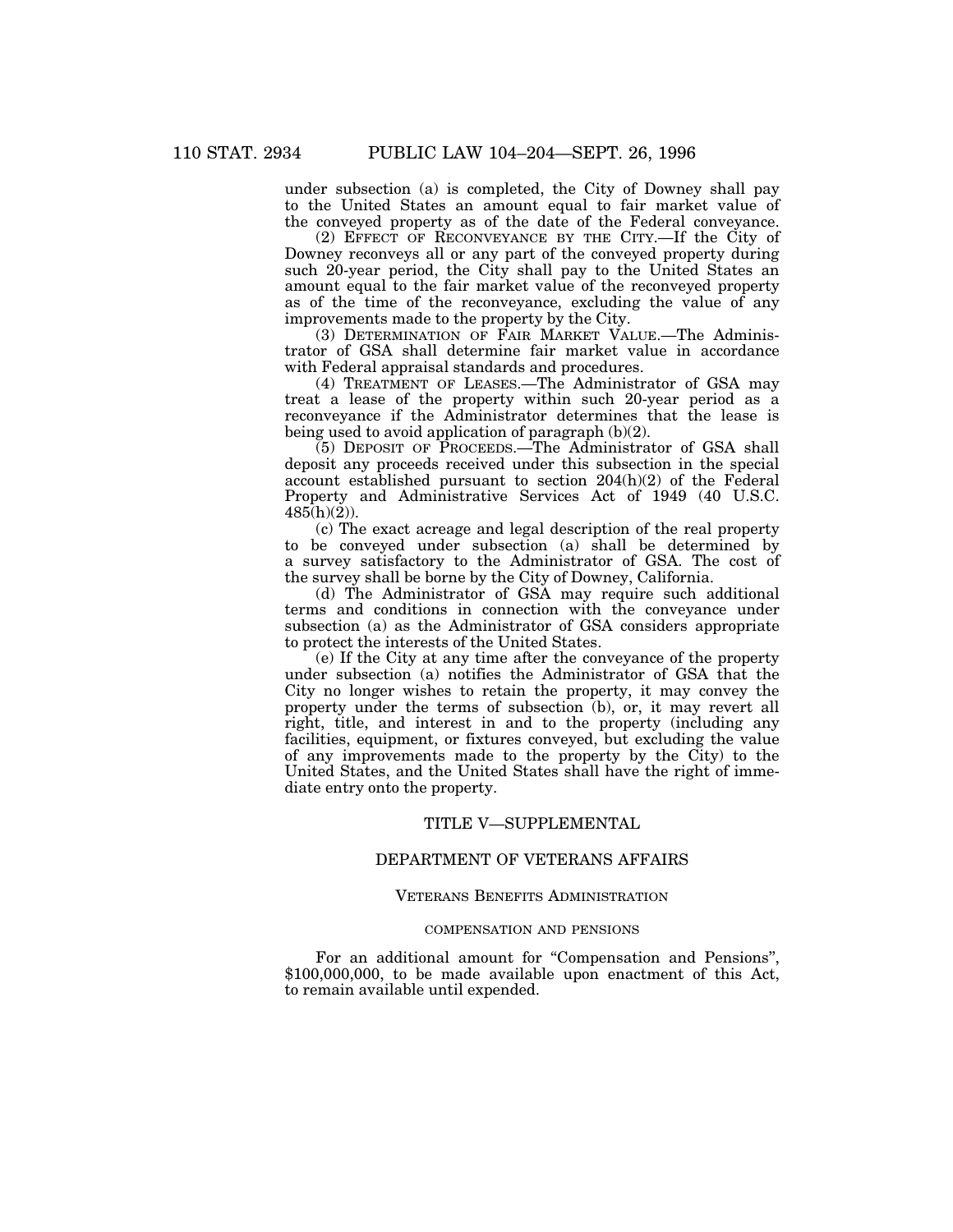under subsection (a) is completed, the City of Downey shall pay to the United States an amount equal to fair market value of the conveyed property as of the date of the Federal conveyance.

(2) EFFECT OF RECONVEYANCE BY THE CITY.—If the City of Downey reconveys all or any part of the conveyed property during such 20-year period, the City shall pay to the United States an amount equal to the fair market value of the reconveyed property as of the time of the reconveyance, excluding the value of any improvements made to the property by the City.

(3) DETERMINATION OF FAIR MARKET VALUE.—The Administrator of GSA shall determine fair market value in accordance with Federal appraisal standards and procedures.

(4) TREATMENT OF LEASES.—The Administrator of GSA may treat a lease of the property within such 20-year period as a reconveyance if the Administrator determines that the lease is being used to avoid application of paragraph (b)(2).

(5) DEPOSIT OF PROCEEDS.—The Administrator of GSA shall deposit any proceeds received under this subsection in the special account established pursuant to section 204(h)(2) of the Federal Property and Administrative Services Act of 1949 (40 U.S.C. 485(h)(2)).

(c) The exact acreage and legal description of the real property to be conveyed under subsection (a) shall be determined by a survey satisfactory to the Administrator of GSA. The cost of the survey shall be borne by the City of Downey, California.

(d) The Administrator of GSA may require such additional terms and conditions in connection with the conveyance under subsection (a) as the Administrator of GSA considers appropriate to protect the interests of the United States.

(e) If the City at any time after the conveyance of the property under subsection (a) notifies the Administrator of GSA that the City no longer wishes to retain the property, it may convey the property under the terms of subsection (b), or, it may revert all right, title, and interest in and to the property (including any facilities, equipment, or fixtures conveyed, but excluding the value of any improvements made to the property by the City) to the United States, and the United States shall have the right of immediate entry onto the property.

## TITLE V—SUPPLEMENTAL

## DEPARTMENT OF VETERANS AFFAIRS

### VETERANS BENEFITS ADMINISTRATION

#### COMPENSATION AND PENSIONS

For an additional amount for "Compensation and Pensions", $100,000,000, to be made available upon enactment of this Act, to remain available until expended.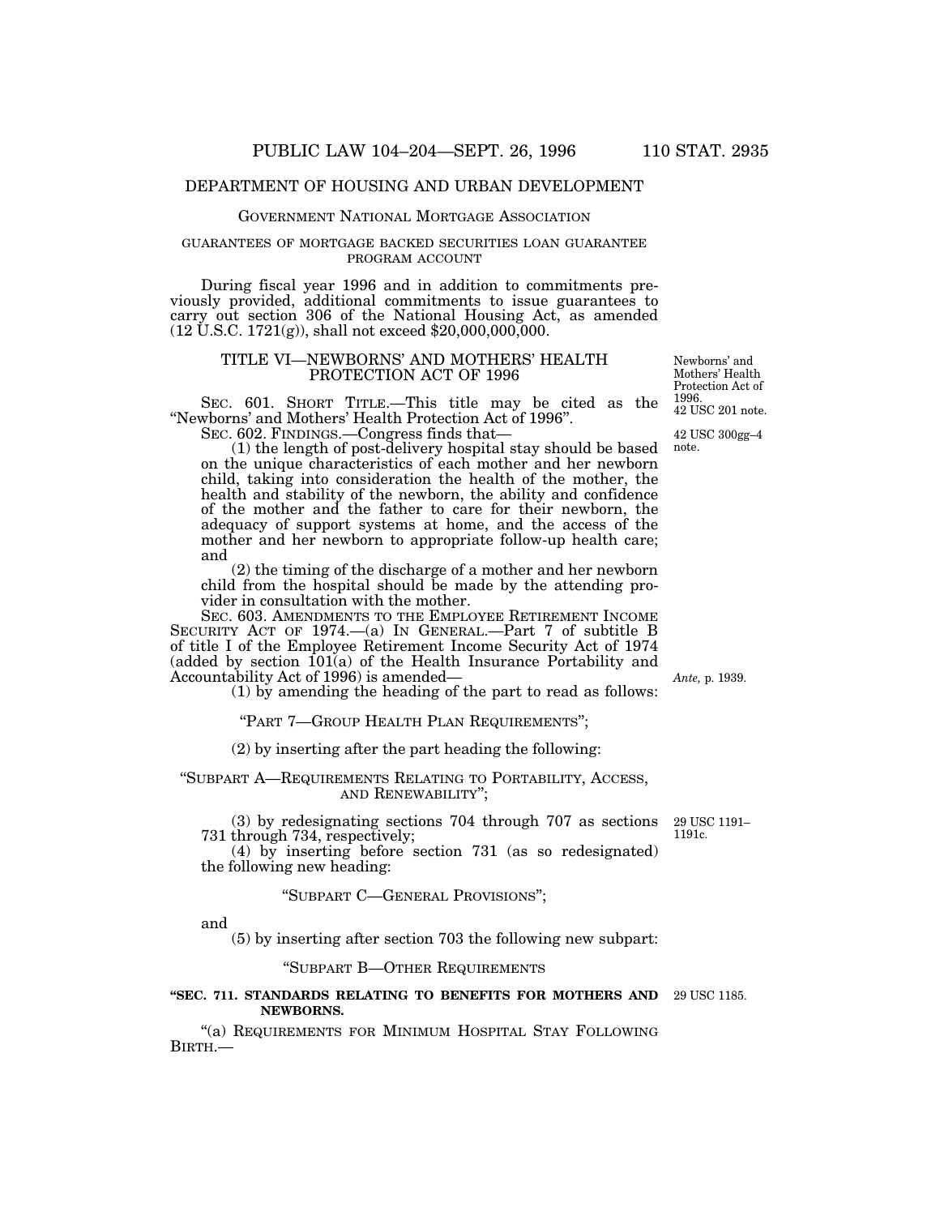## DEPARTMENT OF HOUSING AND URBAN DEVELOPMENT

### GOVERNMENT NATIONAL MORTGAGE ASSOCIATION

#### GUARANTEES OF MORTGAGE BACKED SECURITIES LOAN GUARANTEE PROGRAM ACCOUNT

During fiscal year 1996 and in addition to commitments previously provided, additional commitments to issue guarantees to carry out section 306 of the National Housing Act, as amended (12 U.S.C. 1721(g)), shall not exceed $20,000,000,000.

## TITLE VI—NEWBORNS' AND MOTHERS' HEALTH PROTECTION ACT OF 1996

Newborns' and Mothers' Health Protection Act of 1996. 42 USC 201 note.

SEC. 601. SHORT TITLE.—This title may be cited as the "Newborns' and Mothers' Health Protection Act of 1996".

42 USC 300gg–4 note.

SEC. 602. FINDINGS.—Congress finds that—

(1) the length of post-delivery hospital stay should be based on the unique characteristics of each mother and her newborn child, taking into consideration the health of the mother, the health and stability of the newborn, the ability and confidence of the mother and the father to care for their newborn, the adequacy of support systems at home, and the access of the mother and her newborn to appropriate follow-up health care; and

(2) the timing of the discharge of a mother and her newborn child from the hospital should be made by the attending provider in consultation with the mother.

SEC. 603. AMENDMENTS TO THE EMPLOYEE RETIREMENT INCOME SECURITY ACT OF 1974.—(a) IN GENERAL.—Part 7 of subtitle B of title I of the Employee Retirement Income Security Act of 1974 (added by section 101(a) of the Health Insurance Portability and Accountability Act of 1996) is amended—

*Ante*, p. 1939.

(1) by amending the heading of the part to read as follows:

"PART 7—GROUP HEALTH PLAN REQUIREMENTS";

(2) by inserting after the part heading the following:

"SUBPART A—REQUIREMENTS RELATING TO PORTABILITY, ACCESS, AND RENEWABILITY";

(3) by redesignating sections 704 through 707 as sections 731 through 734, respectively;

29 USC 1191–1191c.

(4) by inserting before section 731 (as so redesignated) the following new heading:

"SUBPART C—GENERAL PROVISIONS";

and

(5) by inserting after section 703 the following new subpart:

"SUBPART B—OTHER REQUIREMENTS

**"SEC. 711. STANDARDS RELATING TO BENEFITS FOR MOTHERS AND NEWBORNS.**

29 USC 1185.

"(a) REQUIREMENTS FOR MINIMUM HOSPITAL STAY FOLLOWING BIRTH.—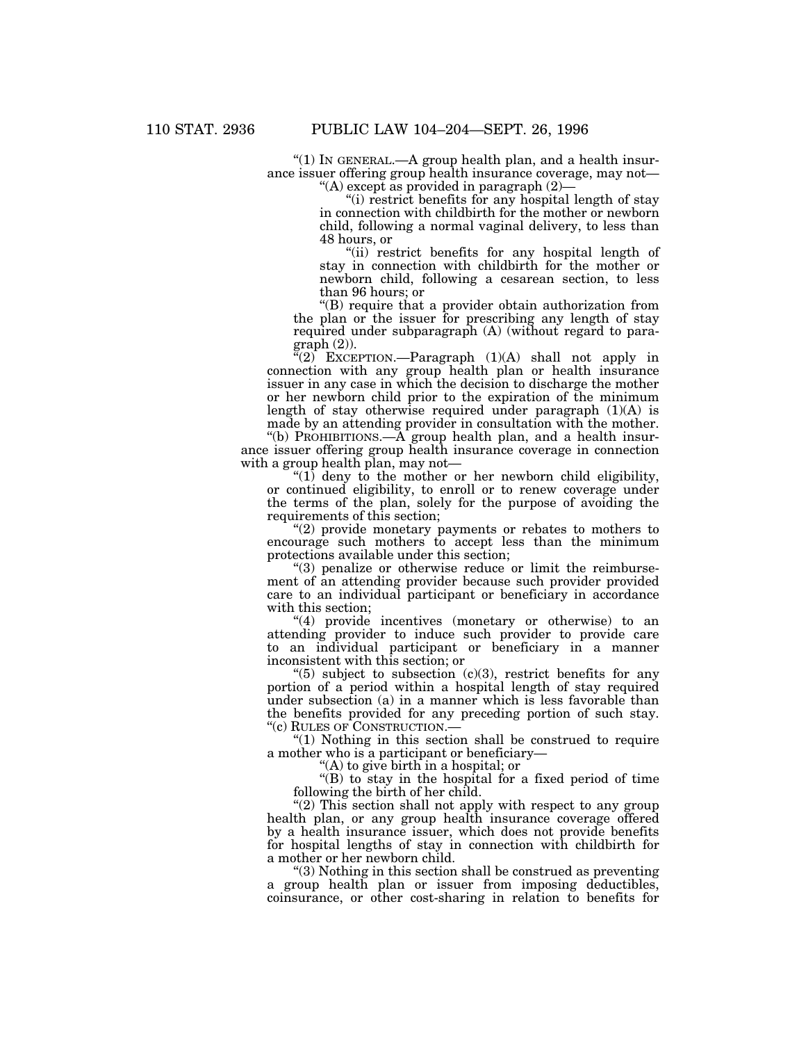"(1) IN GENERAL.—A group health plan, and a health insurance issuer offering group health insurance coverage, may not—

"(A) except as provided in paragraph (2)—

"(i) restrict benefits for any hospital length of stay in connection with childbirth for the mother or newborn child, following a normal vaginal delivery, to less than 48 hours, or

"(ii) restrict benefits for any hospital length of stay in connection with childbirth for the mother or newborn child, following a cesarean section, to less than 96 hours; or

"(B) require that a provider obtain authorization from the plan or the issuer for prescribing any length of stay required under subparagraph (A) (without regard to paragraph (2)).

"(2) EXCEPTION.—Paragraph (1)(A) shall not apply in connection with any group health plan or health insurance issuer in any case in which the decision to discharge the mother or her newborn child prior to the expiration of the minimum length of stay otherwise required under paragraph (1)(A) is made by an attending provider in consultation with the mother.

"(b) PROHIBITIONS.—A group health plan, and a health insurance issuer offering group health insurance coverage in connection with a group health plan, may not—

"(1) deny to the mother or her newborn child eligibility, or continued eligibility, to enroll or to renew coverage under the terms of the plan, solely for the purpose of avoiding the requirements of this section;

"(2) provide monetary payments or rebates to mothers to encourage such mothers to accept less than the minimum protections available under this section;

"(3) penalize or otherwise reduce or limit the reimbursement of an attending provider because such provider provided care to an individual participant or beneficiary in accordance with this section;

"(4) provide incentives (monetary or otherwise) to an attending provider to induce such provider to provide care to an individual participant or beneficiary in a manner inconsistent with this section; or

"(5) subject to subsection (c)(3), restrict benefits for any portion of a period within a hospital length of stay required under subsection (a) in a manner which is less favorable than the benefits provided for any preceding portion of such stay.

"(c) RULES OF CONSTRUCTION.—

"(1) Nothing in this section shall be construed to require a mother who is a participant or beneficiary—

"(A) to give birth in a hospital; or

"(B) to stay in the hospital for a fixed period of time following the birth of her child.

"(2) This section shall not apply with respect to any group health plan, or any group health insurance coverage offered by a health insurance issuer, which does not provide benefits for hospital lengths of stay in connection with childbirth for a mother or her newborn child.

"(3) Nothing in this section shall be construed as preventing a group health plan or issuer from imposing deductibles, coinsurance, or other cost-sharing in relation to benefits for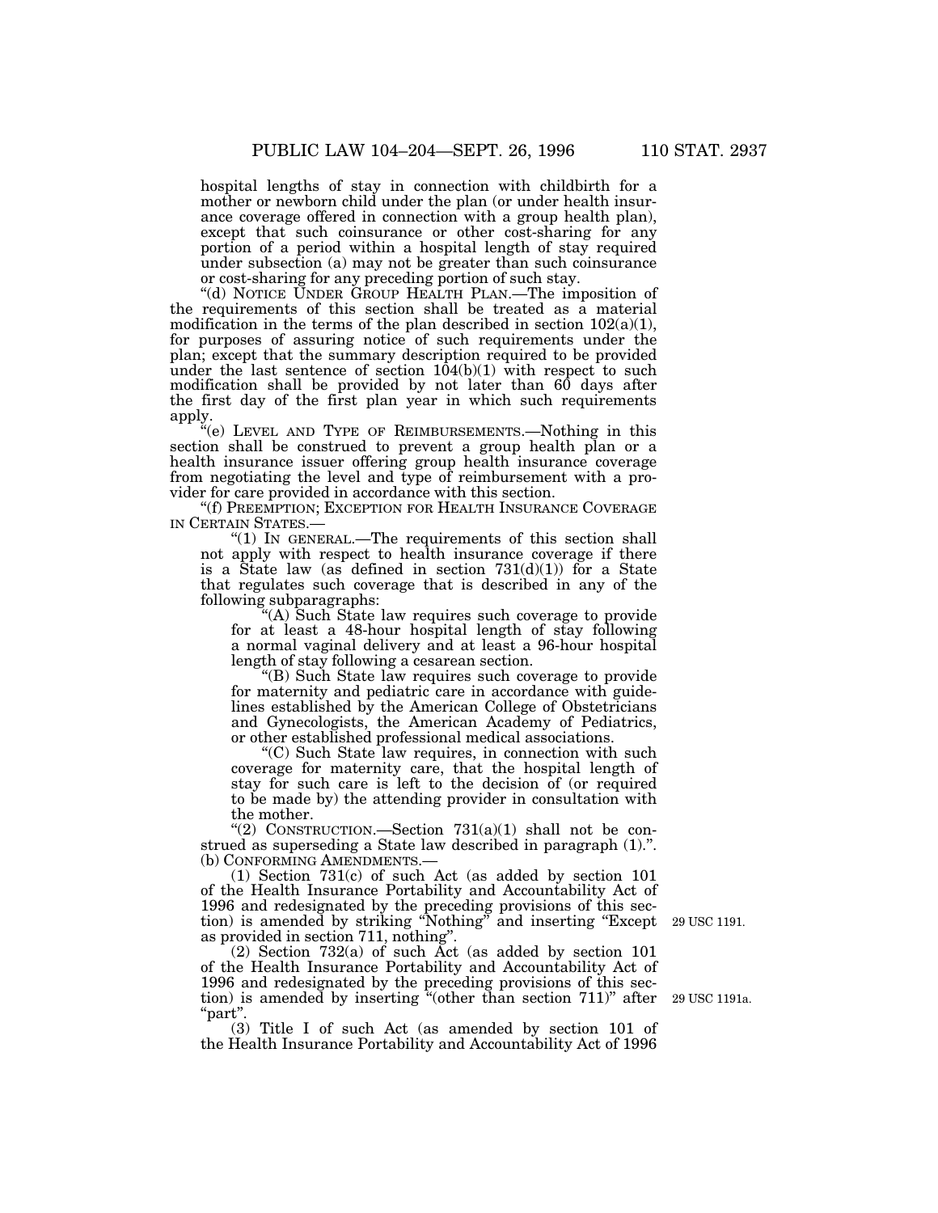hospital lengths of stay in connection with childbirth for a mother or newborn child under the plan (or under health insurance coverage offered in connection with a group health plan), except that such coinsurance or other cost-sharing for any portion of a period within a hospital length of stay required under subsection (a) may not be greater than such coinsurance or cost-sharing for any preceding portion of such stay.

"(d) NOTICE UNDER GROUP HEALTH PLAN.—The imposition of the requirements of this section shall be treated as a material modification in the terms of the plan described in section 102(a)(1), for purposes of assuring notice of such requirements under the plan; except that the summary description required to be provided under the last sentence of section 104(b)(1) with respect to such modification shall be provided by not later than 60 days after the first day of the first plan year in which such requirements apply.

"(e) LEVEL AND TYPE OF REIMBURSEMENTS.—Nothing in this section shall be construed to prevent a group health plan or a health insurance issuer offering group health insurance coverage from negotiating the level and type of reimbursement with a provider for care provided in accordance with this section.

"(f) PREEMPTION; EXCEPTION FOR HEALTH INSURANCE COVERAGE IN CERTAIN STATES.—

"(1) IN GENERAL.—The requirements of this section shall not apply with respect to health insurance coverage if there is a State law (as defined in section 731(d)(1)) for a State that regulates such coverage that is described in any of the following subparagraphs:

"(A) Such State law requires such coverage to provide for at least a 48-hour hospital length of stay following a normal vaginal delivery and at least a 96-hour hospital length of stay following a cesarean section.

"(B) Such State law requires such coverage to provide for maternity and pediatric care in accordance with guidelines established by the American College of Obstetricians and Gynecologists, the American Academy of Pediatrics, or other established professional medical associations.

"(C) Such State law requires, in connection with such coverage for maternity care, that the hospital length of stay for such care is left to the decision of (or required to be made by) the attending provider in consultation with the mother.

"(2) CONSTRUCTION.—Section 731(a)(1) shall not be construed as superseding a State law described in paragraph (1).".

(b) CONFORMING AMENDMENTS.—

(1) Section 731(c) of such Act (as added by section 101 of the Health Insurance Portability and Accountability Act of 1996 and redesignated by the preceding provisions of this section) is amended by striking "Nothing" and inserting "Except as provided in section 711, nothing". 29 USC 1191.

(2) Section 732(a) of such Act (as added by section 101 of the Health Insurance Portability and Accountability Act of 1996 and redesignated by the preceding provisions of this section) is amended by inserting "(other than section 711)" after "part". 29 USC 1191a.

(3) Title I of such Act (as amended by section 101 of the Health Insurance Portability and Accountability Act of 1996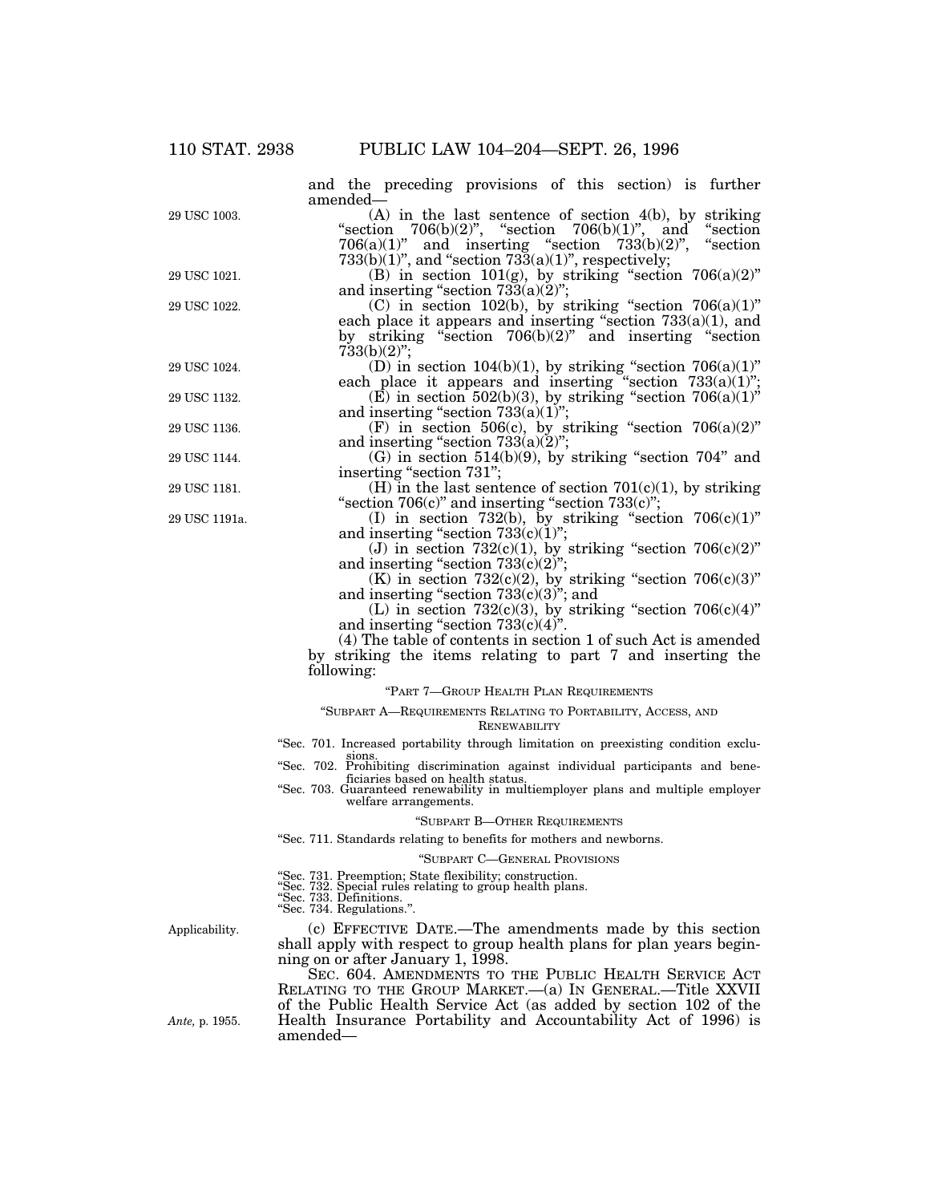and the preceding provisions of this section) is further amended—

29 USC 1003.

(A) in the last sentence of section 4(b), by striking "section 706(b)(2)", "section 706(b)(1)", and "section 706(a)(1)" and inserting "section 733(b)(2)", "section 733(b)(1)", and "section 733(a)(1)", respectively;

29 USC 1021.

(B) in section 101(g), by striking "section 706(a)(2)" and inserting "section 733(a)(2)";

29 USC 1022.

(C) in section 102(b), by striking "section 706(a)(1)" each place it appears and inserting "section 733(a)(1), and by striking "section 706(b)(2)" and inserting "section 733(b)(2)";

29 USC 1024.

(D) in section 104(b)(1), by striking "section 706(a)(1)" each place it appears and inserting "section 733(a)(1)";

29 USC 1132.

(E) in section 502(b)(3), by striking "section 706(a)(1)" and inserting "section 733(a)(1)";

29 USC 1136.

(F) in section 506(c), by striking "section 706(a)(2)" and inserting "section 733(a)(2)";

29 USC 1144.

(G) in section 514(b)(9), by striking "section 704" and inserting "section 731";

29 USC 1181.

(H) in the last sentence of section 701(c)(1), by striking "section 706(c)" and inserting "section 733(c)";

29 USC 1191a.

(I) in section 732(b), by striking "section 706(c)(1)" and inserting "section 733(c)(1)";

(J) in section 732(c)(1), by striking "section 706(c)(2)" and inserting "section 733(c)(2)";

(K) in section 732(c)(2), by striking "section 706(c)(3)" and inserting "section 733(c)(3)"; and

(L) in section 732(c)(3), by striking "section 706(c)(4)" and inserting "section 733(c)(4)".

(4) The table of contents in section 1 of such Act is amended by striking the items relating to part 7 and inserting the following:

"PART 7—GROUP HEALTH PLAN REQUIREMENTS

"SUBPART A—REQUIREMENTS RELATING TO PORTABILITY, ACCESS, AND RENEWABILITY

"Sec. 701. Increased portability through limitation on preexisting condition exclusions.
"Sec. 702. Prohibiting discrimination against individual participants and beneficiaries based on health status.
"Sec. 703. Guaranteed renewability in multiemployer plans and multiple employer welfare arrangements.

"SUBPART B—OTHER REQUIREMENTS

"Sec. 711. Standards relating to benefits for mothers and newborns.

"SUBPART C—GENERAL PROVISIONS

"Sec. 731. Preemption; State flexibility; construction.
"Sec. 732. Special rules relating to group health plans.
"Sec. 733. Definitions.
"Sec. 734. Regulations.".

Applicability.

(c) EFFECTIVE DATE.—The amendments made by this section shall apply with respect to group health plans for plan years beginning on or after January 1, 1998.

SEC. 604. AMENDMENTS TO THE PUBLIC HEALTH SERVICE ACT RELATING TO THE GROUP MARKET.—(a) IN GENERAL.—Title XXVII of the Public Health Service Act (as added by section 102 of the Health Insurance Portability and Accountability Act of 1996) is amended—

*Ante,* p. 1955.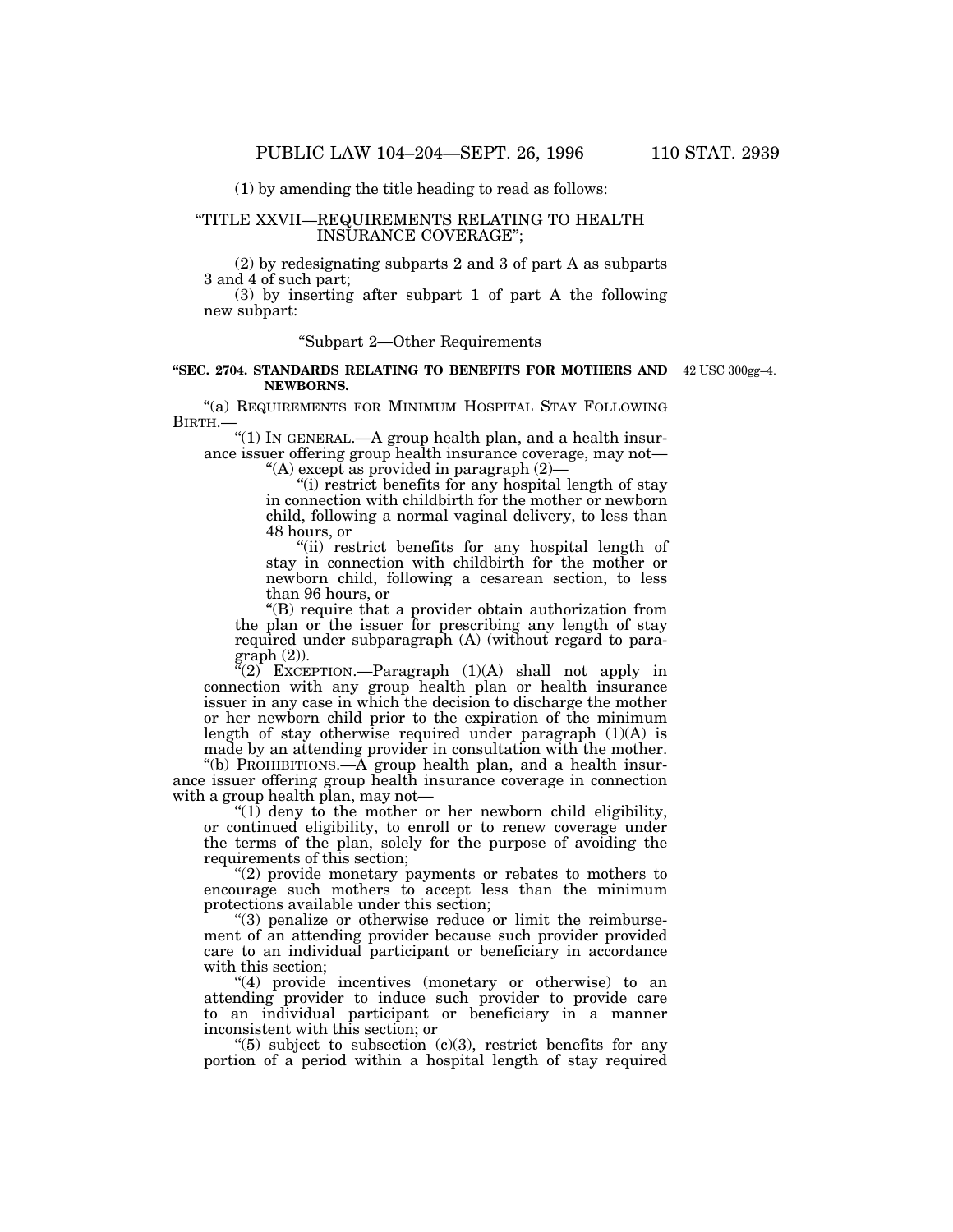(1) by amending the title heading to read as follows:

"TITLE XXVII—REQUIREMENTS RELATING TO HEALTH INSURANCE COVERAGE";

(2) by redesignating subparts 2 and 3 of part A as subparts 3 and 4 of such part;

(3) by inserting after subpart 1 of part A the following new subpart:

"Subpart 2—Other Requirements

**"SEC. 2704. STANDARDS RELATING TO BENEFITS FOR MOTHERS AND NEWBORNS.**

42 USC 300gg–4.

"(a) REQUIREMENTS FOR MINIMUM HOSPITAL STAY FOLLOWING BIRTH.—

"(1) IN GENERAL.—A group health plan, and a health insurance issuer offering group health insurance coverage, may not—

"(A) except as provided in paragraph (2)—

"(i) restrict benefits for any hospital length of stay in connection with childbirth for the mother or newborn child, following a normal vaginal delivery, to less than 48 hours, or

"(ii) restrict benefits for any hospital length of stay in connection with childbirth for the mother or newborn child, following a cesarean section, to less than 96 hours, or

"(B) require that a provider obtain authorization from the plan or the issuer for prescribing any length of stay required under subparagraph (A) (without regard to paragraph (2)).

"(2) EXCEPTION.—Paragraph (1)(A) shall not apply in connection with any group health plan or health insurance issuer in any case in which the decision to discharge the mother or her newborn child prior to the expiration of the minimum length of stay otherwise required under paragraph (1)(A) is made by an attending provider in consultation with the mother.

"(b) PROHIBITIONS.—A group health plan, and a health insurance issuer offering group health insurance coverage in connection with a group health plan, may not—

"(1) deny to the mother or her newborn child eligibility, or continued eligibility, to enroll or to renew coverage under the terms of the plan, solely for the purpose of avoiding the requirements of this section;

"(2) provide monetary payments or rebates to mothers to encourage such mothers to accept less than the minimum protections available under this section;

"(3) penalize or otherwise reduce or limit the reimbursement of an attending provider because such provider provided care to an individual participant or beneficiary in accordance with this section;

"(4) provide incentives (monetary or otherwise) to an attending provider to induce such provider to provide care to an individual participant or beneficiary in a manner inconsistent with this section; or

"(5) subject to subsection (c)(3), restrict benefits for any portion of a period within a hospital length of stay required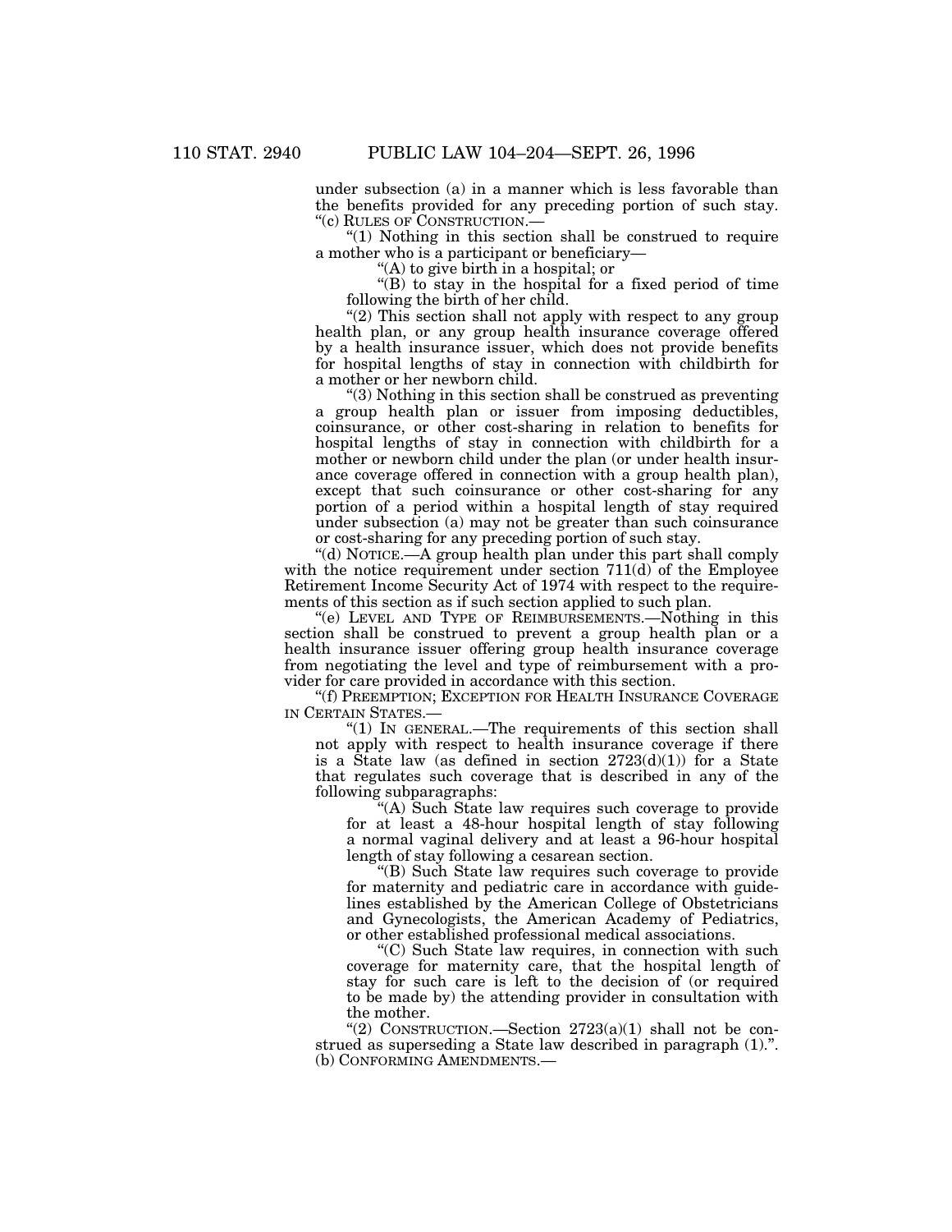under subsection (a) in a manner which is less favorable than the benefits provided for any preceding portion of such stay.

"(c) RULES OF CONSTRUCTION.—

"(1) Nothing in this section shall be construed to require a mother who is a participant or beneficiary—

"(A) to give birth in a hospital; or

"(B) to stay in the hospital for a fixed period of time following the birth of her child.

"(2) This section shall not apply with respect to any group health plan, or any group health insurance coverage offered by a health insurance issuer, which does not provide benefits for hospital lengths of stay in connection with childbirth for a mother or her newborn child.

"(3) Nothing in this section shall be construed as preventing a group health plan or issuer from imposing deductibles, coinsurance, or other cost-sharing in relation to benefits for hospital lengths of stay in connection with childbirth for a mother or newborn child under the plan (or under health insurance coverage offered in connection with a group health plan), except that such coinsurance or other cost-sharing for any portion of a period within a hospital length of stay required under subsection (a) may not be greater than such coinsurance or cost-sharing for any preceding portion of such stay.

"(d) NOTICE.—A group health plan under this part shall comply with the notice requirement under section 711(d) of the Employee Retirement Income Security Act of 1974 with respect to the requirements of this section as if such section applied to such plan.

"(e) LEVEL AND TYPE OF REIMBURSEMENTS.—Nothing in this section shall be construed to prevent a group health plan or a health insurance issuer offering group health insurance coverage from negotiating the level and type of reimbursement with a provider for care provided in accordance with this section.

"(f) PREEMPTION; EXCEPTION FOR HEALTH INSURANCE COVERAGE IN CERTAIN STATES.—

"(1) IN GENERAL.—The requirements of this section shall not apply with respect to health insurance coverage if there is a State law (as defined in section 2723(d)(1)) for a State that regulates such coverage that is described in any of the following subparagraphs:

"(A) Such State law requires such coverage to provide for at least a 48-hour hospital length of stay following a normal vaginal delivery and at least a 96-hour hospital length of stay following a cesarean section.

"(B) Such State law requires such coverage to provide for maternity and pediatric care in accordance with guidelines established by the American College of Obstetricians and Gynecologists, the American Academy of Pediatrics, or other established professional medical associations.

"(C) Such State law requires, in connection with such coverage for maternity care, that the hospital length of stay for such care is left to the decision of (or required to be made by) the attending provider in consultation with the mother.

"(2) CONSTRUCTION.—Section 2723(a)(1) shall not be construed as superseding a State law described in paragraph (1).".

(b) CONFORMING AMENDMENTS.—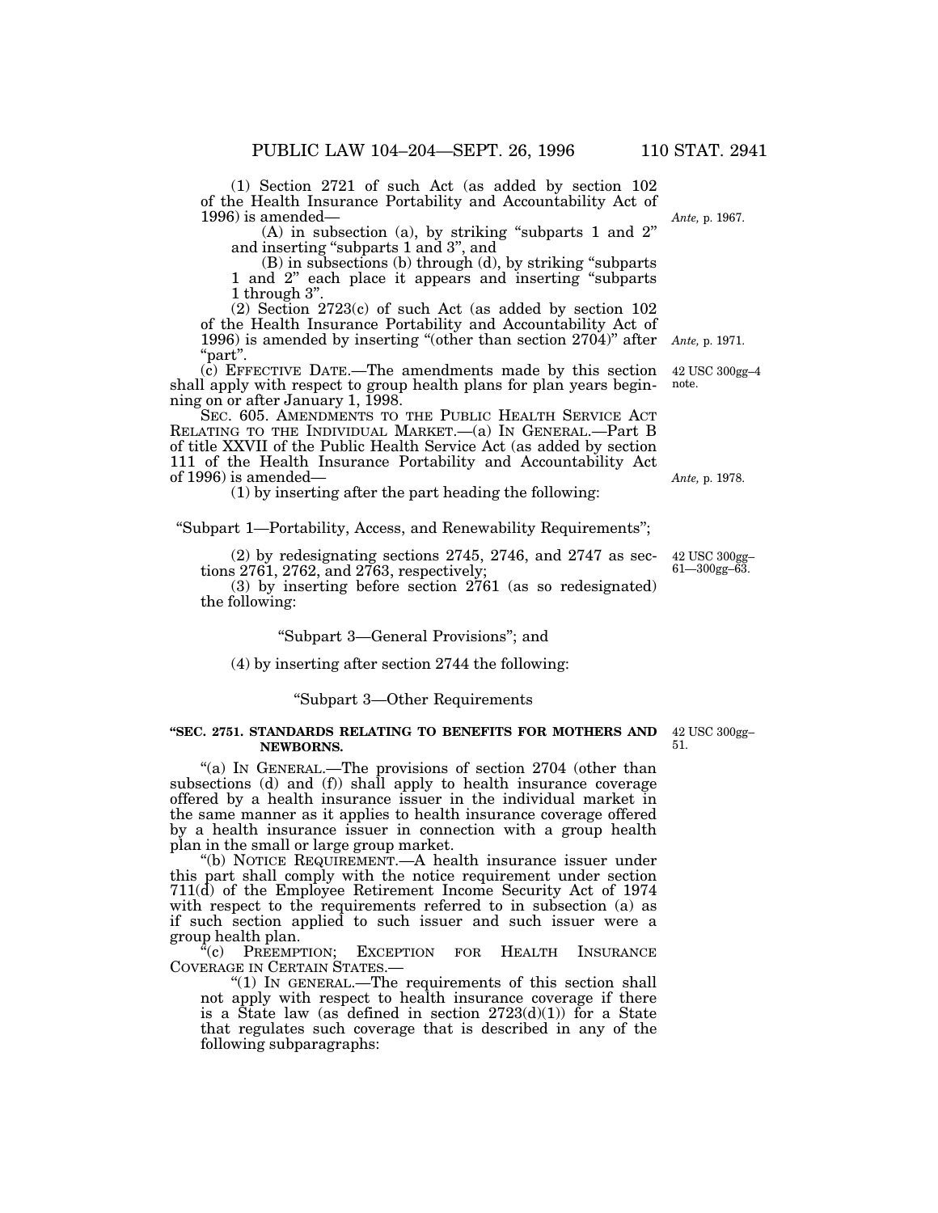(1) Section 2721 of such Act (as added by section 102 of the Health Insurance Portability and Accountability Act of 1996) is amended—

*Ante,* p. 1967.

(A) in subsection (a), by striking "subparts 1 and 2" and inserting "subparts 1 and 3", and

(B) in subsections (b) through (d), by striking "subparts 1 and 2" each place it appears and inserting "subparts 1 through 3".

(2) Section 2723(c) of such Act (as added by section 102 of the Health Insurance Portability and Accountability Act of 1996) is amended by inserting "(other than section 2704)" after "part".

*Ante,* p. 1971.

(c) EFFECTIVE DATE.—The amendments made by this section shall apply with respect to group health plans for plan years beginning on or after January 1, 1998.

42 USC 300gg–4 note.

SEC. 605. AMENDMENTS TO THE PUBLIC HEALTH SERVICE ACT RELATING TO THE INDIVIDUAL MARKET.—(a) IN GENERAL.—Part B of title XXVII of the Public Health Service Act (as added by section 111 of the Health Insurance Portability and Accountability Act of 1996) is amended—

*Ante,* p. 1978.

(1) by inserting after the part heading the following:

"Subpart 1—Portability, Access, and Renewability Requirements";

(2) by redesignating sections 2745, 2746, and 2747 as sections 2761, 2762, and 2763, respectively;

42 USC 300gg–61—300gg–63.

(3) by inserting before section 2761 (as so redesignated) the following:

"Subpart 3—General Provisions"; and

(4) by inserting after section 2744 the following:

"Subpart 3—Other Requirements

**"SEC. 2751. STANDARDS RELATING TO BENEFITS FOR MOTHERS AND NEWBORNS.**

42 USC 300gg–51.

"(a) IN GENERAL.—The provisions of section 2704 (other than subsections (d) and (f)) shall apply to health insurance coverage offered by a health insurance issuer in the individual market in the same manner as it applies to health insurance coverage offered by a health insurance issuer in connection with a group health plan in the small or large group market.

"(b) NOTICE REQUIREMENT.—A health insurance issuer under this part shall comply with the notice requirement under section 711(d) of the Employee Retirement Income Security Act of 1974 with respect to the requirements referred to in subsection (a) as if such section applied to such issuer and such issuer were a group health plan.

"(c) PREEMPTION; EXCEPTION FOR HEALTH INSURANCE COVERAGE IN CERTAIN STATES.—

"(1) IN GENERAL.—The requirements of this section shall not apply with respect to health insurance coverage if there is a State law (as defined in section 2723(d)(1)) for a State that regulates such coverage that is described in any of the following subparagraphs: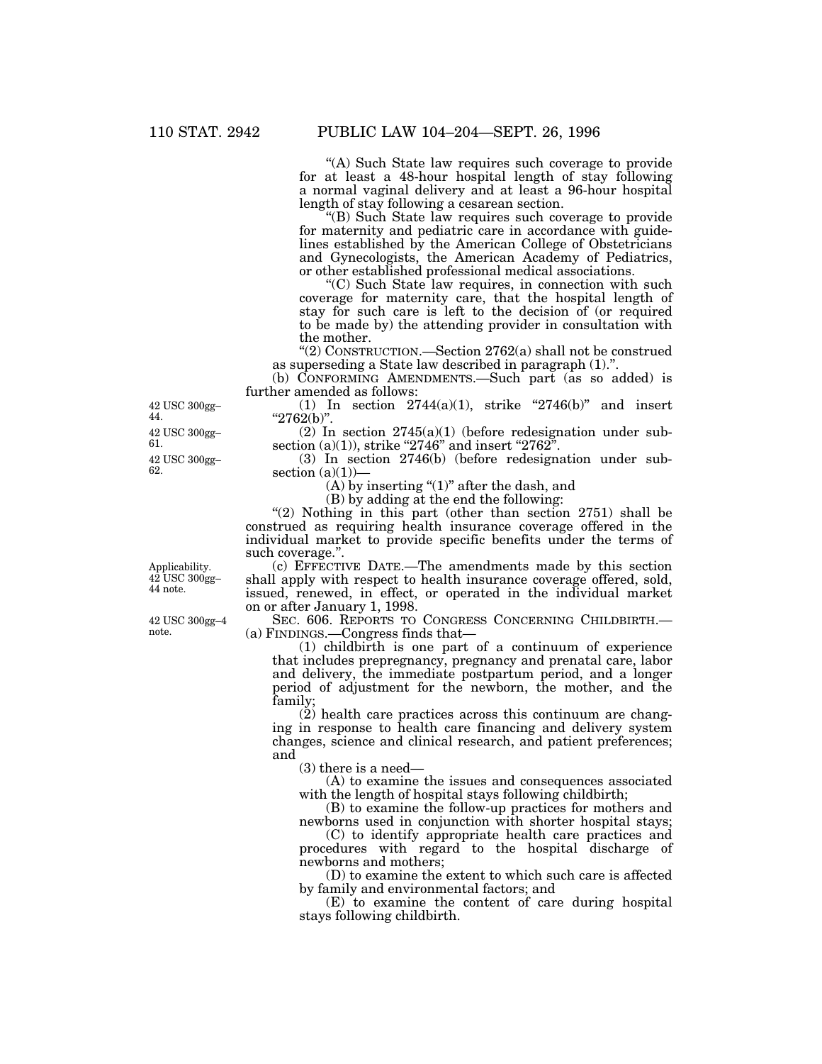"(A) Such State law requires such coverage to provide for at least a 48-hour hospital length of stay following a normal vaginal delivery and at least a 96-hour hospital length of stay following a cesarean section.

"(B) Such State law requires such coverage to provide for maternity and pediatric care in accordance with guidelines established by the American College of Obstetricians and Gynecologists, the American Academy of Pediatrics, or other established professional medical associations.

"(C) Such State law requires, in connection with such coverage for maternity care, that the hospital length of stay for such care is left to the decision of (or required to be made by) the attending provider in consultation with the mother.

"(2) CONSTRUCTION.—Section 2762(a) shall not be construed as superseding a State law described in paragraph (1).".

(b) CONFORMING AMENDMENTS.—Such part (as so added) is further amended as follows:

42 USC 300gg–44.

(1) In section 2744(a)(1), strike "2746(b)" and insert "2762(b)".

42 USC 300gg–61.

(2) In section 2745(a)(1) (before redesignation under subsection (a)(1)), strike "2746" and insert "2762".

42 USC 300gg–62.

(3) In section 2746(b) (before redesignation under subsection (a)(1))—

(A) by inserting "(1)" after the dash, and

(B) by adding at the end the following:

"(2) Nothing in this part (other than section 2751) shall be construed as requiring health insurance coverage offered in the individual market to provide specific benefits under the terms of such coverage.".

Applicability. 42 USC 300gg–44 note.

(c) EFFECTIVE DATE.—The amendments made by this section shall apply with respect to health insurance coverage offered, sold, issued, renewed, in effect, or operated in the individual market on or after January 1, 1998.

42 USC 300gg–4 note.

SEC. 606. REPORTS TO CONGRESS CONCERNING CHILDBIRTH.—

(a) FINDINGS.—Congress finds that—

(1) childbirth is one part of a continuum of experience that includes prepregnancy, pregnancy and prenatal care, labor and delivery, the immediate postpartum period, and a longer period of adjustment for the newborn, the mother, and the family;

(2) health care practices across this continuum are changing in response to health care financing and delivery system changes, science and clinical research, and patient preferences; and

(3) there is a need—

(A) to examine the issues and consequences associated with the length of hospital stays following childbirth;

(B) to examine the follow-up practices for mothers and newborns used in conjunction with shorter hospital stays;

(C) to identify appropriate health care practices and procedures with regard to the hospital discharge of newborns and mothers;

(D) to examine the extent to which such care is affected by family and environmental factors; and

(E) to examine the content of care during hospital stays following childbirth.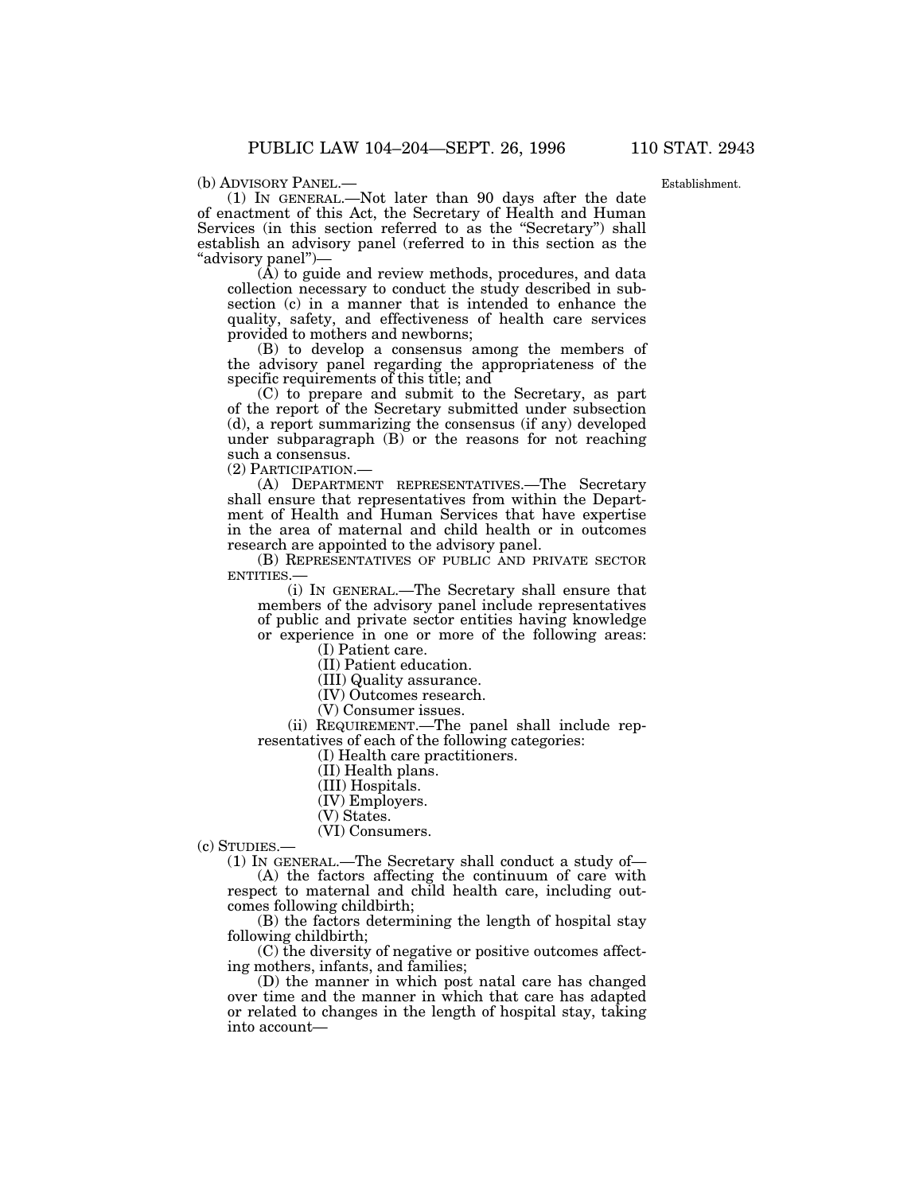(b) ADVISORY PANEL.—

Establishment.

(1) IN GENERAL.—Not later than 90 days after the date of enactment of this Act, the Secretary of Health and Human Services (in this section referred to as the "Secretary") shall establish an advisory panel (referred to in this section as the "advisory panel")—

(A) to guide and review methods, procedures, and data collection necessary to conduct the study described in subsection (c) in a manner that is intended to enhance the quality, safety, and effectiveness of health care services provided to mothers and newborns;

(B) to develop a consensus among the members of the advisory panel regarding the appropriateness of the specific requirements of this title; and

(C) to prepare and submit to the Secretary, as part of the report of the Secretary submitted under subsection (d), a report summarizing the consensus (if any) developed under subparagraph (B) or the reasons for not reaching such a consensus.

(2) PARTICIPATION.—

(A) DEPARTMENT REPRESENTATIVES.—The Secretary shall ensure that representatives from within the Department of Health and Human Services that have expertise in the area of maternal and child health or in outcomes research are appointed to the advisory panel.

(B) REPRESENTATIVES OF PUBLIC AND PRIVATE SECTOR ENTITIES.—

(i) IN GENERAL.—The Secretary shall ensure that members of the advisory panel include representatives of public and private sector entities having knowledge or experience in one or more of the following areas:

(I) Patient care.

(II) Patient education.

(III) Quality assurance.

(IV) Outcomes research.

(V) Consumer issues.

(ii) REQUIREMENT.—The panel shall include representatives of each of the following categories:

(I) Health care practitioners.

(II) Health plans.

(III) Hospitals.

(IV) Employers.

(V) States.

(VI) Consumers.

(c) STUDIES.—

(1) IN GENERAL.—The Secretary shall conduct a study of—

(A) the factors affecting the continuum of care with respect to maternal and child health care, including outcomes following childbirth;

(B) the factors determining the length of hospital stay following childbirth;

(C) the diversity of negative or positive outcomes affecting mothers, infants, and families;

(D) the manner in which post natal care has changed over time and the manner in which that care has adapted or related to changes in the length of hospital stay, taking into account—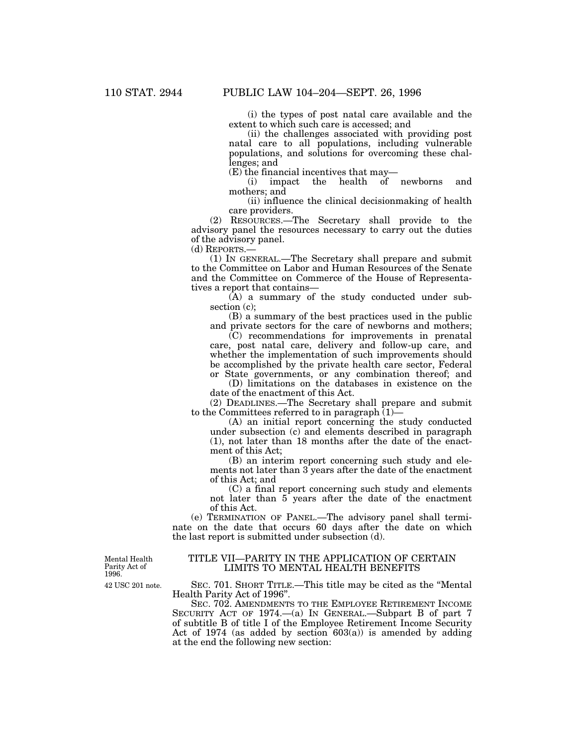(i) the types of post natal care available and the extent to which such care is accessed; and

(ii) the challenges associated with providing post natal care to all populations, including vulnerable populations, and solutions for overcoming these challenges; and

(E) the financial incentives that may—

(i) impact the health of newborns and mothers; and

(ii) influence the clinical decisionmaking of health care providers.

(2) RESOURCES.—The Secretary shall provide to the advisory panel the resources necessary to carry out the duties of the advisory panel.

(d) REPORTS.—

(1) IN GENERAL.—The Secretary shall prepare and submit to the Committee on Labor and Human Resources of the Senate and the Committee on Commerce of the House of Representatives a report that contains—

(A) a summary of the study conducted under subsection (c);

(B) a summary of the best practices used in the public and private sectors for the care of newborns and mothers;

(C) recommendations for improvements in prenatal care, post natal care, delivery and follow-up care, and whether the implementation of such improvements should be accomplished by the private health care sector, Federal or State governments, or any combination thereof; and

(D) limitations on the databases in existence on the date of the enactment of this Act.

(2) DEADLINES.—The Secretary shall prepare and submit to the Committees referred to in paragraph (1)—

(A) an initial report concerning the study conducted under subsection (c) and elements described in paragraph (1), not later than 18 months after the date of the enactment of this Act;

(B) an interim report concerning such study and elements not later than 3 years after the date of the enactment of this Act; and

(C) a final report concerning such study and elements not later than 5 years after the date of the enactment of this Act.

(e) TERMINATION OF PANEL.—The advisory panel shall terminate on the date that occurs 60 days after the date on which the last report is submitted under subsection (d).

Mental Health Parity Act of 1996.

## TITLE VII—PARITY IN THE APPLICATION OF CERTAIN LIMITS TO MENTAL HEALTH BENEFITS

42 USC 201 note.

SEC. 701. SHORT TITLE.—This title may be cited as the "Mental Health Parity Act of 1996".

SEC. 702. AMENDMENTS TO THE EMPLOYEE RETIREMENT INCOME SECURITY ACT OF 1974.—(a) IN GENERAL.—Subpart B of part 7 of subtitle B of title I of the Employee Retirement Income Security Act of 1974 (as added by section 603(a)) is amended by adding at the end the following new section: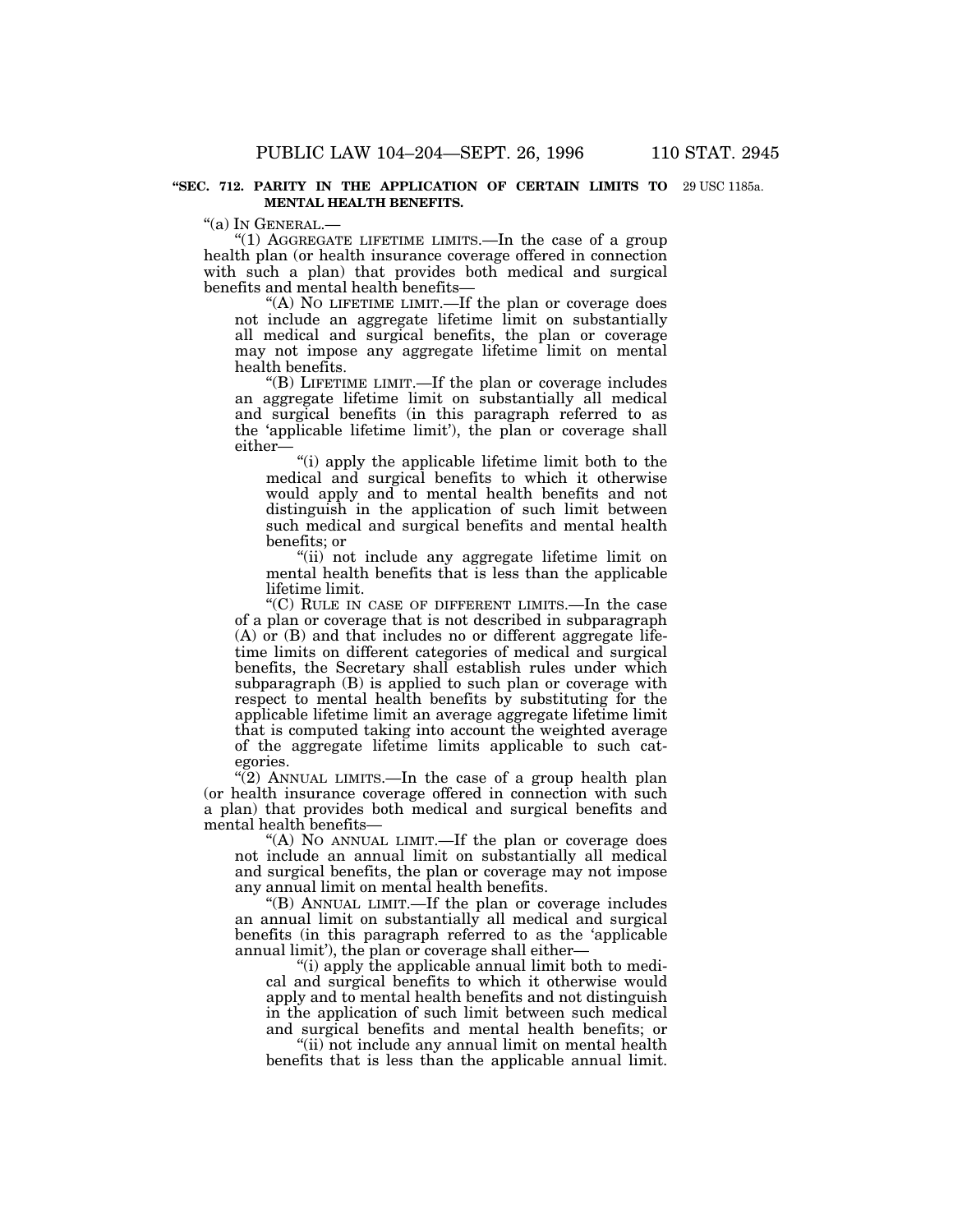**"SEC. 712. PARITY IN THE APPLICATION OF CERTAIN LIMITS TO MENTAL HEALTH BENEFITS.**

29 USC 1185a.

"(a) IN GENERAL.—

"(1) AGGREGATE LIFETIME LIMITS.—In the case of a group health plan (or health insurance coverage offered in connection with such a plan) that provides both medical and surgical benefits and mental health benefits—

"(A) NO LIFETIME LIMIT.—If the plan or coverage does not include an aggregate lifetime limit on substantially all medical and surgical benefits, the plan or coverage may not impose any aggregate lifetime limit on mental health benefits.

"(B) LIFETIME LIMIT.—If the plan or coverage includes an aggregate lifetime limit on substantially all medical and surgical benefits (in this paragraph referred to as the 'applicable lifetime limit'), the plan or coverage shall either—

"(i) apply the applicable lifetime limit both to the medical and surgical benefits to which it otherwise would apply and to mental health benefits and not distinguish in the application of such limit between such medical and surgical benefits and mental health benefits; or

"(ii) not include any aggregate lifetime limit on mental health benefits that is less than the applicable lifetime limit.

"(C) RULE IN CASE OF DIFFERENT LIMITS.—In the case of a plan or coverage that is not described in subparagraph (A) or (B) and that includes no or different aggregate lifetime limits on different categories of medical and surgical benefits, the Secretary shall establish rules under which subparagraph (B) is applied to such plan or coverage with respect to mental health benefits by substituting for the applicable lifetime limit an average aggregate lifetime limit that is computed taking into account the weighted average of the aggregate lifetime limits applicable to such categories.

"(2) ANNUAL LIMITS.—In the case of a group health plan (or health insurance coverage offered in connection with such a plan) that provides both medical and surgical benefits and mental health benefits—

"(A) NO ANNUAL LIMIT.—If the plan or coverage does not include an annual limit on substantially all medical and surgical benefits, the plan or coverage may not impose any annual limit on mental health benefits.

"(B) ANNUAL LIMIT.—If the plan or coverage includes an annual limit on substantially all medical and surgical benefits (in this paragraph referred to as the 'applicable annual limit'), the plan or coverage shall either—

"(i) apply the applicable annual limit both to medical and surgical benefits to which it otherwise would apply and to mental health benefits and not distinguish in the application of such limit between such medical and surgical benefits and mental health benefits; or

"(ii) not include any annual limit on mental health benefits that is less than the applicable annual limit.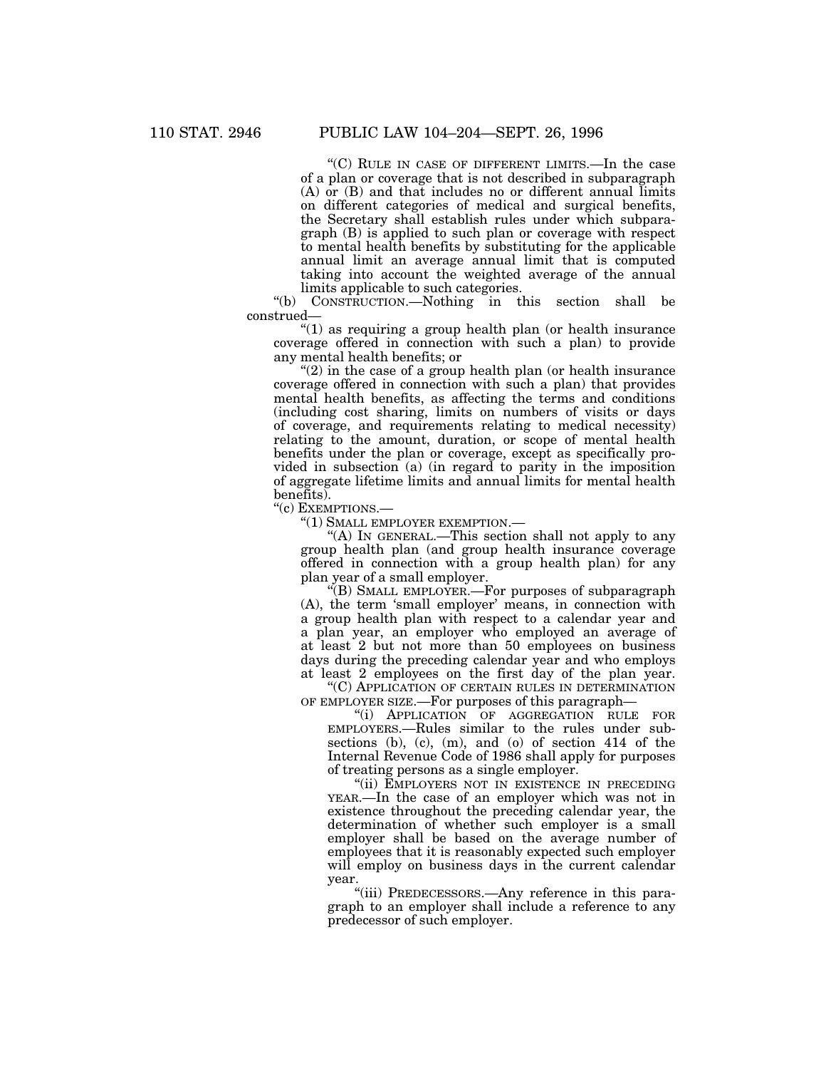"(C) RULE IN CASE OF DIFFERENT LIMITS.—In the case of a plan or coverage that is not described in subparagraph (A) or (B) and that includes no or different annual limits on different categories of medical and surgical benefits, the Secretary shall establish rules under which subparagraph (B) is applied to such plan or coverage with respect to mental health benefits by substituting for the applicable annual limit an average annual limit that is computed taking into account the weighted average of the annual limits applicable to such categories.

"(b) CONSTRUCTION.—Nothing in this section shall be construed—

"(1) as requiring a group health plan (or health insurance coverage offered in connection with such a plan) to provide any mental health benefits; or

"(2) in the case of a group health plan (or health insurance coverage offered in connection with such a plan) that provides mental health benefits, as affecting the terms and conditions (including cost sharing, limits on numbers of visits or days of coverage, and requirements relating to medical necessity) relating to the amount, duration, or scope of mental health benefits under the plan or coverage, except as specifically provided in subsection (a) (in regard to parity in the imposition of aggregate lifetime limits and annual limits for mental health benefits).

"(c) EXEMPTIONS.—

"(1) SMALL EMPLOYER EXEMPTION.—

"(A) IN GENERAL.—This section shall not apply to any group health plan (and group health insurance coverage offered in connection with a group health plan) for any plan year of a small employer.

"(B) SMALL EMPLOYER.—For purposes of subparagraph (A), the term 'small employer' means, in connection with a group health plan with respect to a calendar year and a plan year, an employer who employed an average of at least 2 but not more than 50 employees on business days during the preceding calendar year and who employs at least 2 employees on the first day of the plan year.

"(C) APPLICATION OF CERTAIN RULES IN DETERMINATION OF EMPLOYER SIZE.—For purposes of this paragraph—

"(i) APPLICATION OF AGGREGATION RULE FOR EMPLOYERS.—Rules similar to the rules under subsections (b), (c), (m), and (o) of section 414 of the Internal Revenue Code of 1986 shall apply for purposes of treating persons as a single employer.

"(ii) EMPLOYERS NOT IN EXISTENCE IN PRECEDING YEAR.—In the case of an employer which was not in existence throughout the preceding calendar year, the determination of whether such employer is a small employer shall be based on the average number of employees that it is reasonably expected such employer will employ on business days in the current calendar year.

"(iii) PREDECESSORS.—Any reference in this paragraph to an employer shall include a reference to any predecessor of such employer.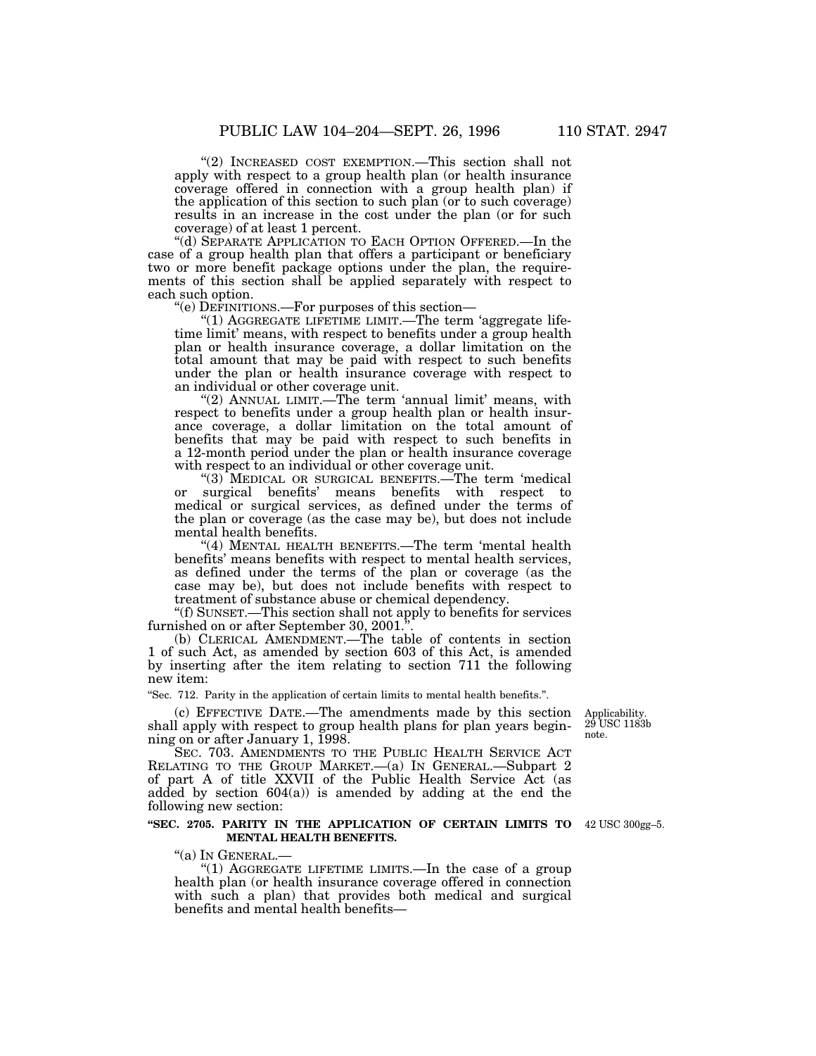"(2) INCREASED COST EXEMPTION.—This section shall not apply with respect to a group health plan (or health insurance coverage offered in connection with a group health plan) if the application of this section to such plan (or to such coverage) results in an increase in the cost under the plan (or for such coverage) of at least 1 percent.

"(d) SEPARATE APPLICATION TO EACH OPTION OFFERED.—In the case of a group health plan that offers a participant or beneficiary two or more benefit package options under the plan, the requirements of this section shall be applied separately with respect to each such option.

"(e) DEFINITIONS.—For purposes of this section—

"(1) AGGREGATE LIFETIME LIMIT.—The term 'aggregate lifetime limit' means, with respect to benefits under a group health plan or health insurance coverage, a dollar limitation on the total amount that may be paid with respect to such benefits under the plan or health insurance coverage with respect to an individual or other coverage unit.

"(2) ANNUAL LIMIT.—The term 'annual limit' means, with respect to benefits under a group health plan or health insurance coverage, a dollar limitation on the total amount of benefits that may be paid with respect to such benefits in a 12-month period under the plan or health insurance coverage with respect to an individual or other coverage unit.

"(3) MEDICAL OR SURGICAL BENEFITS.—The term 'medical or surgical benefits' means benefits with respect to medical or surgical services, as defined under the terms of the plan or coverage (as the case may be), but does not include mental health benefits.

"(4) MENTAL HEALTH BENEFITS.—The term 'mental health benefits' means benefits with respect to mental health services, as defined under the terms of the plan or coverage (as the case may be), but does not include benefits with respect to treatment of substance abuse or chemical dependency.

"(f) SUNSET.—This section shall not apply to benefits for services furnished on or after September 30, 2001.".

(b) CLERICAL AMENDMENT.—The table of contents in section 1 of such Act, as amended by section 603 of this Act, is amended by inserting after the item relating to section 711 the following new item:

"Sec. 712. Parity in the application of certain limits to mental health benefits.".

(c) EFFECTIVE DATE.—The amendments made by this section shall apply with respect to group health plans for plan years beginning on or after January 1, 1998.

Applicability. 29 USC 1183b note.

SEC. 703. AMENDMENTS TO THE PUBLIC HEALTH SERVICE ACT RELATING TO THE GROUP MARKET.—(a) IN GENERAL.—Subpart 2 of part A of title XXVII of the Public Health Service Act (as added by section 604(a)) is amended by adding at the end the following new section:

**"SEC. 2705. PARITY IN THE APPLICATION OF CERTAIN LIMITS TO MENTAL HEALTH BENEFITS.**

42 USC 300gg–5.

"(a) IN GENERAL.—

"(1) AGGREGATE LIFETIME LIMITS.—In the case of a group health plan (or health insurance coverage offered in connection with such a plan) that provides both medical and surgical benefits and mental health benefits—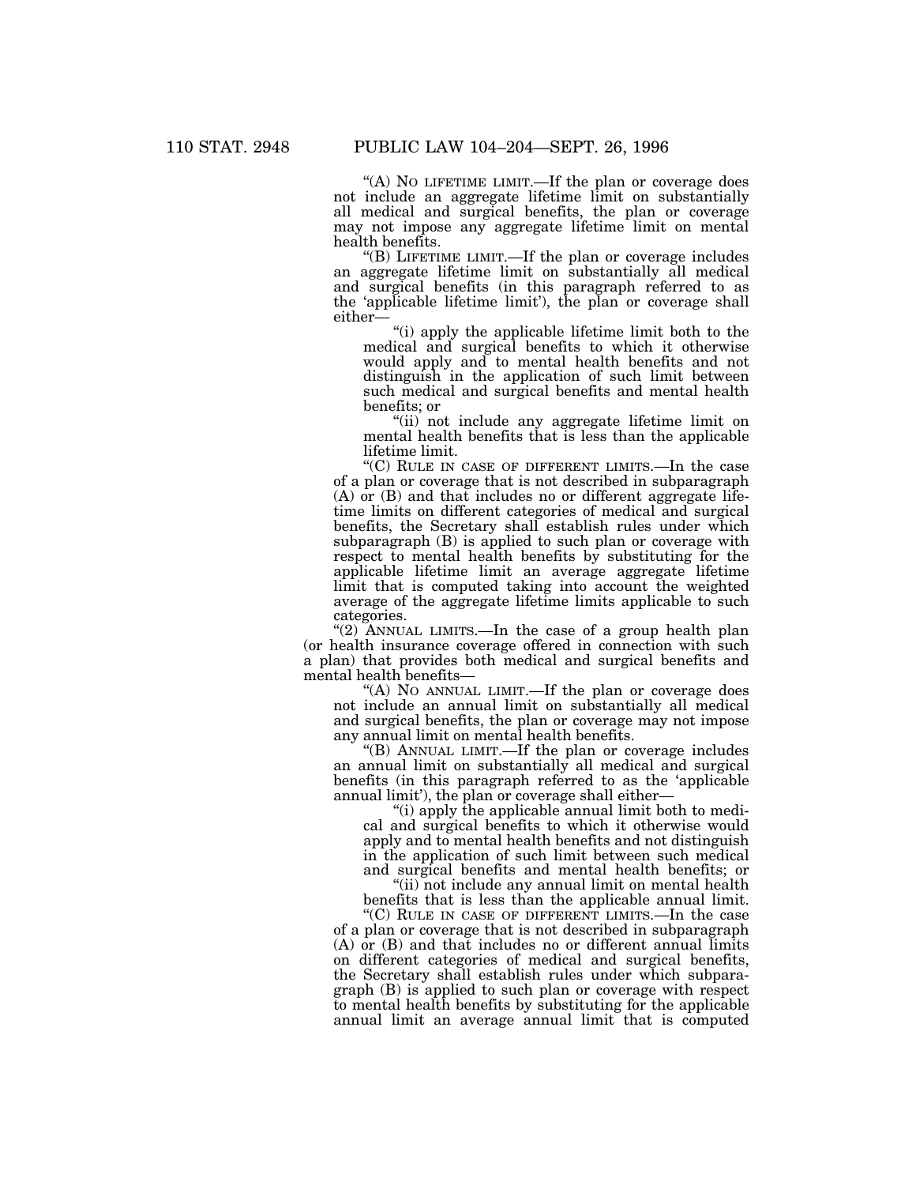"(A) NO LIFETIME LIMIT.—If the plan or coverage does not include an aggregate lifetime limit on substantially all medical and surgical benefits, the plan or coverage may not impose any aggregate lifetime limit on mental health benefits.

"(B) LIFETIME LIMIT.—If the plan or coverage includes an aggregate lifetime limit on substantially all medical and surgical benefits (in this paragraph referred to as the 'applicable lifetime limit'), the plan or coverage shall either—

"(i) apply the applicable lifetime limit both to the medical and surgical benefits to which it otherwise would apply and to mental health benefits and not distinguish in the application of such limit between such medical and surgical benefits and mental health benefits; or

"(ii) not include any aggregate lifetime limit on mental health benefits that is less than the applicable lifetime limit.

"(C) RULE IN CASE OF DIFFERENT LIMITS.—In the case of a plan or coverage that is not described in subparagraph (A) or (B) and that includes no or different aggregate lifetime limits on different categories of medical and surgical benefits, the Secretary shall establish rules under which subparagraph (B) is applied to such plan or coverage with respect to mental health benefits by substituting for the applicable lifetime limit an average aggregate lifetime limit that is computed taking into account the weighted average of the aggregate lifetime limits applicable to such categories.

"(2) ANNUAL LIMITS.—In the case of a group health plan (or health insurance coverage offered in connection with such a plan) that provides both medical and surgical benefits and mental health benefits—

"(A) NO ANNUAL LIMIT.—If the plan or coverage does not include an annual limit on substantially all medical and surgical benefits, the plan or coverage may not impose any annual limit on mental health benefits.

"(B) ANNUAL LIMIT.—If the plan or coverage includes an annual limit on substantially all medical and surgical benefits (in this paragraph referred to as the 'applicable annual limit'), the plan or coverage shall either—

"(i) apply the applicable annual limit both to medical and surgical benefits to which it otherwise would apply and to mental health benefits and not distinguish in the application of such limit between such medical and surgical benefits and mental health benefits; or

"(ii) not include any annual limit on mental health benefits that is less than the applicable annual limit.

"(C) RULE IN CASE OF DIFFERENT LIMITS.—In the case of a plan or coverage that is not described in subparagraph (A) or (B) and that includes no or different annual limits on different categories of medical and surgical benefits, the Secretary shall establish rules under which subparagraph (B) is applied to such plan or coverage with respect to mental health benefits by substituting for the applicable annual limit an average annual limit that is computed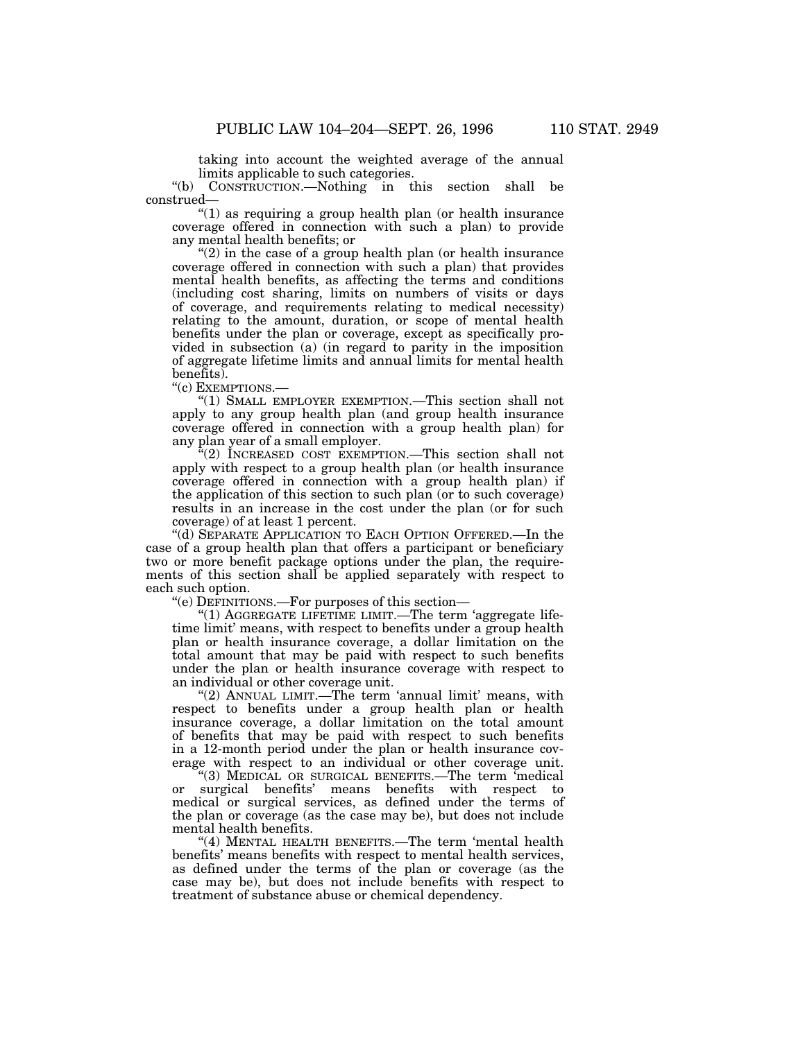taking into account the weighted average of the annual limits applicable to such categories.

"(b) CONSTRUCTION.—Nothing in this section shall be construed—

"(1) as requiring a group health plan (or health insurance coverage offered in connection with such a plan) to provide any mental health benefits; or

"(2) in the case of a group health plan (or health insurance coverage offered in connection with such a plan) that provides mental health benefits, as affecting the terms and conditions (including cost sharing, limits on numbers of visits or days of coverage, and requirements relating to medical necessity) relating to the amount, duration, or scope of mental health benefits under the plan or coverage, except as specifically provided in subsection (a) (in regard to parity in the imposition of aggregate lifetime limits and annual limits for mental health benefits).

"(c) EXEMPTIONS.—

"(1) SMALL EMPLOYER EXEMPTION.—This section shall not apply to any group health plan (and group health insurance coverage offered in connection with a group health plan) for any plan year of a small employer.

"(2) INCREASED COST EXEMPTION.—This section shall not apply with respect to a group health plan (or health insurance coverage offered in connection with a group health plan) if the application of this section to such plan (or to such coverage) results in an increase in the cost under the plan (or for such coverage) of at least 1 percent.

"(d) SEPARATE APPLICATION TO EACH OPTION OFFERED.—In the case of a group health plan that offers a participant or beneficiary two or more benefit package options under the plan, the requirements of this section shall be applied separately with respect to each such option.

"(e) DEFINITIONS.—For purposes of this section—

"(1) AGGREGATE LIFETIME LIMIT.—The term 'aggregate lifetime limit' means, with respect to benefits under a group health plan or health insurance coverage, a dollar limitation on the total amount that may be paid with respect to such benefits under the plan or health insurance coverage with respect to an individual or other coverage unit.

"(2) ANNUAL LIMIT.—The term 'annual limit' means, with respect to benefits under a group health plan or health insurance coverage, a dollar limitation on the total amount of benefits that may be paid with respect to such benefits in a 12-month period under the plan or health insurance coverage with respect to an individual or other coverage unit.

"(3) MEDICAL OR SURGICAL BENEFITS.—The term 'medical or surgical benefits' means benefits with respect to medical or surgical services, as defined under the terms of the plan or coverage (as the case may be), but does not include mental health benefits.

"(4) MENTAL HEALTH BENEFITS.—The term 'mental health benefits' means benefits with respect to mental health services, as defined under the terms of the plan or coverage (as the case may be), but does not include benefits with respect to treatment of substance abuse or chemical dependency.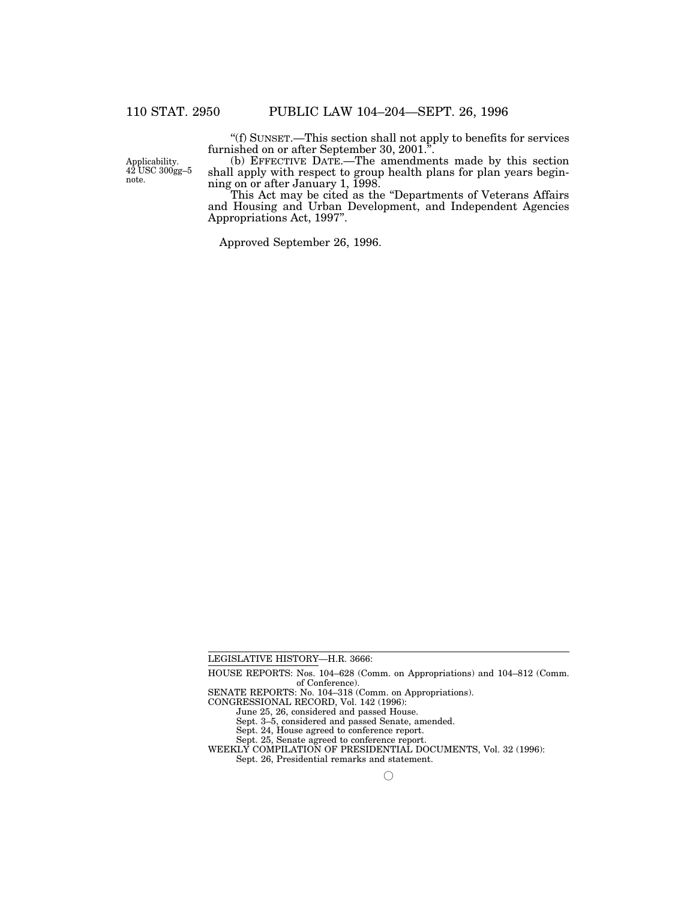"(f) SUNSET.—This section shall not apply to benefits for services furnished on or after September 30, 2001.".

Applicability. 42 USC 300gg–5 note.

(b) EFFECTIVE DATE.—The amendments made by this section shall apply with respect to group health plans for plan years beginning on or after January 1, 1998.

This Act may be cited as the "Departments of Veterans Affairs and Housing and Urban Development, and Independent Agencies Appropriations Act, 1997".

Approved September 26, 1996.

---

LEGISLATIVE HISTORY—H.R. 3666:

HOUSE REPORTS: Nos. 104–628 (Comm. on Appropriations) and 104–812 (Comm. of Conference).

SENATE REPORTS: No. 104–318 (Comm. on Appropriations).

CONGRESSIONAL RECORD, Vol. 142 (1996):
- June 25, 26, considered and passed House.
- Sept. 3–5, considered and passed Senate, amended.
- Sept. 24, House agreed to conference report.
- Sept. 25, Senate agreed to conference report.

WEEKLY COMPILATION OF PRESIDENTIAL DOCUMENTS, Vol. 32 (1996):
- Sept. 26, Presidential remarks and statement.